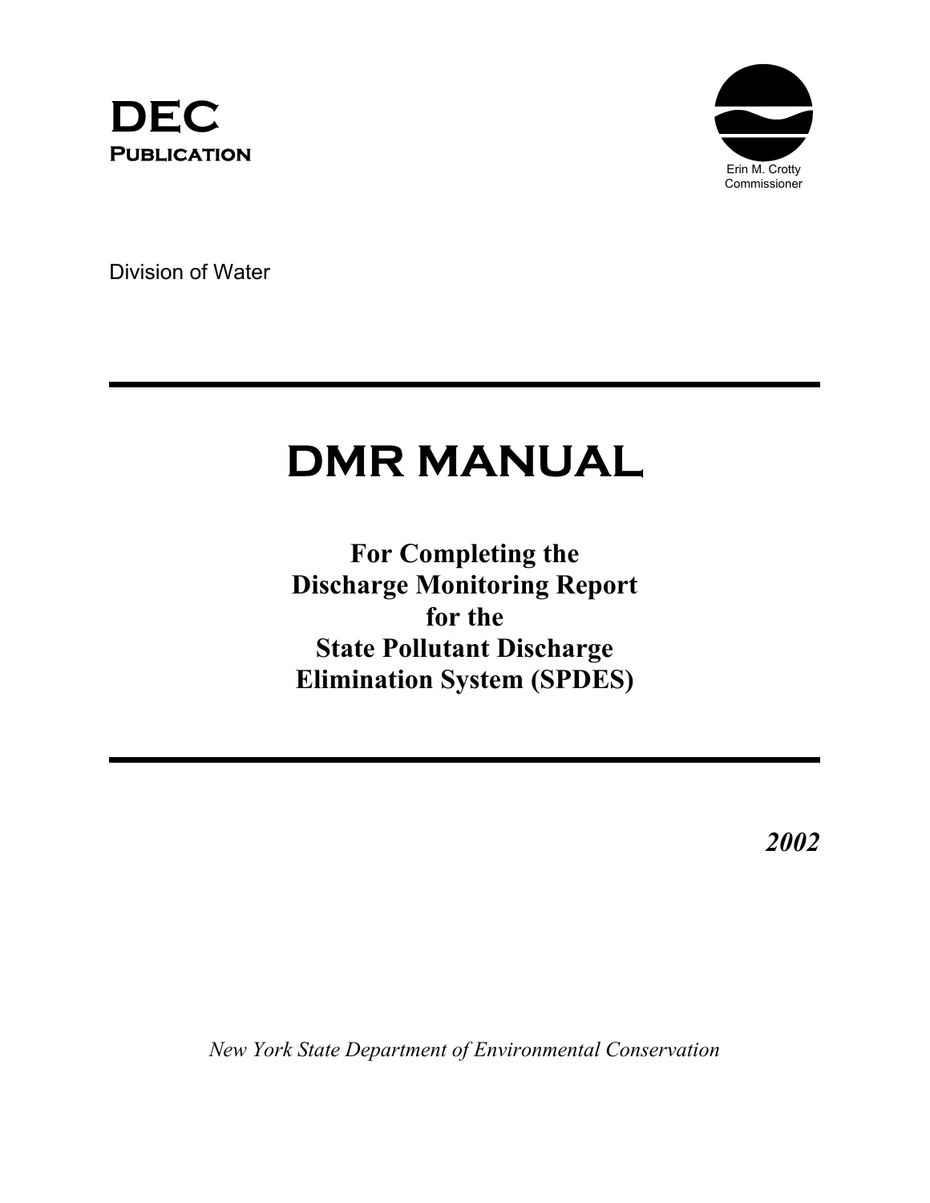**DEC**
**Publication**

Erin M. Crotty
Commissioner

Division of Water

---

# DMR MANUAL

## For Completing the Discharge Monitoring Report for the State Pollutant Discharge Elimination System (SPDES)

---

***2002***

*New York State Department of Environmental Conservation*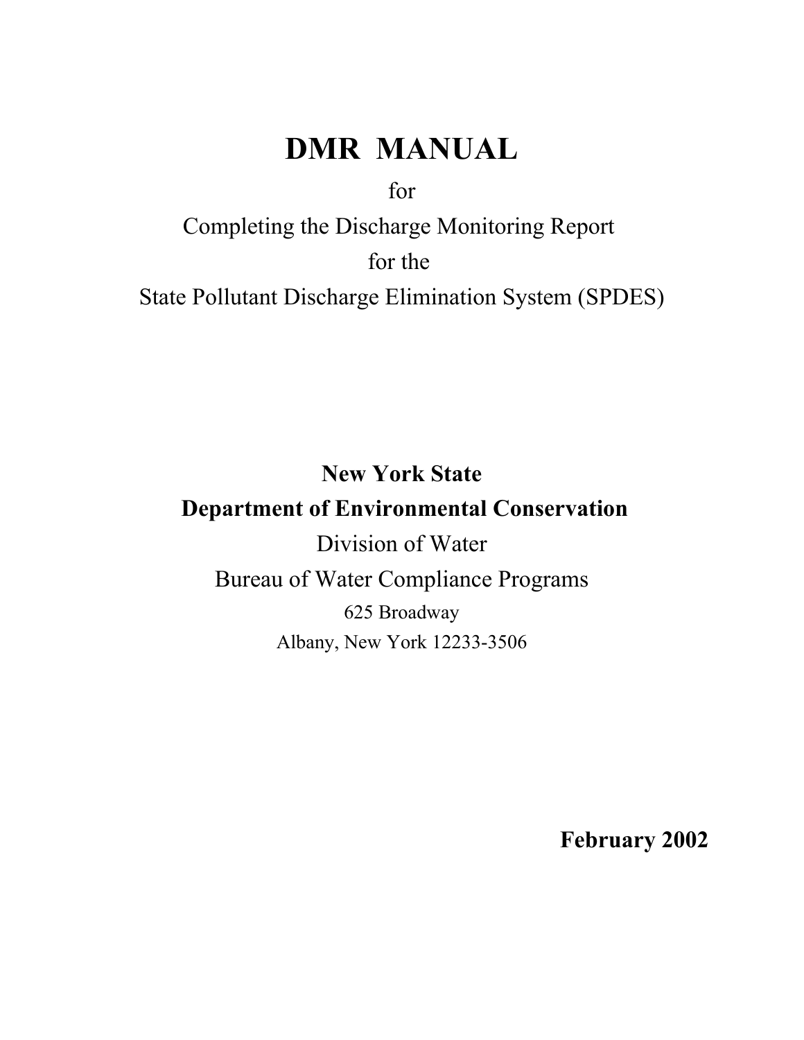# DMR MANUAL

for

Completing the Discharge Monitoring Report

for the

State Pollutant Discharge Elimination System (SPDES)

**New York State**

**Department of Environmental Conservation**

Division of Water

Bureau of Water Compliance Programs

625 Broadway

Albany, New York 12233-3506

**February 2002**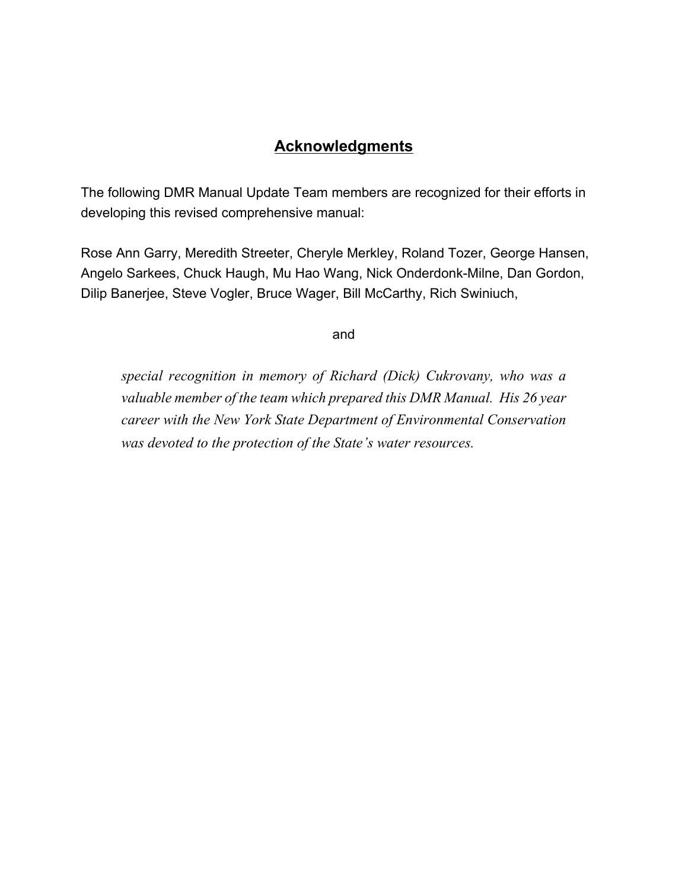# Acknowledgments

The following DMR Manual Update Team members are recognized for their efforts in developing this revised comprehensive manual:

Rose Ann Garry, Meredith Streeter, Cheryle Merkley, Roland Tozer, George Hansen, Angelo Sarkees, Chuck Haugh, Mu Hao Wang, Nick Onderdonk-Milne, Dan Gordon, Dilip Banerjee, Steve Vogler, Bruce Wager, Bill McCarthy, Rich Swiniuch,

and

*special recognition in memory of Richard (Dick) Cukrovany, who was a valuable member of the team which prepared this DMR Manual. His 26 year career with the New York State Department of Environmental Conservation was devoted to the protection of the State's water resources.*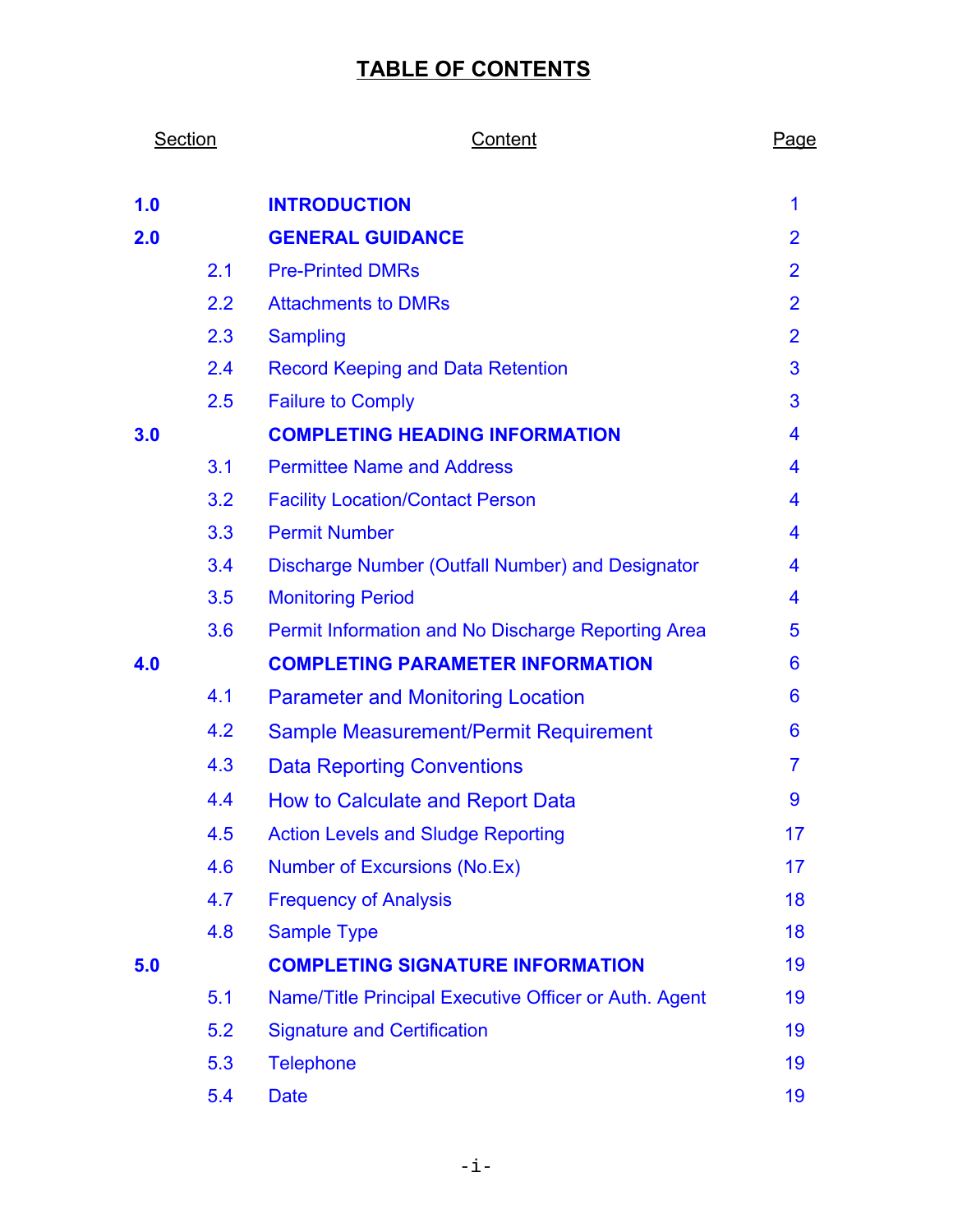# TABLE OF CONTENTS

| Section | | Content | Page |
|---|---|---|---|
| **1.0** | | **INTRODUCTION** | 1 |
| **2.0** | | **GENERAL GUIDANCE** | 2 |
| | 2.1 | Pre-Printed DMRs | 2 |
| | 2.2 | Attachments to DMRs | 2 |
| | 2.3 | Sampling | 2 |
| | 2.4 | Record Keeping and Data Retention | 3 |
| | 2.5 | Failure to Comply | 3 |
| **3.0** | | **COMPLETING HEADING INFORMATION** | 4 |
| | 3.1 | Permittee Name and Address | 4 |
| | 3.2 | Facility Location/Contact Person | 4 |
| | 3.3 | Permit Number | 4 |
| | 3.4 | Discharge Number (Outfall Number) and Designator | 4 |
| | 3.5 | Monitoring Period | 4 |
| | 3.6 | Permit Information and No Discharge Reporting Area | 5 |
| **4.0** | | **COMPLETING PARAMETER INFORMATION** | 6 |
| | 4.1 | Parameter and Monitoring Location | 6 |
| | 4.2 | Sample Measurement/Permit Requirement | 6 |
| | 4.3 | Data Reporting Conventions | 7 |
| | 4.4 | How to Calculate and Report Data | 9 |
| | 4.5 | Action Levels and Sludge Reporting | 17 |
| | 4.6 | Number of Excursions (No.Ex) | 17 |
| | 4.7 | Frequency of Analysis | 18 |
| | 4.8 | Sample Type | 18 |
| **5.0** | | **COMPLETING SIGNATURE INFORMATION** | 19 |
| | 5.1 | Name/Title Principal Executive Officer or Auth. Agent | 19 |
| | 5.2 | Signature and Certification | 19 |
| | 5.3 | Telephone | 19 |
| | 5.4 | Date | 19 |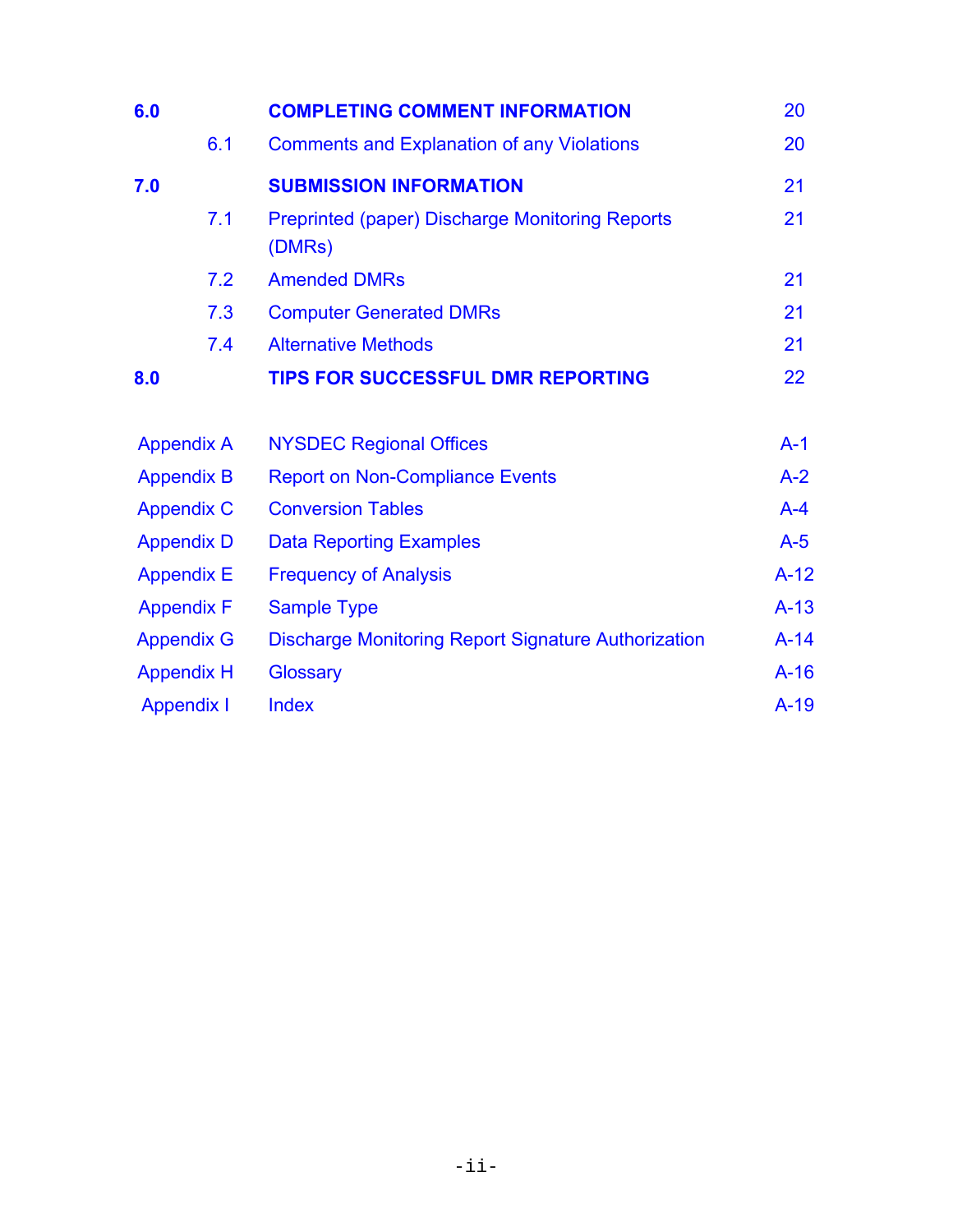| | | | |
|---|---|---|---|
| **6.0** | | **COMPLETING COMMENT INFORMATION** | 20 |
| | 6.1 | Comments and Explanation of any Violations | 20 |
| **7.0** | | **SUBMISSION INFORMATION** | 21 |
| | 7.1 | Preprinted (paper) Discharge Monitoring Reports (DMRs) | 21 |
| | 7.2 | Amended DMRs | 21 |
| | 7.3 | Computer Generated DMRs | 21 |
| | 7.4 | Alternative Methods | 21 |
| **8.0** | | **TIPS FOR SUCCESSFUL DMR REPORTING** | 22 |

| | | |
|---|---|---|
| Appendix A | NYSDEC Regional Offices | A-1 |
| Appendix B | Report on Non-Compliance Events | A-2 |
| Appendix C | Conversion Tables | A-4 |
| Appendix D | Data Reporting Examples | A-5 |
| Appendix E | Frequency of Analysis | A-12 |
| Appendix F | Sample Type | A-13 |
| Appendix G | Discharge Monitoring Report Signature Authorization | A-14 |
| Appendix H | Glossary | A-16 |
| Appendix I | Index | A-19 |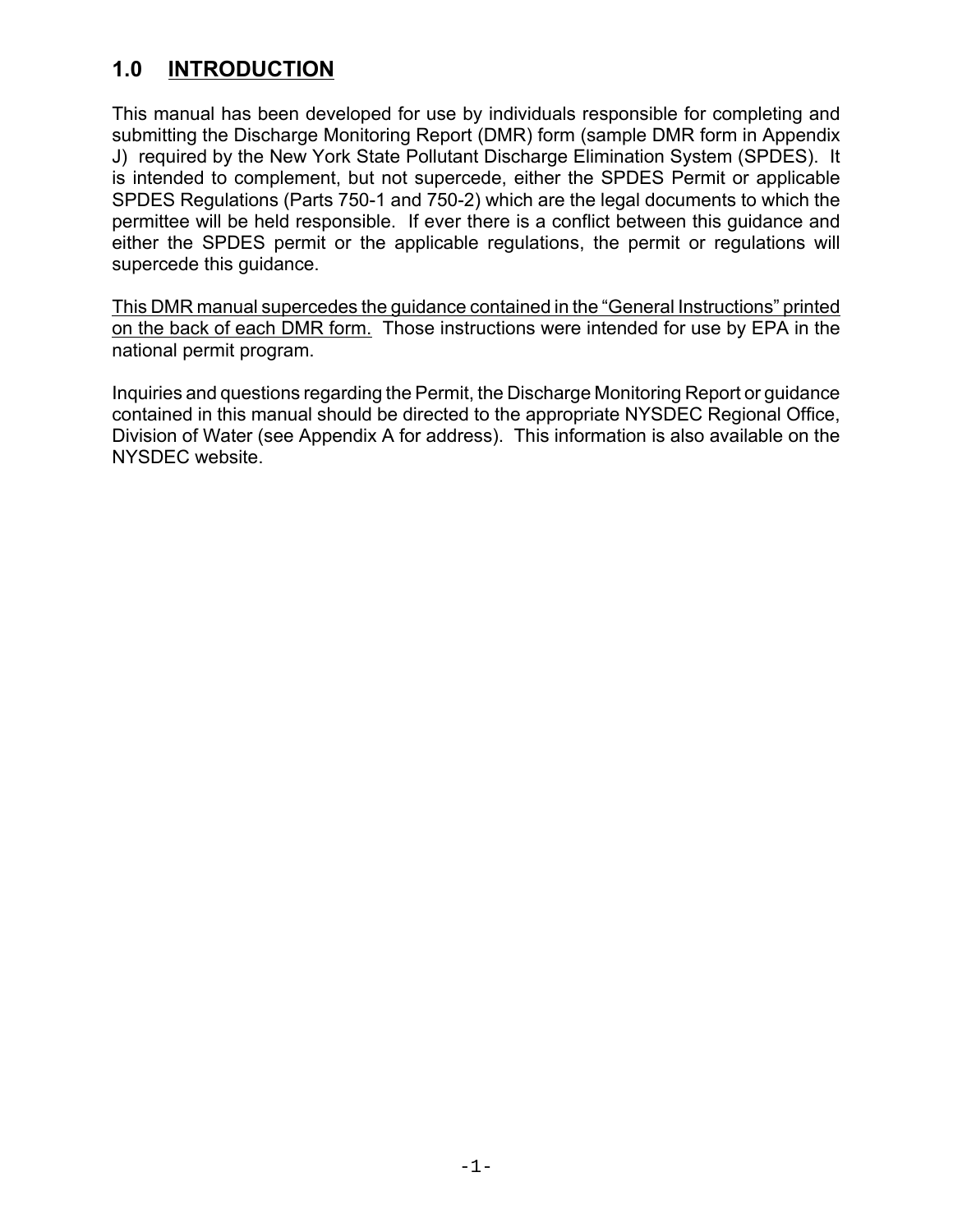## 1.0 INTRODUCTION

This manual has been developed for use by individuals responsible for completing and submitting the Discharge Monitoring Report (DMR) form (sample DMR form in Appendix J) required by the New York State Pollutant Discharge Elimination System (SPDES). It is intended to complement, but not supercede, either the SPDES Permit or applicable SPDES Regulations (Parts 750-1 and 750-2) which are the legal documents to which the permittee will be held responsible. If ever there is a conflict between this guidance and either the SPDES permit or the applicable regulations, the permit or regulations will supercede this guidance.

<u>This DMR manual supercedes the guidance contained in the "General Instructions" printed on the back of each DMR form.</u> Those instructions were intended for use by EPA in the national permit program.

Inquiries and questions regarding the Permit, the Discharge Monitoring Report or guidance contained in this manual should be directed to the appropriate NYSDEC Regional Office, Division of Water (see Appendix A for address). This information is also available on the NYSDEC website.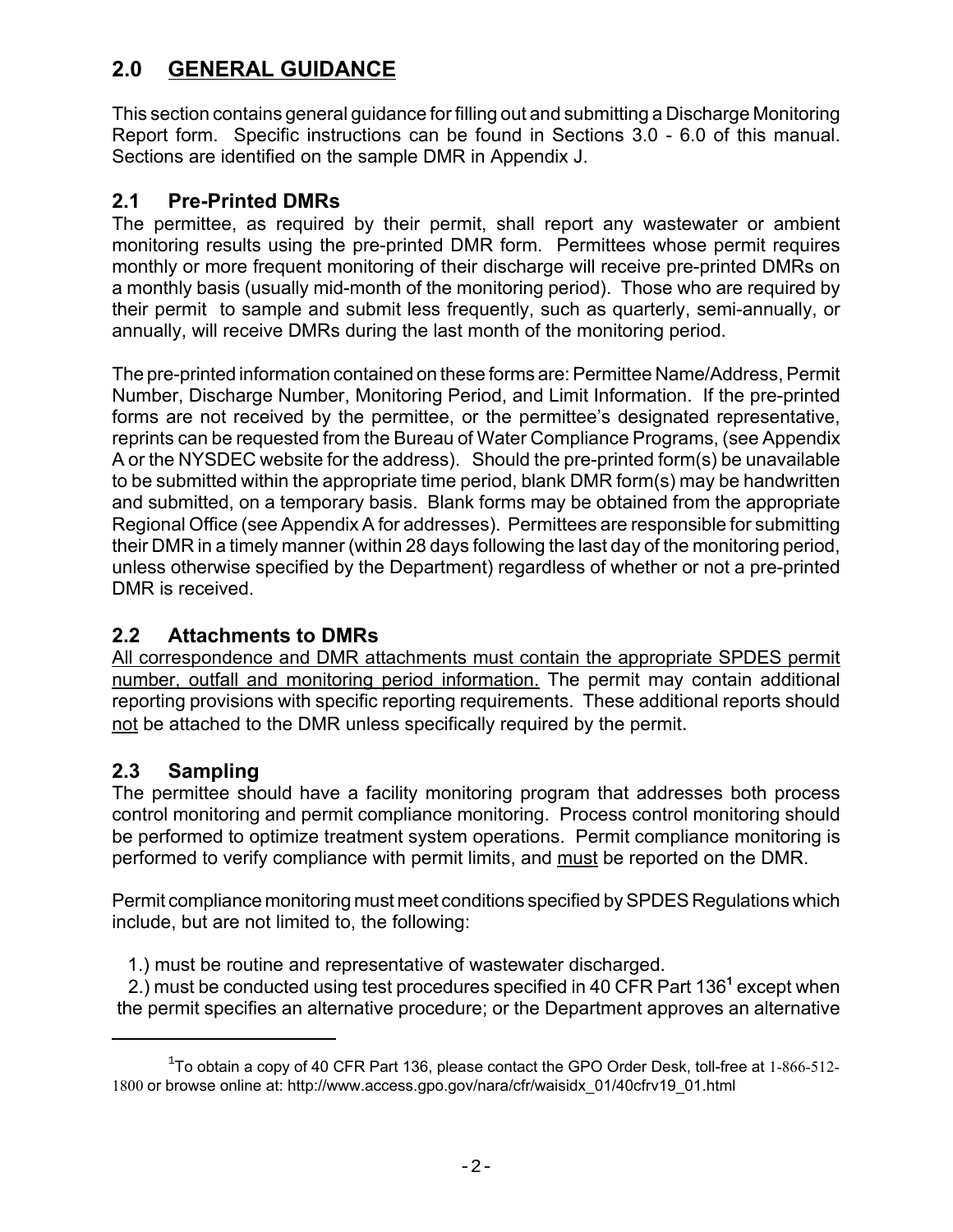## 2.0 GENERAL GUIDANCE

This section contains general guidance for filling out and submitting a Discharge Monitoring Report form. Specific instructions can be found in Sections 3.0 - 6.0 of this manual. Sections are identified on the sample DMR in Appendix J.

### 2.1 Pre-Printed DMRs

The permittee, as required by their permit, shall report any wastewater or ambient monitoring results using the pre-printed DMR form. Permittees whose permit requires monthly or more frequent monitoring of their discharge will receive pre-printed DMRs on a monthly basis (usually mid-month of the monitoring period). Those who are required by their permit to sample and submit less frequently, such as quarterly, semi-annually, or annually, will receive DMRs during the last month of the monitoring period.

The pre-printed information contained on these forms are: Permittee Name/Address, Permit Number, Discharge Number, Monitoring Period, and Limit Information. If the pre-printed forms are not received by the permittee, or the permittee's designated representative, reprints can be requested from the Bureau of Water Compliance Programs, (see Appendix A or the NYSDEC website for the address). Should the pre-printed form(s) be unavailable to be submitted within the appropriate time period, blank DMR form(s) may be handwritten and submitted, on a temporary basis. Blank forms may be obtained from the appropriate Regional Office (see Appendix A for addresses). Permittees are responsible for submitting their DMR in a timely manner (within 28 days following the last day of the monitoring period, unless otherwise specified by the Department) regardless of whether or not a pre-printed DMR is received.

### 2.2 Attachments to DMRs

All correspondence and DMR attachments must contain the appropriate SPDES permit number, outfall and monitoring period information. The permit may contain additional reporting provisions with specific reporting requirements. These additional reports should not be attached to the DMR unless specifically required by the permit.

### 2.3 Sampling

The permittee should have a facility monitoring program that addresses both process control monitoring and permit compliance monitoring. Process control monitoring should be performed to optimize treatment system operations. Permit compliance monitoring is performed to verify compliance with permit limits, and must be reported on the DMR.

Permit compliance monitoring must meet conditions specified by SPDES Regulations which include, but are not limited to, the following:

1.) must be routine and representative of wastewater discharged.
2.) must be conducted using test procedures specified in 40 CFR Part 136[1] except when the permit specifies an alternative procedure; or the Department approves an alternative

---

[1] To obtain a copy of 40 CFR Part 136, please contact the GPO Order Desk, toll-free at 1-866-512-1800 or browse online at: http://www.access.gpo.gov/nara/cfr/waisidx_01/40cfrv19_01.html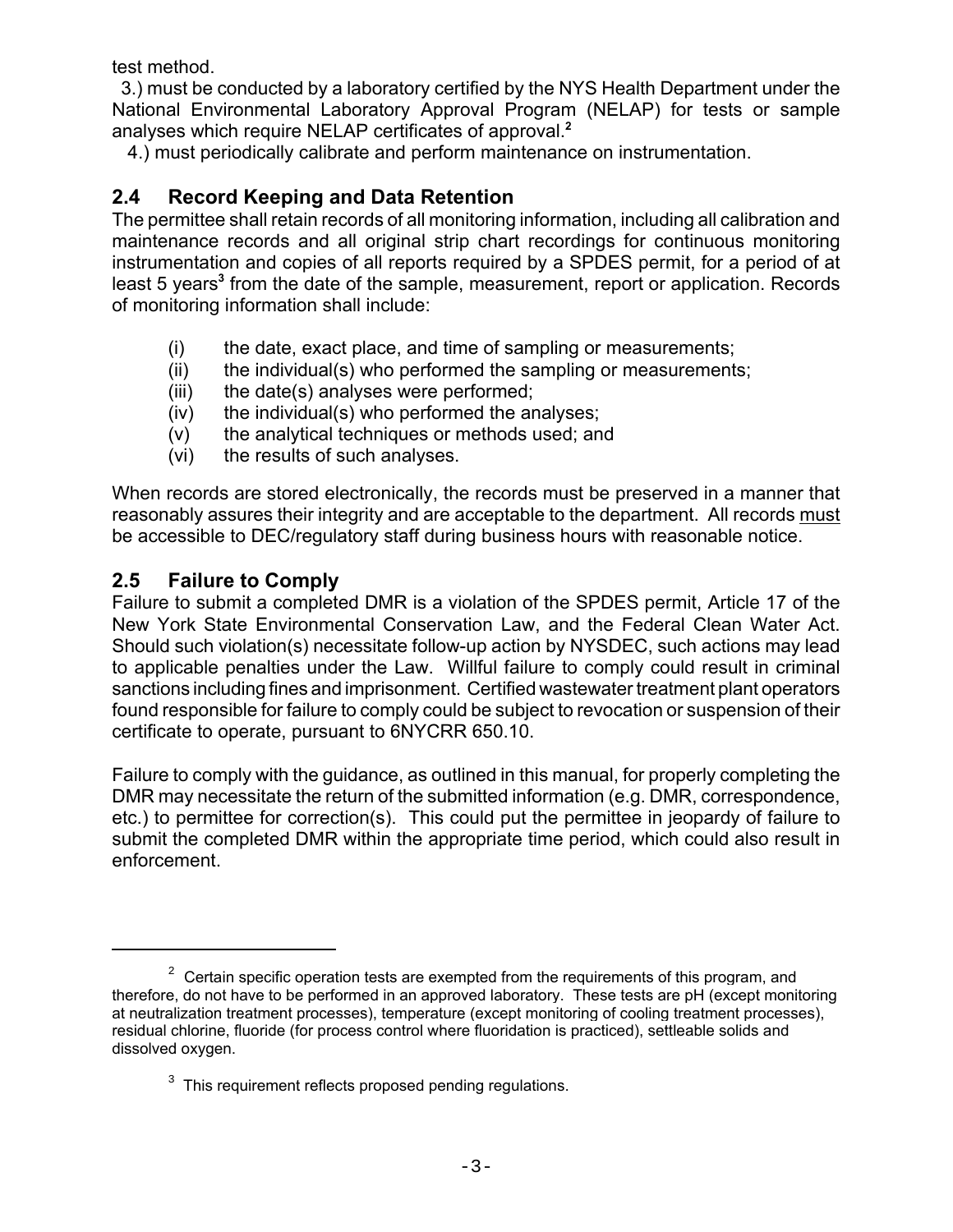test method.

3.) must be conducted by a laboratory certified by the NYS Health Department under the National Environmental Laboratory Approval Program (NELAP) for tests or sample analyses which require NELAP certificates of approval.[2]

4.) must periodically calibrate and perform maintenance on instrumentation.

## 2.4 Record Keeping and Data Retention

The permittee shall retain records of all monitoring information, including all calibration and maintenance records and all original strip chart recordings for continuous monitoring instrumentation and copies of all reports required by a SPDES permit, for a period of at least 5 years[3] from the date of the sample, measurement, report or application. Records of monitoring information shall include:

- (i) the date, exact place, and time of sampling or measurements;
- (ii) the individual(s) who performed the sampling or measurements;
- (iii) the date(s) analyses were performed;
- (iv) the individual(s) who performed the analyses;
- (v) the analytical techniques or methods used; and
- (vi) the results of such analyses.

When records are stored electronically, the records must be preserved in a manner that reasonably assures their integrity and are acceptable to the department. All records <u>must</u> be accessible to DEC/regulatory staff during business hours with reasonable notice.

## 2.5 Failure to Comply

Failure to submit a completed DMR is a violation of the SPDES permit, Article 17 of the New York State Environmental Conservation Law, and the Federal Clean Water Act. Should such violation(s) necessitate follow-up action by NYSDEC, such actions may lead to applicable penalties under the Law. Willful failure to comply could result in criminal sanctions including fines and imprisonment. Certified wastewater treatment plant operators found responsible for failure to comply could be subject to revocation or suspension of their certificate to operate, pursuant to 6NYCRR 650.10.

Failure to comply with the guidance, as outlined in this manual, for properly completing the DMR may necessitate the return of the submitted information (e.g. DMR, correspondence, etc.) to permittee for correction(s). This could put the permittee in jeopardy of failure to submit the completed DMR within the appropriate time period, which could also result in enforcement.

---

[2] Certain specific operation tests are exempted from the requirements of this program, and therefore, do not have to be performed in an approved laboratory. These tests are pH (except monitoring at neutralization treatment processes), temperature (except monitoring of cooling treatment processes), residual chlorine, fluoride (for process control where fluoridation is practiced), settleable solids and dissolved oxygen.

[3] This requirement reflects proposed pending regulations.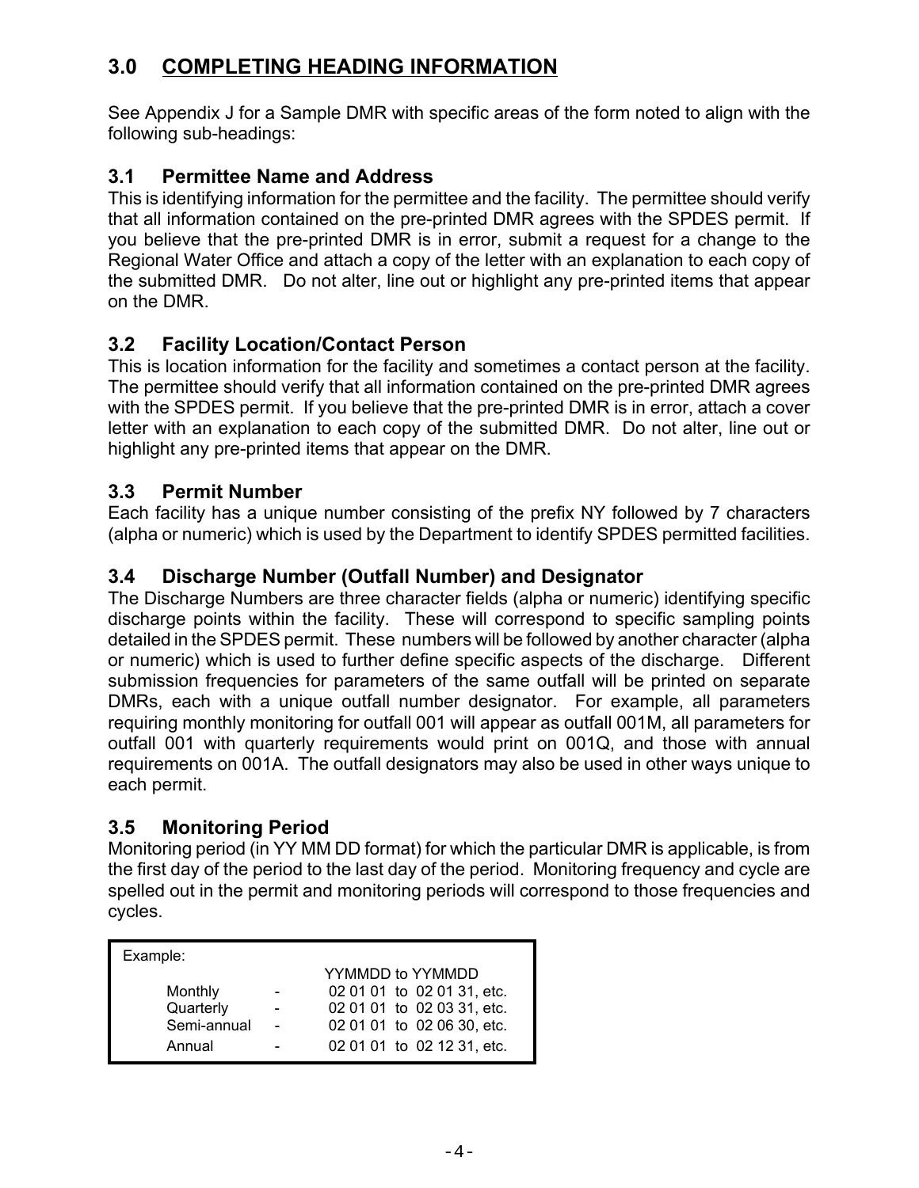## 3.0 COMPLETING HEADING INFORMATION

See Appendix J for a Sample DMR with specific areas of the form noted to align with the following sub-headings:

### 3.1 Permittee Name and Address

This is identifying information for the permittee and the facility. The permittee should verify that all information contained on the pre-printed DMR agrees with the SPDES permit. If you believe that the pre-printed DMR is in error, submit a request for a change to the Regional Water Office and attach a copy of the letter with an explanation to each copy of the submitted DMR. Do not alter, line out or highlight any pre-printed items that appear on the DMR.

### 3.2 Facility Location/Contact Person

This is location information for the facility and sometimes a contact person at the facility. The permittee should verify that all information contained on the pre-printed DMR agrees with the SPDES permit. If you believe that the pre-printed DMR is in error, attach a cover letter with an explanation to each copy of the submitted DMR. Do not alter, line out or highlight any pre-printed items that appear on the DMR.

### 3.3 Permit Number

Each facility has a unique number consisting of the prefix NY followed by 7 characters (alpha or numeric) which is used by the Department to identify SPDES permitted facilities.

### 3.4 Discharge Number (Outfall Number) and Designator

The Discharge Numbers are three character fields (alpha or numeric) identifying specific discharge points within the facility. These will correspond to specific sampling points detailed in the SPDES permit. These numbers will be followed by another character (alpha or numeric) which is used to further define specific aspects of the discharge. Different submission frequencies for parameters of the same outfall will be printed on separate DMRs, each with a unique outfall number designator. For example, all parameters requiring monthly monitoring for outfall 001 will appear as outfall 001M, all parameters for outfall 001 with quarterly requirements would print on 001Q, and those with annual requirements on 001A. The outfall designators may also be used in other ways unique to each permit.

### 3.5 Monitoring Period

Monitoring period (in YY MM DD format) for which the particular DMR is applicable, is from the first day of the period to the last day of the period. Monitoring frequency and cycle are spelled out in the permit and monitoring periods will correspond to those frequencies and cycles.

Example:

| | | YYMMDD to YYMMDD |
|---|---|---|
| Monthly | - | 02 01 01 to 02 01 31, etc. |
| Quarterly | - | 02 01 01 to 02 03 31, etc. |
| Semi-annual | - | 02 01 01 to 02 06 30, etc. |
| Annual | - | 02 01 01 to 02 12 31, etc. |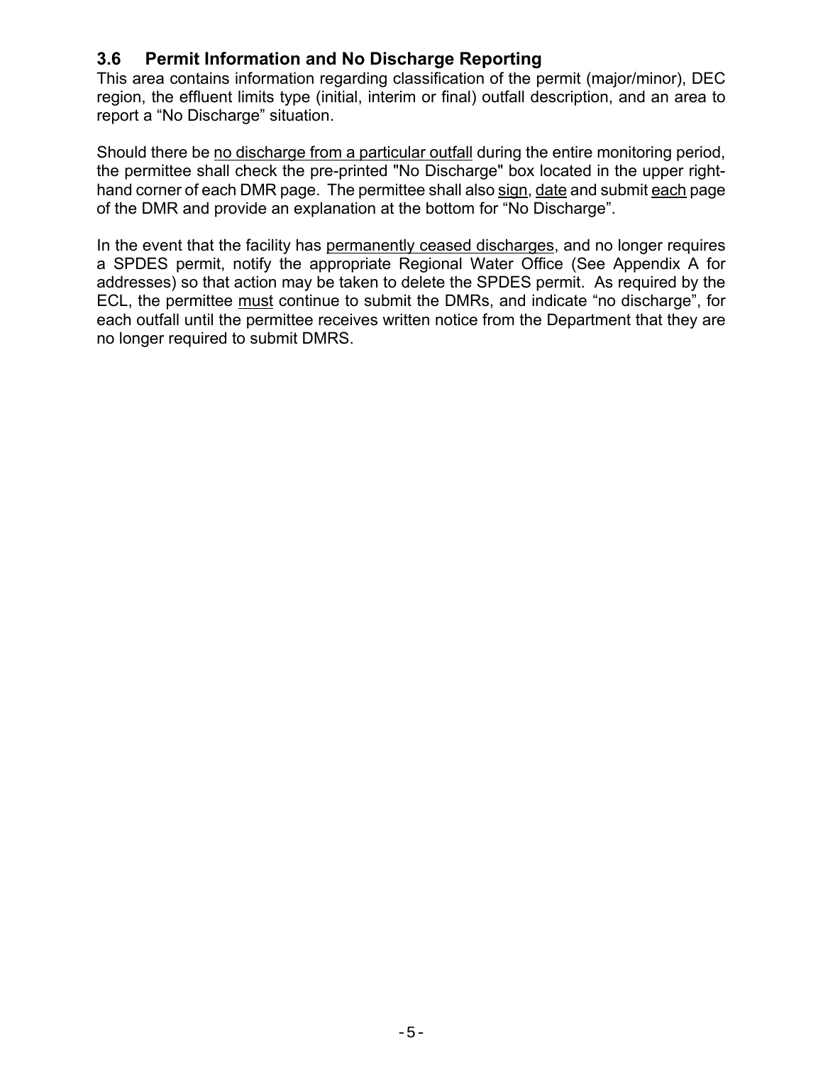### 3.6 Permit Information and No Discharge Reporting

This area contains information regarding classification of the permit (major/minor), DEC region, the effluent limits type (initial, interim or final) outfall description, and an area to report a “No Discharge” situation.

Should there be no discharge from a particular outfall during the entire monitoring period, the permittee shall check the pre-printed "No Discharge" box located in the upper right-hand corner of each DMR page. The permittee shall also sign, date and submit each page of the DMR and provide an explanation at the bottom for “No Discharge”.

In the event that the facility has permanently ceased discharges, and no longer requires a SPDES permit, notify the appropriate Regional Water Office (See Appendix A for addresses) so that action may be taken to delete the SPDES permit. As required by the ECL, the permittee must continue to submit the DMRs, and indicate “no discharge”, for each outfall until the permittee receives written notice from the Department that they are no longer required to submit DMRS.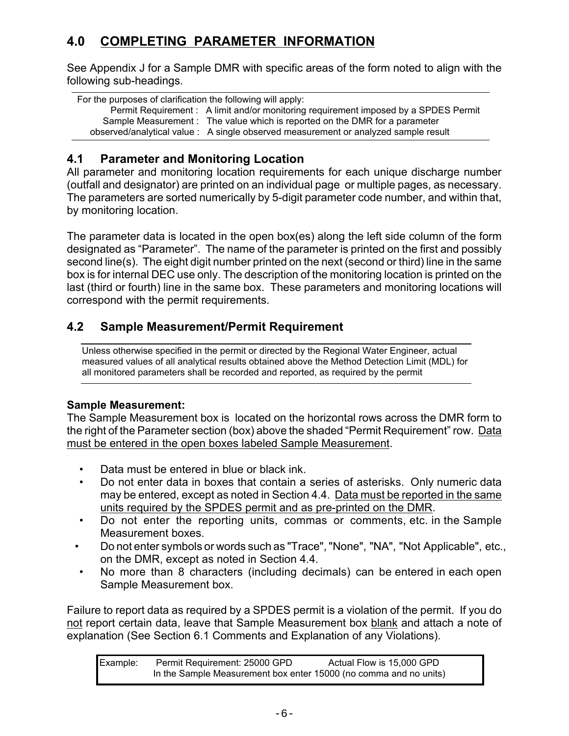## 4.0 COMPLETING PARAMETER INFORMATION

See Appendix J for a Sample DMR with specific areas of the form noted to align with the following sub-headings.

For the purposes of clarification the following will apply:

| | |
|---|---|
| Permit Requirement : | A limit and/or monitoring requirement imposed by a SPDES Permit |
| Sample Measurement : | The value which is reported on the DMR for a parameter |
| observed/analytical value : | A single observed measurement or analyzed sample result |

### 4.1 Parameter and Monitoring Location

All parameter and monitoring location requirements for each unique discharge number (outfall and designator) are printed on an individual page or multiple pages, as necessary. The parameters are sorted numerically by 5-digit parameter code number, and within that, by monitoring location.

The parameter data is located in the open box(es) along the left side column of the form designated as "Parameter". The name of the parameter is printed on the first and possibly second line(s). The eight digit number printed on the next (second or third) line in the same box is for internal DEC use only. The description of the monitoring location is printed on the last (third or fourth) line in the same box. These parameters and monitoring locations will correspond with the permit requirements.

### 4.2 Sample Measurement/Permit Requirement

Unless otherwise specified in the permit or directed by the Regional Water Engineer, actual measured values of all analytical results obtained above the Method Detection Limit (MDL) for all monitored parameters shall be recorded and reported, as required by the permit

**Sample Measurement:**

The Sample Measurement box is located on the horizontal rows across the DMR form to the right of the Parameter section (box) above the shaded "Permit Requirement" row. Data must be entered in the open boxes labeled Sample Measurement.

- Data must be entered in blue or black ink.
- Do not enter data in boxes that contain a series of asterisks. Only numeric data may be entered, except as noted in Section 4.4. Data must be reported in the same units required by the SPDES permit and as pre-printed on the DMR.
- Do not enter the reporting units, commas or comments, etc. in the Sample Measurement boxes.
- Do not enter symbols or words such as "Trace", "None", "NA", "Not Applicable", etc., on the DMR, except as noted in Section 4.4.
- No more than 8 characters (including decimals) can be entered in each open Sample Measurement box.

Failure to report data as required by a SPDES permit is a violation of the permit. If you do not report certain data, leave that Sample Measurement box blank and attach a note of explanation (See Section 6.1 Comments and Explanation of any Violations).

Example: Permit Requirement: 25000 GPD Actual Flow is 15,000 GPD
In the Sample Measurement box enter 15000 (no comma and no units)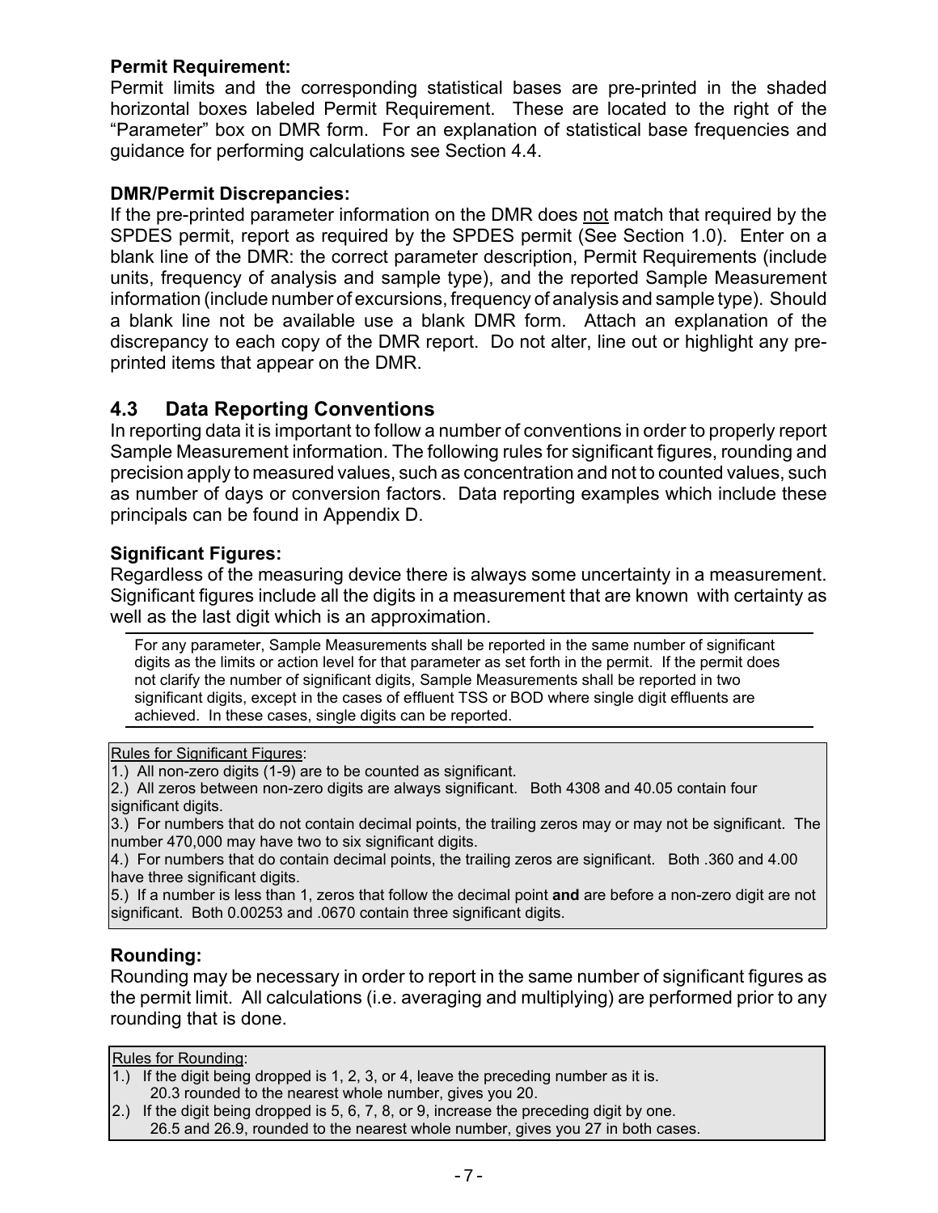**Permit Requirement:**
Permit limits and the corresponding statistical bases are pre-printed in the shaded horizontal boxes labeled Permit Requirement. These are located to the right of the "Parameter" box on DMR form. For an explanation of statistical base frequencies and guidance for performing calculations see Section 4.4.

**DMR/Permit Discrepancies:**
If the pre-printed parameter information on the DMR does not match that required by the SPDES permit, report as required by the SPDES permit (See Section 1.0). Enter on a blank line of the DMR: the correct parameter description, Permit Requirements (include units, frequency of analysis and sample type), and the reported Sample Measurement information (include number of excursions, frequency of analysis and sample type). Should a blank line not be available use a blank DMR form. Attach an explanation of the discrepancy to each copy of the DMR report. Do not alter, line out or highlight any pre-printed items that appear on the DMR.

## 4.3 Data Reporting Conventions

In reporting data it is important to follow a number of conventions in order to properly report Sample Measurement information. The following rules for significant figures, rounding and precision apply to measured values, such as concentration and not to counted values, such as number of days or conversion factors. Data reporting examples which include these principals can be found in Appendix D.

**Significant Figures:**
Regardless of the measuring device there is always some uncertainty in a measurement. Significant figures include all the digits in a measurement that are known with certainty as well as the last digit which is an approximation.

---

For any parameter, Sample Measurements shall be reported in the same number of significant digits as the limits or action level for that parameter as set forth in the permit. If the permit does not clarify the number of significant digits, Sample Measurements shall be reported in two significant digits, except in the cases of effluent TSS or BOD where single digit effluents are achieved. In these cases, single digits can be reported.

---

Rules for Significant Figures:

1.) All non-zero digits (1-9) are to be counted as significant.
2.) All zeros between non-zero digits are always significant. Both 4308 and 40.05 contain four significant digits.
3.) For numbers that do not contain decimal points, the trailing zeros may or may not be significant. The number 470,000 may have two to six significant digits.
4.) For numbers that do contain decimal points, the trailing zeros are significant. Both .360 and 4.00 have three significant digits.
5.) If a number is less than 1, zeros that follow the decimal point **and** are before a non-zero digit are not significant. Both 0.00253 and .0670 contain three significant digits.

**Rounding:**
Rounding may be necessary in order to report in the same number of significant figures as the permit limit. All calculations (i.e. averaging and multiplying) are performed prior to any rounding that is done.

Rules for Rounding:

1.) If the digit being dropped is 1, 2, 3, or 4, leave the preceding number as it is.
    20.3 rounded to the nearest whole number, gives you 20.
2.) If the digit being dropped is 5, 6, 7, 8, or 9, increase the preceding digit by one.
    26.5 and 26.9, rounded to the nearest whole number, gives you 27 in both cases.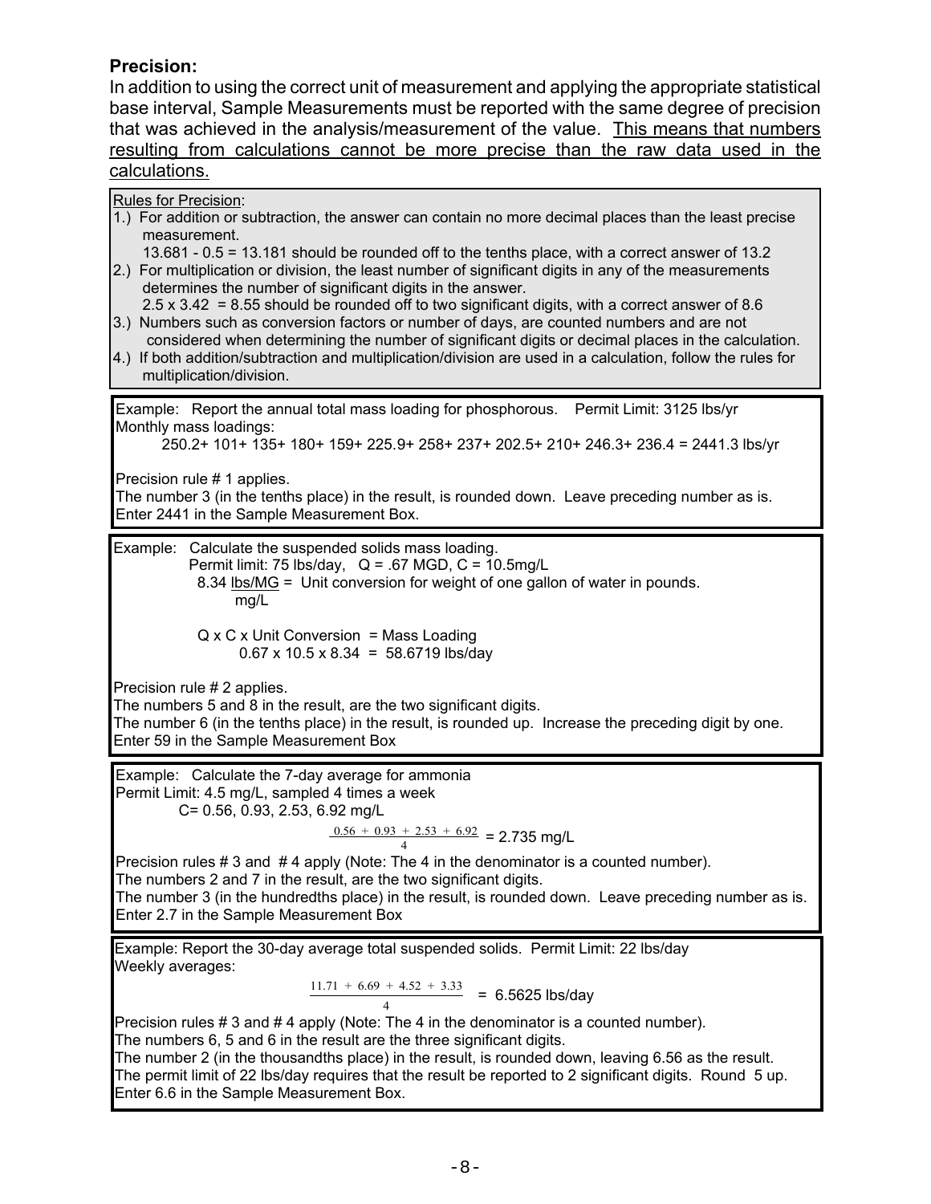**Precision:**

In addition to using the correct unit of measurement and applying the appropriate statistical base interval, Sample Measurements must be reported with the same degree of precision that was achieved in the analysis/measurement of the value. <u>This means that numbers resulting from calculations cannot be more precise than the raw data used in the calculations.</u>

<u>Rules for Precision</u>:

1.) For addition or subtraction, the answer can contain no more decimal places than the least precise measurement.
 13.681 - 0.5 = 13.181 should be rounded off to the tenths place, with a correct answer of 13.2
2.) For multiplication or division, the least number of significant digits in any of the measurements determines the number of significant digits in the answer.
 2.5 x 3.42 = 8.55 should be rounded off to two significant digits, with a correct answer of 8.6
3.) Numbers such as conversion factors or number of days, are counted numbers and are not considered when determining the number of significant digits or decimal places in the calculation.
4.) If both addition/subtraction and multiplication/division are used in a calculation, follow the rules for multiplication/division.

Example: Report the annual total mass loading for phosphorous. Permit Limit: 3125 lbs/yr
Monthly mass loadings:

250.2+ 101+ 135+ 180+ 159+ 225.9+ 258+ 237+ 202.5+ 210+ 246.3+ 236.4 = 2441.3 lbs/yr

Precision rule # 1 applies.
The number 3 (in the tenths place) in the result, is rounded down. Leave preceding number as is.
Enter 2441 in the Sample Measurement Box.

Example: Calculate the suspended solids mass loading.
Permit limit: 75 lbs/day, Q = .67 MGD, C = 10.5mg/L

$8.34\ \frac{\text{lbs/MG}}{\text{mg/L}}$ = Unit conversion for weight of one gallon of water in pounds.

Q x C x Unit Conversion = Mass Loading
0.67 x 10.5 x 8.34 = 58.6719 lbs/day

Precision rule # 2 applies.
The numbers 5 and 8 in the result, are the two significant digits.
The number 6 (in the tenths place) in the result, is rounded up. Increase the preceding digit by one.
Enter 59 in the Sample Measurement Box

Example: Calculate the 7-day average for ammonia
Permit Limit: 4.5 mg/L, sampled 4 times a week
C= 0.56, 0.93, 2.53, 6.92 mg/L

$$\frac{0.56 + 0.93 + 2.53 + 6.92}{4} = 2.735 \text{ mg/L}$$

Precision rules # 3 and # 4 apply (Note: The 4 in the denominator is a counted number).
The numbers 2 and 7 in the result, are the two significant digits.
The number 3 (in the hundredths place) in the result, is rounded down. Leave preceding number as is.
Enter 2.7 in the Sample Measurement Box

Example: Report the 30-day average total suspended solids. Permit Limit: 22 lbs/day
Weekly averages:

$$\frac{11.71 + 6.69 + 4.52 + 3.33}{4} = 6.5625 \text{ lbs/day}$$

Precision rules # 3 and # 4 apply (Note: The 4 in the denominator is a counted number).
The numbers 6, 5 and 6 in the result are the three significant digits.
The number 2 (in the thousandths place) in the result, is rounded down, leaving 6.56 as the result.
The permit limit of 22 lbs/day requires that the result be reported to 2 significant digits. Round 5 up.
Enter 6.6 in the Sample Measurement Box.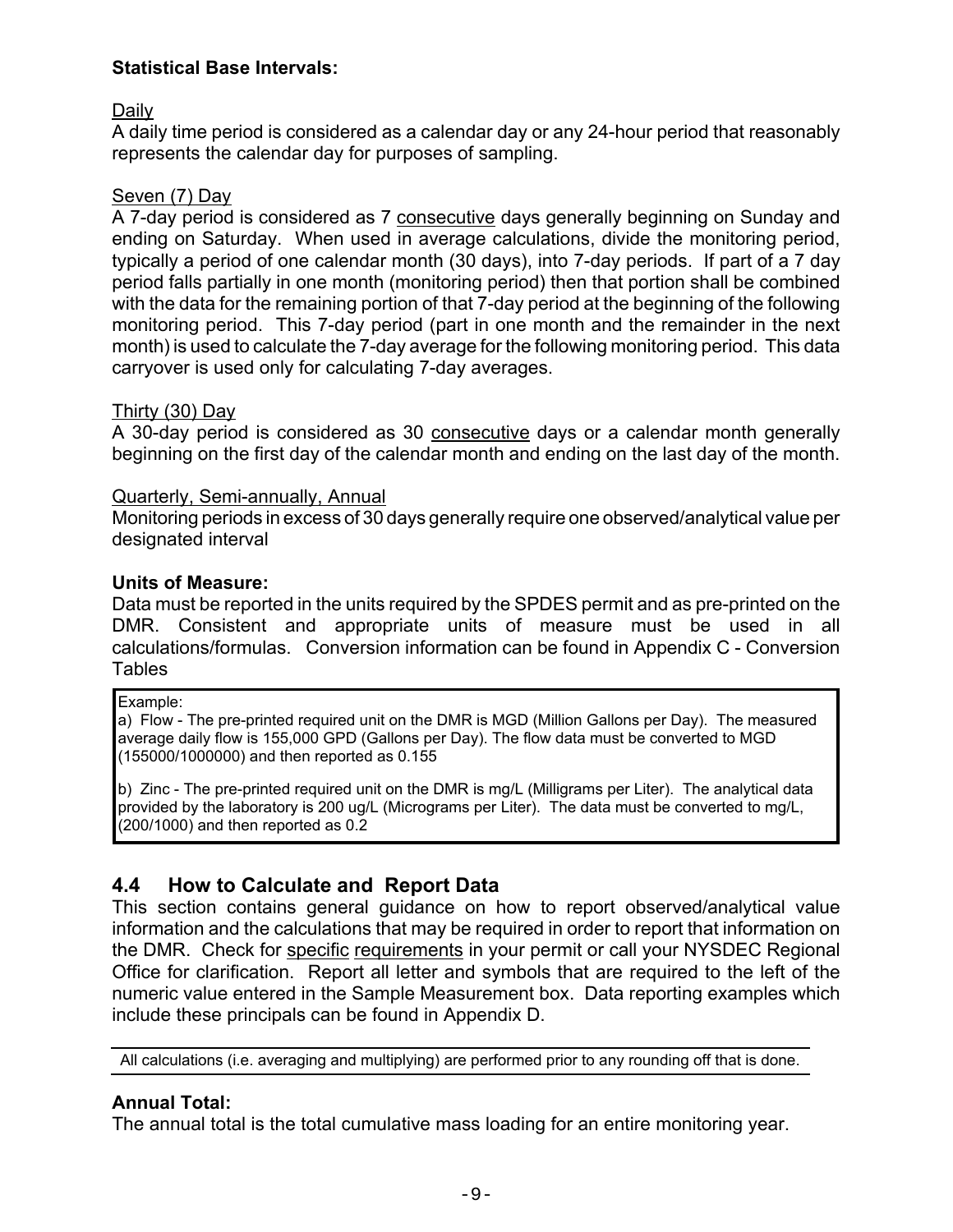**Statistical Base Intervals:**

Daily

A daily time period is considered as a calendar day or any 24-hour period that reasonably represents the calendar day for purposes of sampling.

Seven (7) Day

A 7-day period is considered as 7 consecutive days generally beginning on Sunday and ending on Saturday. When used in average calculations, divide the monitoring period, typically a period of one calendar month (30 days), into 7-day periods. If part of a 7 day period falls partially in one month (monitoring period) then that portion shall be combined with the data for the remaining portion of that 7-day period at the beginning of the following monitoring period. This 7-day period (part in one month and the remainder in the next month) is used to calculate the 7-day average for the following monitoring period. This data carryover is used only for calculating 7-day averages.

Thirty (30) Day

A 30-day period is considered as 30 consecutive days or a calendar month generally beginning on the first day of the calendar month and ending on the last day of the month.

Quarterly, Semi-annually, Annual

Monitoring periods in excess of 30 days generally require one observed/analytical value per designated interval

**Units of Measure:**

Data must be reported in the units required by the SPDES permit and as pre-printed on the DMR. Consistent and appropriate units of measure must be used in all calculations/formulas. Conversion information can be found in Appendix C - Conversion Tables

> Example:
>
> a) Flow - The pre-printed required unit on the DMR is MGD (Million Gallons per Day). The measured average daily flow is 155,000 GPD (Gallons per Day). The flow data must be converted to MGD (155000/1000000) and then reported as 0.155
>
> b) Zinc - The pre-printed required unit on the DMR is mg/L (Milligrams per Liter). The analytical data provided by the laboratory is 200 ug/L (Micrograms per Liter). The data must be converted to mg/L, (200/1000) and then reported as 0.2

## 4.4 How to Calculate and Report Data

This section contains general guidance on how to report observed/analytical value information and the calculations that may be required in order to report that information on the DMR. Check for specific requirements in your permit or call your NYSDEC Regional Office for clarification. Report all letter and symbols that are required to the left of the numeric value entered in the Sample Measurement box. Data reporting examples which include these principals can be found in Appendix D.

All calculations (i.e. averaging and multiplying) are performed prior to any rounding off that is done.

**Annual Total:**

The annual total is the total cumulative mass loading for an entire monitoring year.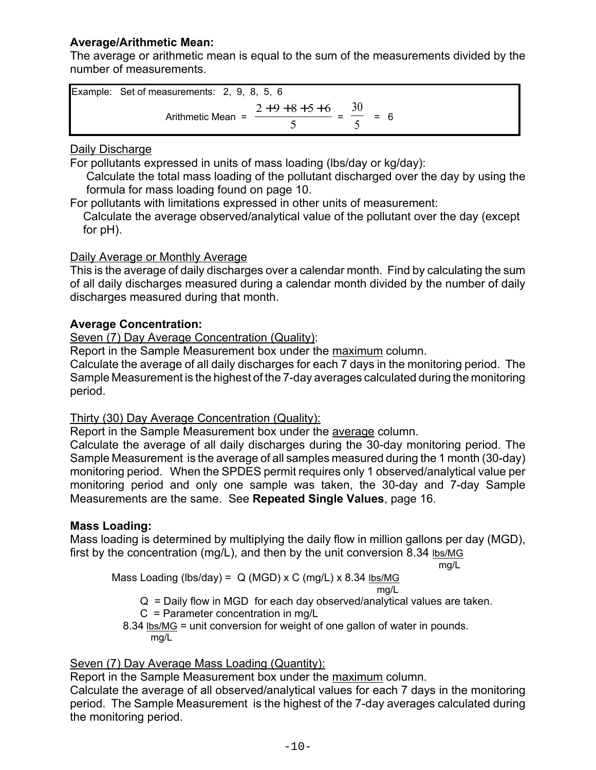**Average/Arithmetic Mean:**
The average or arithmetic mean is equal to the sum of the measurements divided by the number of measurements.

Example: Set of measurements: 2, 9, 8, 5, 6

$$\text{Arithmetic Mean} = \frac{2+9+8+5+6}{5} = \frac{30}{5} = 6$$

Daily Discharge
For pollutants expressed in units of mass loading (lbs/day or kg/day):
Calculate the total mass loading of the pollutant discharged over the day by using the formula for mass loading found on page 10.
For pollutants with limitations expressed in other units of measurement:
Calculate the average observed/analytical value of the pollutant over the day (except for pH).

Daily Average or Monthly Average
This is the average of daily discharges over a calendar month. Find by calculating the sum of all daily discharges measured during a calendar month divided by the number of daily discharges measured during that month.

**Average Concentration:**

Seven (7) Day Average Concentration (Quality):
Report in the Sample Measurement box under the maximum column.
Calculate the average of all daily discharges for each 7 days in the monitoring period. The Sample Measurement is the highest of the 7-day averages calculated during the monitoring period.

Thirty (30) Day Average Concentration (Quality):
Report in the Sample Measurement box under the average column.
Calculate the average of all daily discharges during the 30-day monitoring period. The Sample Measurement is the average of all samples measured during the 1 month (30-day) monitoring period. When the SPDES permit requires only 1 observed/analytical value per monitoring period and only one sample was taken, the 30-day and 7-day Sample Measurements are the same. See **Repeated Single Values**, page 16.

**Mass Loading:**
Mass loading is determined by multiplying the daily flow in million gallons per day (MGD), first by the concentration (mg/L), and then by the unit conversion 8.34 $\frac{\text{lbs/MG}}{\text{mg/L}}$

$$\text{Mass Loading (lbs/day)} = Q\ (\text{MGD}) \times C\ (\text{mg/L}) \times 8.34\ \frac{\text{lbs/MG}}{\text{mg/L}}$$

$Q$ = Daily flow in MGD for each day observed/analytical values are taken.
$C$ = Parameter concentration in mg/L
8.34 $\frac{\text{lbs/MG}}{\text{mg/L}}$ = unit conversion for weight of one gallon of water in pounds.

Seven (7) Day Average Mass Loading (Quantity):
Report in the Sample Measurement box under the maximum column.
Calculate the average of all observed/analytical values for each 7 days in the monitoring period. The Sample Measurement is the highest of the 7-day averages calculated during the monitoring period.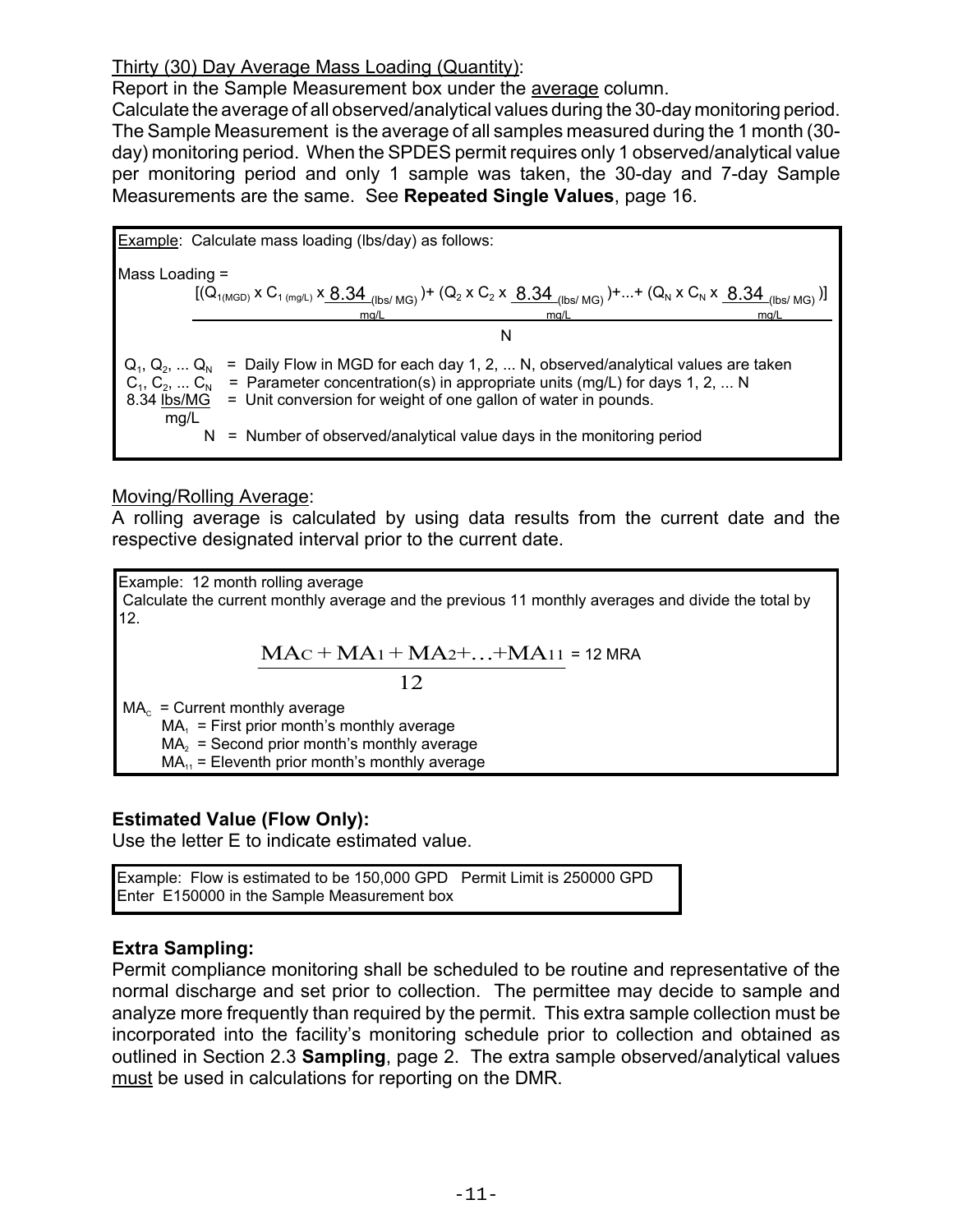Thirty (30) Day Average Mass Loading (Quantity):

Report in the Sample Measurement box under the average column.

Calculate the average of all observed/analytical values during the 30-day monitoring period. The Sample Measurement is the average of all samples measured during the 1 month (30-day) monitoring period. When the SPDES permit requires only 1 observed/analytical value per monitoring period and only 1 sample was taken, the 30-day and 7-day Sample Measurements are the same. See **Repeated Single Values**, page 16.

> Example: Calculate mass loading (lbs/day) as follows:
>
> Mass Loading =
>
> $$\frac{[(Q_{1(MGD)} \times C_{1\,(mg/L)} \times 8.34\,\frac{(lbs/MG)}{mg/L}) + (Q_2 \times C_2 \times 8.34\,\frac{(lbs/MG)}{mg/L}) + ... + (Q_N \times C_N \times 8.34\,\frac{(lbs/MG)}{mg/L})]}{N}$$
>
> $Q_1, Q_2, ... Q_N$ = Daily Flow in MGD for each day 1, 2, ... N, observed/analytical values are taken
>
> $C_1, C_2, ... C_N$ = Parameter concentration(s) in appropriate units (mg/L) for days 1, 2, ... N
>
> 8.34 $\frac{lbs/MG}{mg/L}$ = Unit conversion for weight of one gallon of water in pounds.
>
> N = Number of observed/analytical value days in the monitoring period

Moving/Rolling Average:

A rolling average is calculated by using data results from the current date and the respective designated interval prior to the current date.

> Example: 12 month rolling average
>
> Calculate the current monthly average and the previous 11 monthly averages and divide the total by 12.
>
> $$\frac{MA_C + MA_1 + MA_2 + \ldots + MA_{11}}{12} = 12\text{ MRA}$$
>
> $MA_c$ = Current monthly average
>
> $MA_1$ = First prior month's monthly average
>
> $MA_2$ = Second prior month's monthly average
>
> $MA_{11}$ = Eleventh prior month's monthly average

**Estimated Value (Flow Only):**

Use the letter E to indicate estimated value.

> Example: Flow is estimated to be 150,000 GPD Permit Limit is 250000 GPD
>
> Enter E150000 in the Sample Measurement box

**Extra Sampling:**

Permit compliance monitoring shall be scheduled to be routine and representative of the normal discharge and set prior to collection. The permittee may decide to sample and analyze more frequently than required by the permit. This extra sample collection must be incorporated into the facility's monitoring schedule prior to collection and obtained as outlined in Section 2.3 **Sampling**, page 2. The extra sample observed/analytical values must be used in calculations for reporting on the DMR.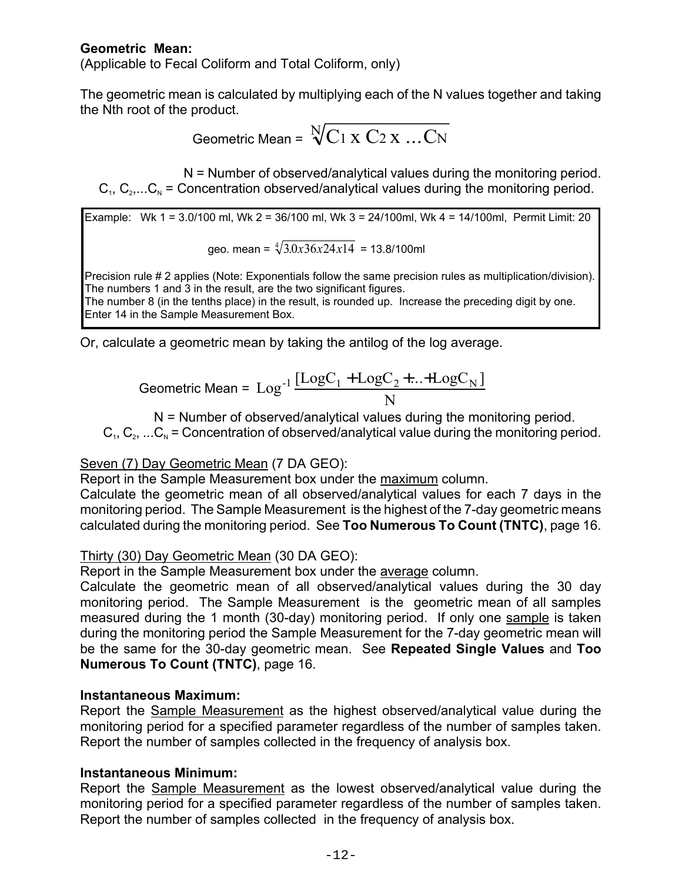**Geometric Mean:**
(Applicable to Fecal Coliform and Total Coliform, only)

The geometric mean is calculated by multiplying each of the N values together and taking the Nth root of the product.

$$\text{Geometric Mean} = \sqrt[N]{C_1 \times C_2 \times \ldots C_N}$$

N = Number of observed/analytical values during the monitoring period.
$C_1, C_2, \ldots C_N$ = Concentration observed/analytical values during the monitoring period.

> Example: Wk 1 = 3.0/100 ml, Wk 2 = 36/100 ml, Wk 3 = 24/100ml, Wk 4 = 14/100ml, Permit Limit: 20
>
> $$\text{geo. mean} = \sqrt[4]{3.0x36x24x14} = 13.8/100\text{ml}$$
>
> Precision rule # 2 applies (Note: Exponentials follow the same precision rules as multiplication/division).
> The numbers 1 and 3 in the result, are the two significant figures.
> The number 8 (in the tenths place) in the result, is rounded up. Increase the preceding digit by one.
> Enter 14 in the Sample Measurement Box.

Or, calculate a geometric mean by taking the antilog of the log average.

$$\text{Geometric Mean} = \text{Log}^{-1} \frac{[\text{LogC}_1 + \text{LogC}_2 + \ldots + \text{LogC}_N]}{\text{N}}$$

N = Number of observed/analytical values during the monitoring period.
$C_1, C_2, \ldots C_N$ = Concentration of observed/analytical value during the monitoring period.

Seven (7) Day Geometric Mean (7 DA GEO):
Report in the Sample Measurement box under the maximum column.
Calculate the geometric mean of all observed/analytical values for each 7 days in the monitoring period. The Sample Measurement is the highest of the 7-day geometric means calculated during the monitoring period. See **Too Numerous To Count (TNTC)**, page 16.

Thirty (30) Day Geometric Mean (30 DA GEO):
Report in the Sample Measurement box under the average column.
Calculate the geometric mean of all observed/analytical values during the 30 day monitoring period. The Sample Measurement is the geometric mean of all samples measured during the 1 month (30-day) monitoring period. If only one sample is taken during the monitoring period the Sample Measurement for the 7-day geometric mean will be the same for the 30-day geometric mean. See **Repeated Single Values** and **Too Numerous To Count (TNTC)**, page 16.

**Instantaneous Maximum:**
Report the Sample Measurement as the highest observed/analytical value during the monitoring period for a specified parameter regardless of the number of samples taken. Report the number of samples collected in the frequency of analysis box.

**Instantaneous Minimum:**
Report the Sample Measurement as the lowest observed/analytical value during the monitoring period for a specified parameter regardless of the number of samples taken. Report the number of samples collected in the frequency of analysis box.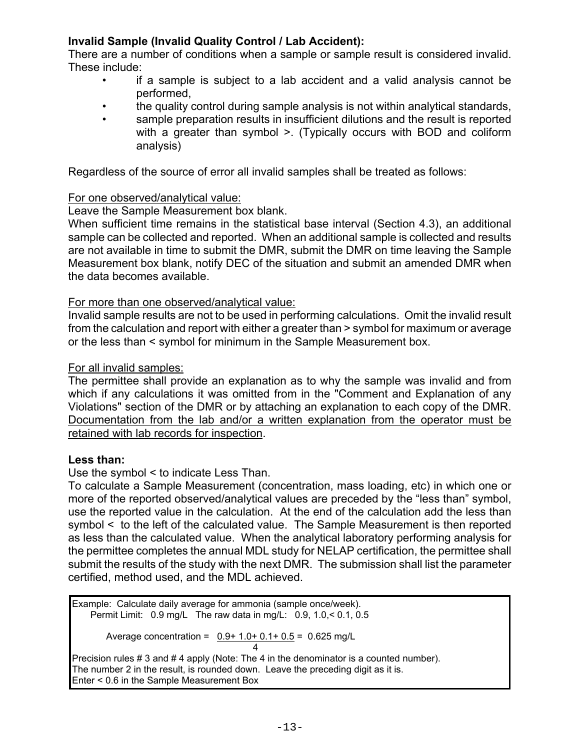**Invalid Sample (Invalid Quality Control / Lab Accident):**
There are a number of conditions when a sample or sample result is considered invalid. These include:

- if a sample is subject to a lab accident and a valid analysis cannot be performed,
- the quality control during sample analysis is not within analytical standards,
- sample preparation results in insufficient dilutions and the result is reported with a greater than symbol >. (Typically occurs with BOD and coliform analysis)

Regardless of the source of error all invalid samples shall be treated as follows:

<u>For one observed/analytical value:</u>
Leave the Sample Measurement box blank.
When sufficient time remains in the statistical base interval (Section 4.3), an additional sample can be collected and reported. When an additional sample is collected and results are not available in time to submit the DMR, submit the DMR on time leaving the Sample Measurement box blank, notify DEC of the situation and submit an amended DMR when the data becomes available.

<u>For more than one observed/analytical value:</u>
Invalid sample results are not to be used in performing calculations. Omit the invalid result from the calculation and report with either a greater than > symbol for maximum or average or the less than < symbol for minimum in the Sample Measurement box.

<u>For all invalid samples:</u>
The permittee shall provide an explanation as to why the sample was invalid and from which if any calculations it was omitted from in the "Comment and Explanation of any Violations" section of the DMR or by attaching an explanation to each copy of the DMR. <u>Documentation from the lab and/or a written explanation from the operator must be retained with lab records for inspection</u>.

**Less than:**
Use the symbol < to indicate Less Than.
To calculate a Sample Measurement (concentration, mass loading, etc) in which one or more of the reported observed/analytical values are preceded by the "less than" symbol, use the reported value in the calculation. At the end of the calculation add the less than symbol < to the left of the calculated value. The Sample Measurement is then reported as less than the calculated value. When the analytical laboratory performing analysis for the permittee completes the annual MDL study for NELAP certification, the permittee shall submit the results of the study with the next DMR. The submission shall list the parameter certified, method used, and the MDL achieved.

> Example: Calculate daily average for ammonia (sample once/week).
> Permit Limit: 0.9 mg/L The raw data in mg/L: 0.9, 1.0,< 0.1, 0.5
>
> $$\text{Average concentration} = \frac{0.9 + 1.0 + 0.1 + 0.5}{4} = 0.625 \text{ mg/L}$$
>
> Precision rules # 3 and # 4 apply (Note: The 4 in the denominator is a counted number).
> The number 2 in the result, is rounded down. Leave the preceding digit as it is.
> Enter < 0.6 in the Sample Measurement Box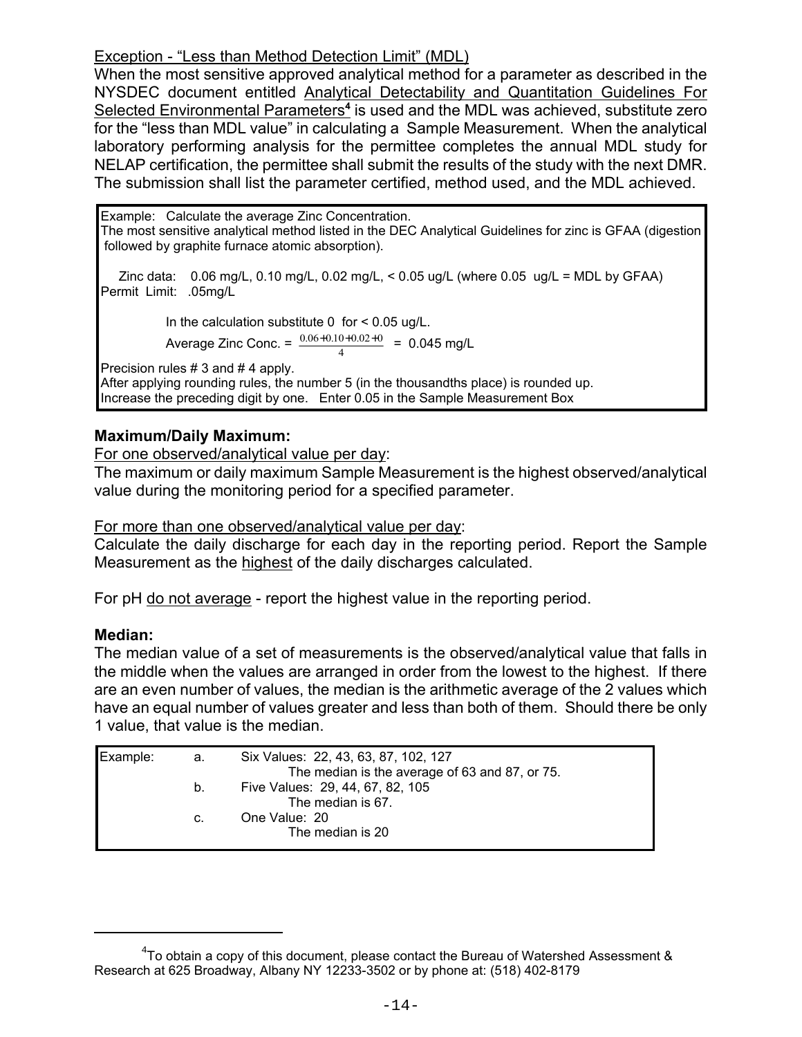Exception - "Less than Method Detection Limit" (MDL)

When the most sensitive approved analytical method for a parameter as described in the NYSDEC document entitled Analytical Detectability and Quantitation Guidelines For Selected Environmental Parameters[4] is used and the MDL was achieved, substitute zero for the "less than MDL value" in calculating a Sample Measurement. When the analytical laboratory performing analysis for the permittee completes the annual MDL study for NELAP certification, the permittee shall submit the results of the study with the next DMR. The submission shall list the parameter certified, method used, and the MDL achieved.

> Example: Calculate the average Zinc Concentration.
> The most sensitive analytical method listed in the DEC Analytical Guidelines for zinc is GFAA (digestion followed by graphite furnace atomic absorption).
>
> Zinc data: 0.06 mg/L, 0.10 mg/L, 0.02 mg/L, < 0.05 ug/L (where 0.05 ug/L = MDL by GFAA)
> Permit Limit: .05mg/L
>
> In the calculation substitute 0 for < 0.05 ug/L.
>
> Average Zinc Conc. = $\frac{0.06+0.10+0.02+0}{4}$ = 0.045 mg/L
>
> Precision rules # 3 and # 4 apply.
> After applying rounding rules, the number 5 (in the thousandths place) is rounded up.
> Increase the preceding digit by one. Enter 0.05 in the Sample Measurement Box

**Maximum/Daily Maximum:**

For one observed/analytical value per day:

The maximum or daily maximum Sample Measurement is the highest observed/analytical value during the monitoring period for a specified parameter.

For more than one observed/analytical value per day:

Calculate the daily discharge for each day in the reporting period. Report the Sample Measurement as the highest of the daily discharges calculated.

For pH do not average - report the highest value in the reporting period.

**Median:**

The median value of a set of measurements is the observed/analytical value that falls in the middle when the values are arranged in order from the lowest to the highest. If there are an even number of values, the median is the arithmetic average of the 2 values which have an equal number of values greater and less than both of them. Should there be only 1 value, that value is the median.

> Example:
> a. Six Values: 22, 43, 63, 87, 102, 127
> The median is the average of 63 and 87, or 75.
> b. Five Values: 29, 44, 67, 82, 105
> The median is 67.
> c. One Value: 20
> The median is 20

[4] To obtain a copy of this document, please contact the Bureau of Watershed Assessment & Research at 625 Broadway, Albany NY 12233-3502 or by phone at: (518) 402-8179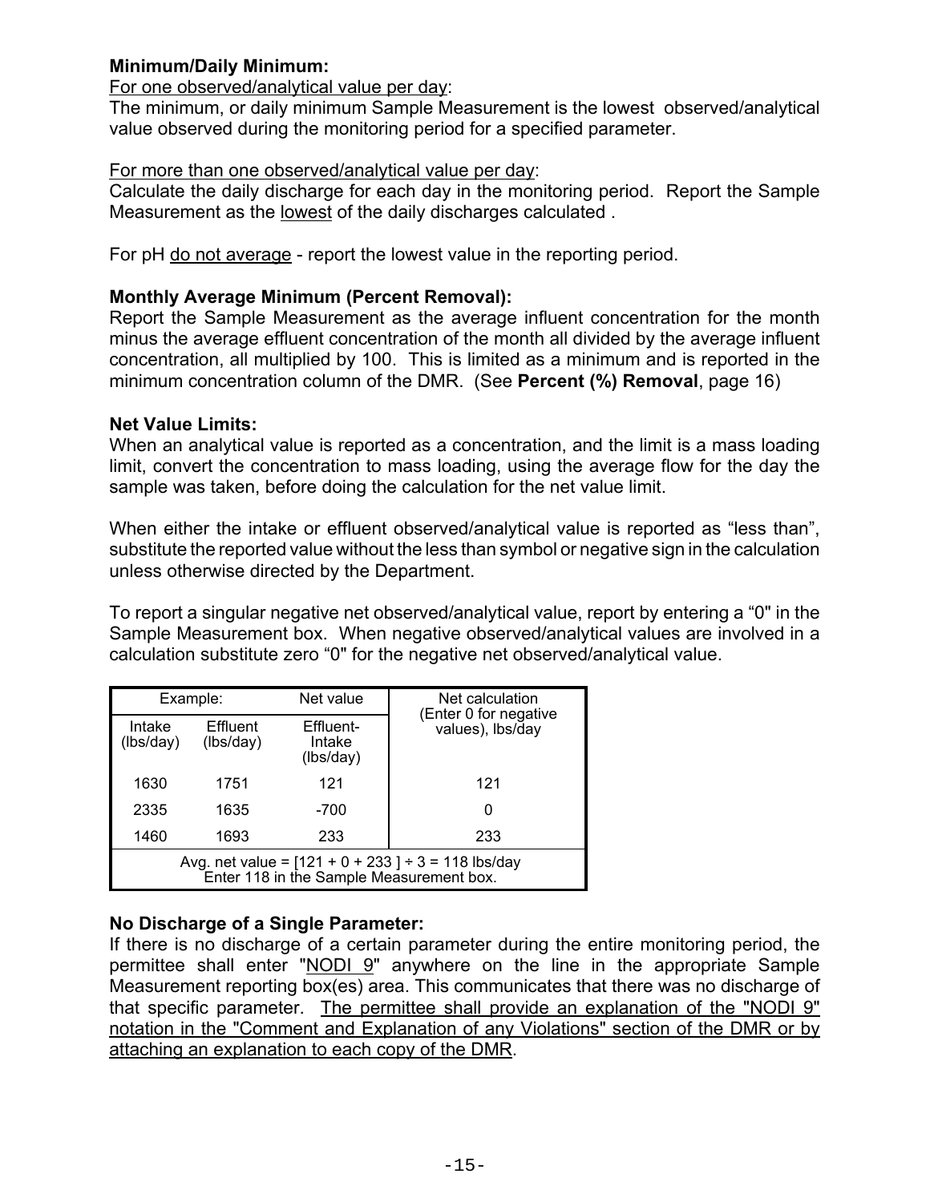**Minimum/Daily Minimum:**

For one observed/analytical value per day:

The minimum, or daily minimum Sample Measurement is the lowest observed/analytical value observed during the monitoring period for a specified parameter.

For more than one observed/analytical value per day:

Calculate the daily discharge for each day in the monitoring period. Report the Sample Measurement as the lowest of the daily discharges calculated .

For pH do not average - report the lowest value in the reporting period.

**Monthly Average Minimum (Percent Removal):**

Report the Sample Measurement as the average influent concentration for the month minus the average effluent concentration of the month all divided by the average influent concentration, all multiplied by 100. This is limited as a minimum and is reported in the minimum concentration column of the DMR. (See **Percent (%) Removal**, page 16)

**Net Value Limits:**

When an analytical value is reported as a concentration, and the limit is a mass loading limit, convert the concentration to mass loading, using the average flow for the day the sample was taken, before doing the calculation for the net value limit.

When either the intake or effluent observed/analytical value is reported as "less than", substitute the reported value without the less than symbol or negative sign in the calculation unless otherwise directed by the Department.

To report a singular negative net observed/analytical value, report by entering a "0" in the Sample Measurement box. When negative observed/analytical values are involved in a calculation substitute zero "0" for the negative net observed/analytical value.

| Example: | | Net value | Net calculation (Enter 0 for negative values), lbs/day |
|---|---|---|---|
| Intake (lbs/day) | Effluent (lbs/day) | Effluent-Intake (lbs/day) | |
| 1630 | 1751 | 121 | 121 |
| 2335 | 1635 | -700 | 0 |
| 1460 | 1693 | 233 | 233 |
| Avg. net value = [121 + 0 + 233 ] ÷ 3 = 118 lbs/day<br>Enter 118 in the Sample Measurement box. | | | |

**No Discharge of a Single Parameter:**

If there is no discharge of a certain parameter during the entire monitoring period, the permittee shall enter "NODI 9" anywhere on the line in the appropriate Sample Measurement reporting box(es) area. This communicates that there was no discharge of that specific parameter. The permittee shall provide an explanation of the "NODI 9" notation in the "Comment and Explanation of any Violations" section of the DMR or by attaching an explanation to each copy of the DMR.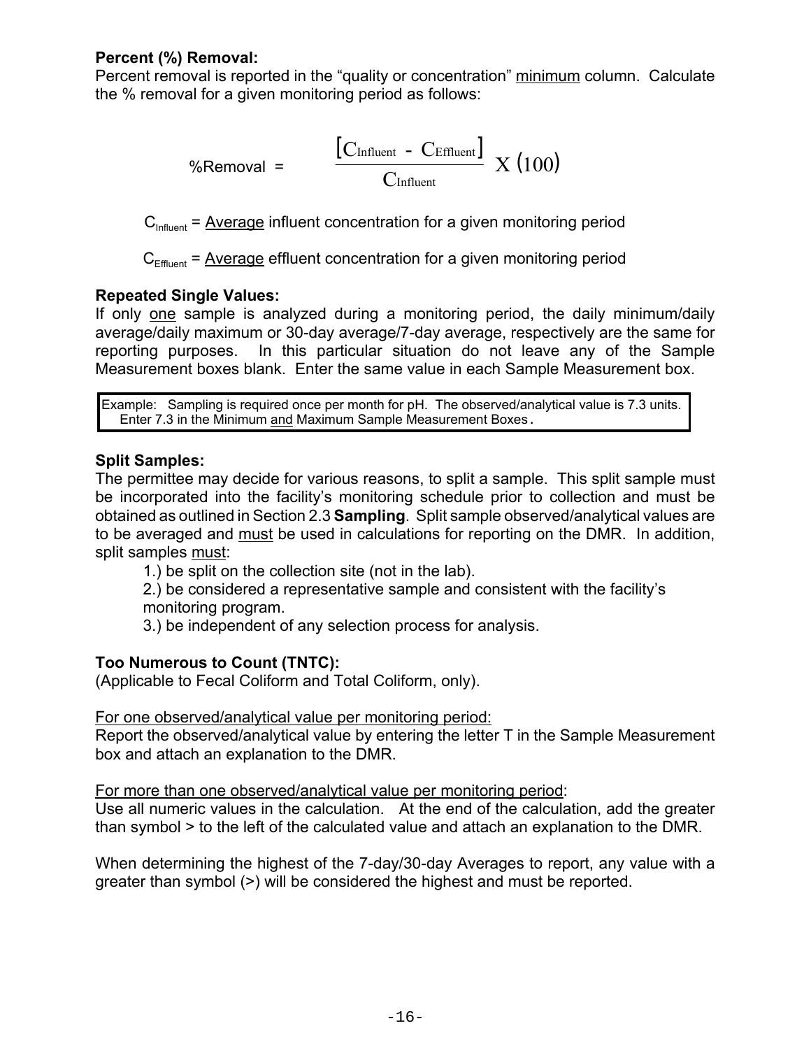**Percent (%) Removal:**
Percent removal is reported in the "quality or concentration" minimum column. Calculate the % removal for a given monitoring period as follows:

$$\%\text{Removal} = \frac{[C_{Influent} - C_{Effluent}]}{C_{Influent}} \times (100)$$

$C_{Influent}$ = Average influent concentration for a given monitoring period

$C_{Effluent}$ = Average effluent concentration for a given monitoring period

**Repeated Single Values:**
If only one sample is analyzed during a monitoring period, the daily minimum/daily average/daily maximum or 30-day average/7-day average, respectively are the same for reporting purposes. In this particular situation do not leave any of the Sample Measurement boxes blank. Enter the same value in each Sample Measurement box.

> Example: Sampling is required once per month for pH. The observed/analytical value is 7.3 units. Enter 7.3 in the Minimum and Maximum Sample Measurement Boxes.

**Split Samples:**
The permittee may decide for various reasons, to split a sample. This split sample must be incorporated into the facility's monitoring schedule prior to collection and must be obtained as outlined in Section 2.3 **Sampling**. Split sample observed/analytical values are to be averaged and must be used in calculations for reporting on the DMR. In addition, split samples must:

1.) be split on the collection site (not in the lab).
2.) be considered a representative sample and consistent with the facility's monitoring program.
3.) be independent of any selection process for analysis.

**Too Numerous to Count (TNTC):**
(Applicable to Fecal Coliform and Total Coliform, only).

For one observed/analytical value per monitoring period:
Report the observed/analytical value by entering the letter T in the Sample Measurement box and attach an explanation to the DMR.

For more than one observed/analytical value per monitoring period:
Use all numeric values in the calculation. At the end of the calculation, add the greater than symbol > to the left of the calculated value and attach an explanation to the DMR.

When determining the highest of the 7-day/30-day Averages to report, any value with a greater than symbol (>) will be considered the highest and must be reported.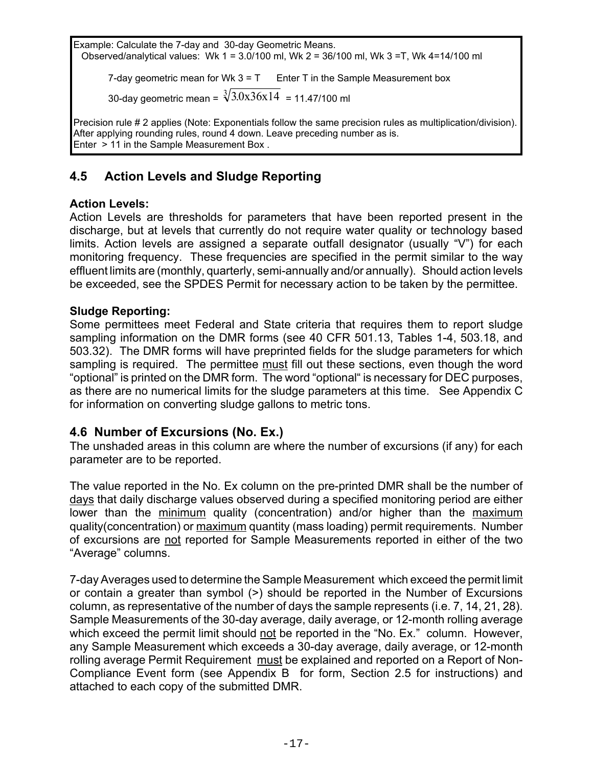Example: Calculate the 7-day and 30-day Geometric Means.
Observed/analytical values: Wk 1 = 3.0/100 ml, Wk 2 = 36/100 ml, Wk 3 =T, Wk 4=14/100 ml

7-day geometric mean for Wk 3 = T    Enter T in the Sample Measurement box

30-day geometric mean = $\sqrt[3]{3.0 \times 36 \times 14}$ = 11.47/100 ml

Precision rule # 2 applies (Note: Exponentials follow the same precision rules as multiplication/division). After applying rounding rules, round 4 down. Leave preceding number as is.
Enter > 11 in the Sample Measurement Box .

## 4.5 Action Levels and Sludge Reporting

**Action Levels:**
Action Levels are thresholds for parameters that have been reported present in the discharge, but at levels that currently do not require water quality or technology based limits. Action levels are assigned a separate outfall designator (usually "V") for each monitoring frequency. These frequencies are specified in the permit similar to the way effluent limits are (monthly, quarterly, semi-annually and/or annually). Should action levels be exceeded, see the SPDES Permit for necessary action to be taken by the permittee.

**Sludge Reporting:**
Some permittees meet Federal and State criteria that requires them to report sludge sampling information on the DMR forms (see 40 CFR 501.13, Tables 1-4, 503.18, and 503.32). The DMR forms will have preprinted fields for the sludge parameters for which sampling is required. The permittee must fill out these sections, even though the word "optional" is printed on the DMR form. The word "optional" is necessary for DEC purposes, as there are no numerical limits for the sludge parameters at this time. See Appendix C for information on converting sludge gallons to metric tons.

## 4.6 Number of Excursions (No. Ex.)

The unshaded areas in this column are where the number of excursions (if any) for each parameter are to be reported.

The value reported in the No. Ex column on the pre-printed DMR shall be the number of days that daily discharge values observed during a specified monitoring period are either lower than the minimum quality (concentration) and/or higher than the maximum quality(concentration) or maximum quantity (mass loading) permit requirements. Number of excursions are not reported for Sample Measurements reported in either of the two "Average" columns.

7-day Averages used to determine the Sample Measurement which exceed the permit limit or contain a greater than symbol (>) should be reported in the Number of Excursions column, as representative of the number of days the sample represents (i.e. 7, 14, 21, 28). Sample Measurements of the 30-day average, daily average, or 12-month rolling average which exceed the permit limit should not be reported in the "No. Ex." column. However, any Sample Measurement which exceeds a 30-day average, daily average, or 12-month rolling average Permit Requirement must be explained and reported on a Report of Non-Compliance Event form (see Appendix B for form, Section 2.5 for instructions) and attached to each copy of the submitted DMR.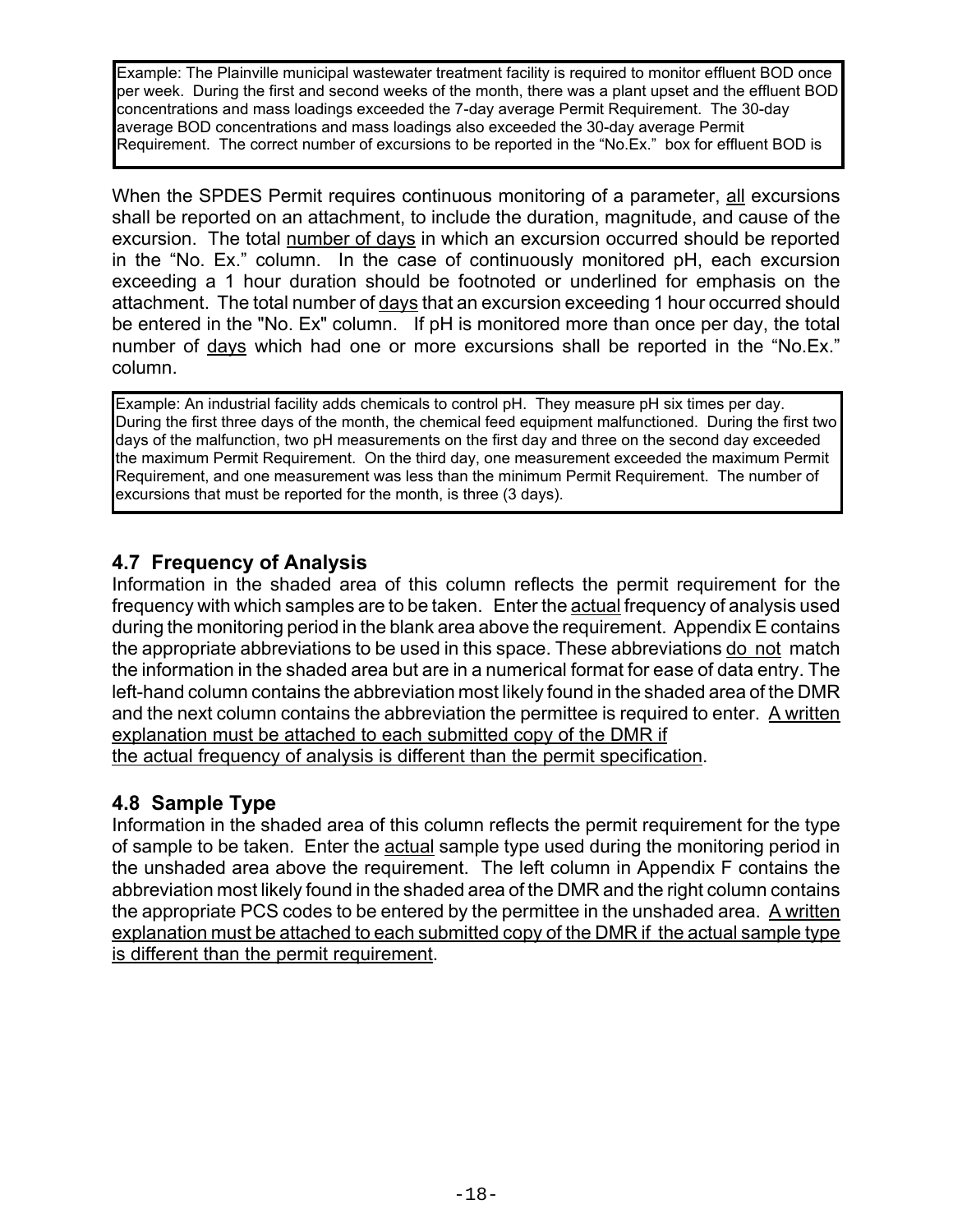> Example: The Plainville municipal wastewater treatment facility is required to monitor effluent BOD once per week. During the first and second weeks of the month, there was a plant upset and the effluent BOD concentrations and mass loadings exceeded the 7-day average Permit Requirement. The 30-day average BOD concentrations and mass loadings also exceeded the 30-day average Permit Requirement. The correct number of excursions to be reported in the "No.Ex." box for effluent BOD is

When the SPDES Permit requires continuous monitoring of a parameter, all excursions shall be reported on an attachment, to include the duration, magnitude, and cause of the excursion. The total number of days in which an excursion occurred should be reported in the "No. Ex." column. In the case of continuously monitored pH, each excursion exceeding a 1 hour duration should be footnoted or underlined for emphasis on the attachment. The total number of days that an excursion exceeding 1 hour occurred should be entered in the "No. Ex" column. If pH is monitored more than once per day, the total number of days which had one or more excursions shall be reported in the "No.Ex." column.

> Example: An industrial facility adds chemicals to control pH. They measure pH six times per day. During the first three days of the month, the chemical feed equipment malfunctioned. During the first two days of the malfunction, two pH measurements on the first day and three on the second day exceeded the maximum Permit Requirement. On the third day, one measurement exceeded the maximum Permit Requirement, and one measurement was less than the minimum Permit Requirement. The number of excursions that must be reported for the month, is three (3 days).

## 4.7 Frequency of Analysis

Information in the shaded area of this column reflects the permit requirement for the frequency with which samples are to be taken. Enter the actual frequency of analysis used during the monitoring period in the blank area above the requirement. Appendix E contains the appropriate abbreviations to be used in this space. These abbreviations do not match the information in the shaded area but are in a numerical format for ease of data entry. The left-hand column contains the abbreviation most likely found in the shaded area of the DMR and the next column contains the abbreviation the permittee is required to enter. A written explanation must be attached to each submitted copy of the DMR if the actual frequency of analysis is different than the permit specification.

## 4.8 Sample Type

Information in the shaded area of this column reflects the permit requirement for the type of sample to be taken. Enter the actual sample type used during the monitoring period in the unshaded area above the requirement. The left column in Appendix F contains the abbreviation most likely found in the shaded area of the DMR and the right column contains the appropriate PCS codes to be entered by the permittee in the unshaded area. A written explanation must be attached to each submitted copy of the DMR if the actual sample type is different than the permit requirement.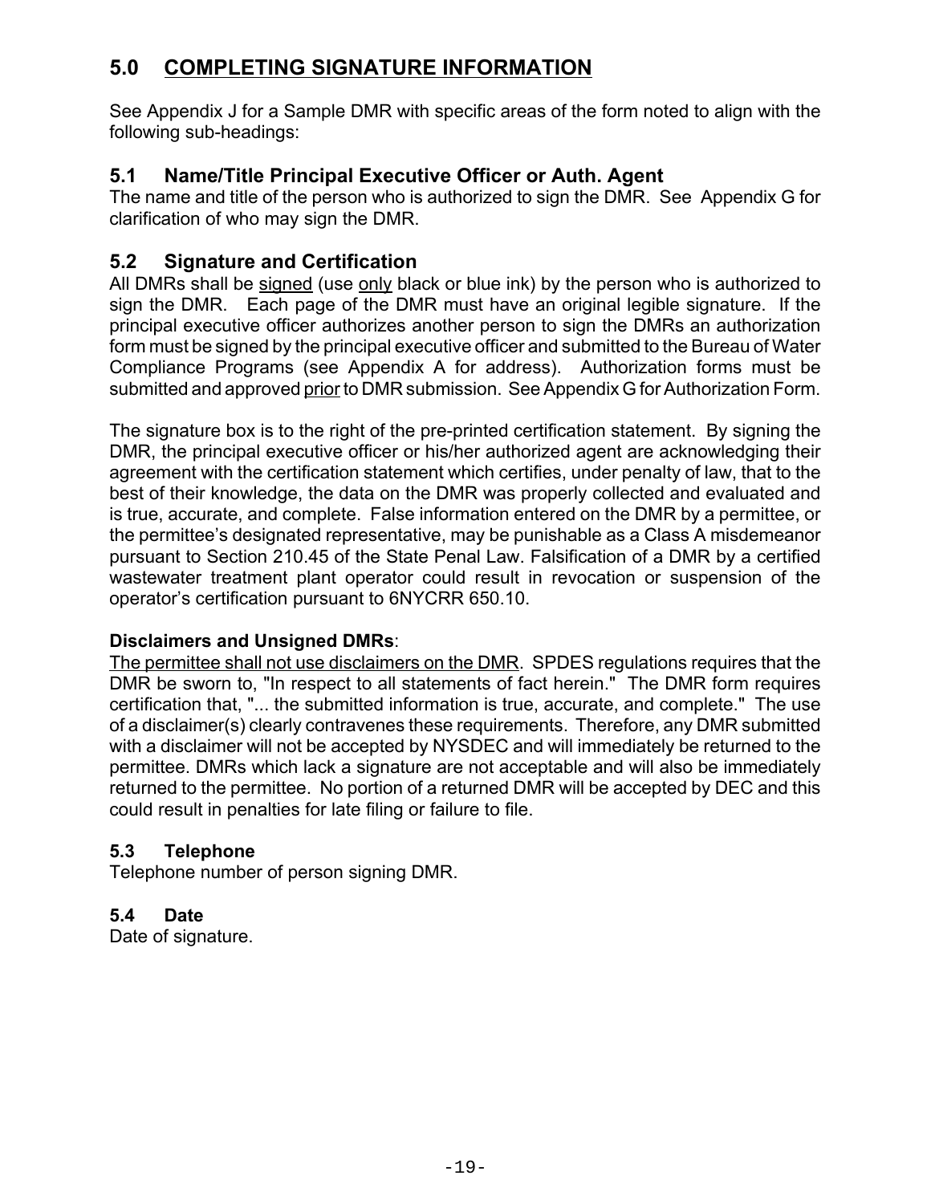## 5.0 COMPLETING SIGNATURE INFORMATION

See Appendix J for a Sample DMR with specific areas of the form noted to align with the following sub-headings:

### 5.1 Name/Title Principal Executive Officer or Auth. Agent

The name and title of the person who is authorized to sign the DMR. See Appendix G for clarification of who may sign the DMR.

### 5.2 Signature and Certification

All DMRs shall be signed (use only black or blue ink) by the person who is authorized to sign the DMR. Each page of the DMR must have an original legible signature. If the principal executive officer authorizes another person to sign the DMRs an authorization form must be signed by the principal executive officer and submitted to the Bureau of Water Compliance Programs (see Appendix A for address). Authorization forms must be submitted and approved prior to DMR submission. See Appendix G for Authorization Form.

The signature box is to the right of the pre-printed certification statement. By signing the DMR, the principal executive officer or his/her authorized agent are acknowledging their agreement with the certification statement which certifies, under penalty of law, that to the best of their knowledge, the data on the DMR was properly collected and evaluated and is true, accurate, and complete. False information entered on the DMR by a permittee, or the permittee's designated representative, may be punishable as a Class A misdemeanor pursuant to Section 210.45 of the State Penal Law. Falsification of a DMR by a certified wastewater treatment plant operator could result in revocation or suspension of the operator's certification pursuant to 6NYCRR 650.10.

**Disclaimers and Unsigned DMRs**:

The permittee shall not use disclaimers on the DMR. SPDES regulations requires that the DMR be sworn to, "In respect to all statements of fact herein." The DMR form requires certification that, "... the submitted information is true, accurate, and complete." The use of a disclaimer(s) clearly contravenes these requirements. Therefore, any DMR submitted with a disclaimer will not be accepted by NYSDEC and will immediately be returned to the permittee. DMRs which lack a signature are not acceptable and will also be immediately returned to the permittee. No portion of a returned DMR will be accepted by DEC and this could result in penalties for late filing or failure to file.

### 5.3 Telephone

Telephone number of person signing DMR.

### 5.4 Date

Date of signature.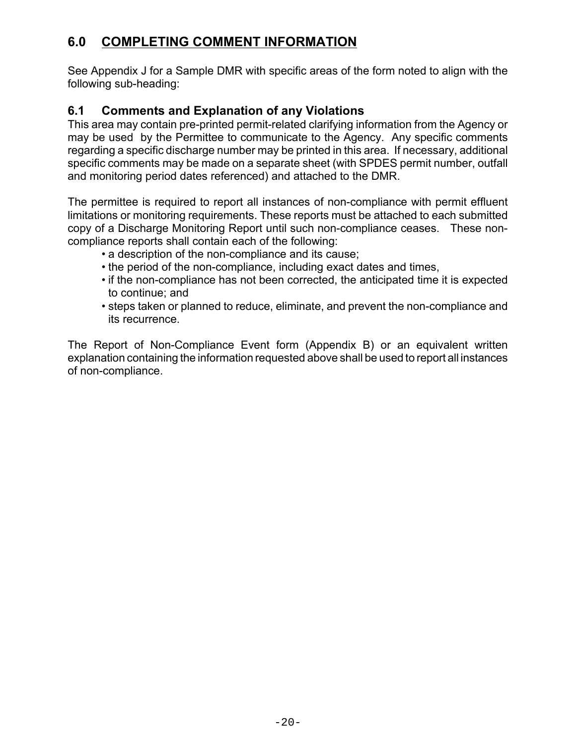## 6.0 COMPLETING COMMENT INFORMATION

See Appendix J for a Sample DMR with specific areas of the form noted to align with the following sub-heading:

### 6.1 Comments and Explanation of any Violations

This area may contain pre-printed permit-related clarifying information from the Agency or may be used by the Permittee to communicate to the Agency. Any specific comments regarding a specific discharge number may be printed in this area. If necessary, additional specific comments may be made on a separate sheet (with SPDES permit number, outfall and monitoring period dates referenced) and attached to the DMR.

The permittee is required to report all instances of non-compliance with permit effluent limitations or monitoring requirements. These reports must be attached to each submitted copy of a Discharge Monitoring Report until such non-compliance ceases. These non-compliance reports shall contain each of the following:

- a description of the non-compliance and its cause;
- the period of the non-compliance, including exact dates and times,
- if the non-compliance has not been corrected, the anticipated time it is expected to continue; and
- steps taken or planned to reduce, eliminate, and prevent the non-compliance and its recurrence.

The Report of Non-Compliance Event form (Appendix B) or an equivalent written explanation containing the information requested above shall be used to report all instances of non-compliance.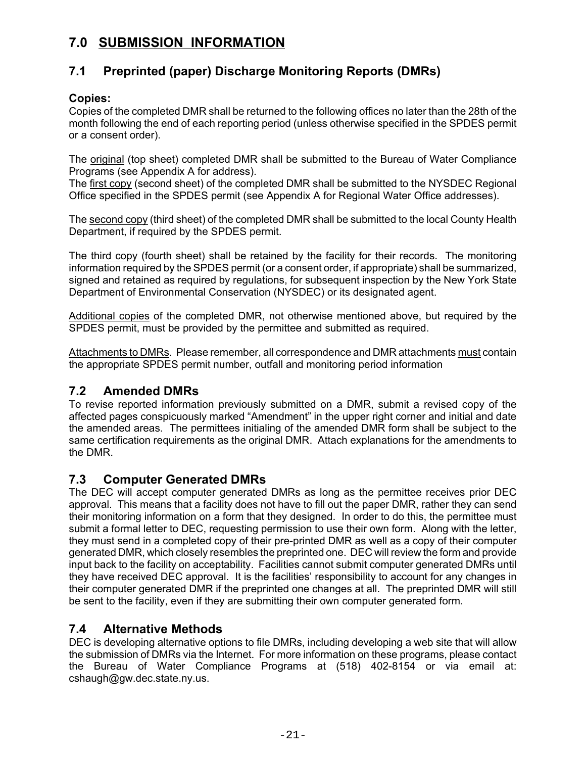# 7.0 SUBMISSION INFORMATION

## 7.1 Preprinted (paper) Discharge Monitoring Reports (DMRs)

**Copies:**
Copies of the completed DMR shall be returned to the following offices no later than the 28th of the month following the end of each reporting period (unless otherwise specified in the SPDES permit or a consent order).

The original (top sheet) completed DMR shall be submitted to the Bureau of Water Compliance Programs (see Appendix A for address).
The first copy (second sheet) of the completed DMR shall be submitted to the NYSDEC Regional Office specified in the SPDES permit (see Appendix A for Regional Water Office addresses).

The second copy (third sheet) of the completed DMR shall be submitted to the local County Health Department, if required by the SPDES permit.

The third copy (fourth sheet) shall be retained by the facility for their records. The monitoring information required by the SPDES permit (or a consent order, if appropriate) shall be summarized, signed and retained as required by regulations, for subsequent inspection by the New York State Department of Environmental Conservation (NYSDEC) or its designated agent.

Additional copies of the completed DMR, not otherwise mentioned above, but required by the SPDES permit, must be provided by the permittee and submitted as required.

Attachments to DMRs. Please remember, all correspondence and DMR attachments must contain the appropriate SPDES permit number, outfall and monitoring period information

## 7.2 Amended DMRs

To revise reported information previously submitted on a DMR, submit a revised copy of the affected pages conspicuously marked "Amendment" in the upper right corner and initial and date the amended areas. The permittees initialing of the amended DMR form shall be subject to the same certification requirements as the original DMR. Attach explanations for the amendments to the DMR.

## 7.3 Computer Generated DMRs

The DEC will accept computer generated DMRs as long as the permittee receives prior DEC approval. This means that a facility does not have to fill out the paper DMR, rather they can send their monitoring information on a form that they designed. In order to do this, the permittee must submit a formal letter to DEC, requesting permission to use their own form. Along with the letter, they must send in a completed copy of their pre-printed DMR as well as a copy of their computer generated DMR, which closely resembles the preprinted one. DEC will review the form and provide input back to the facility on acceptability. Facilities cannot submit computer generated DMRs until they have received DEC approval. It is the facilities' responsibility to account for any changes in their computer generated DMR if the preprinted one changes at all. The preprinted DMR will still be sent to the facility, even if they are submitting their own computer generated form.

## 7.4 Alternative Methods

DEC is developing alternative options to file DMRs, including developing a web site that will allow the submission of DMRs via the Internet. For more information on these programs, please contact the Bureau of Water Compliance Programs at (518) 402-8154 or via email at: cshaugh@gw.dec.state.ny.us.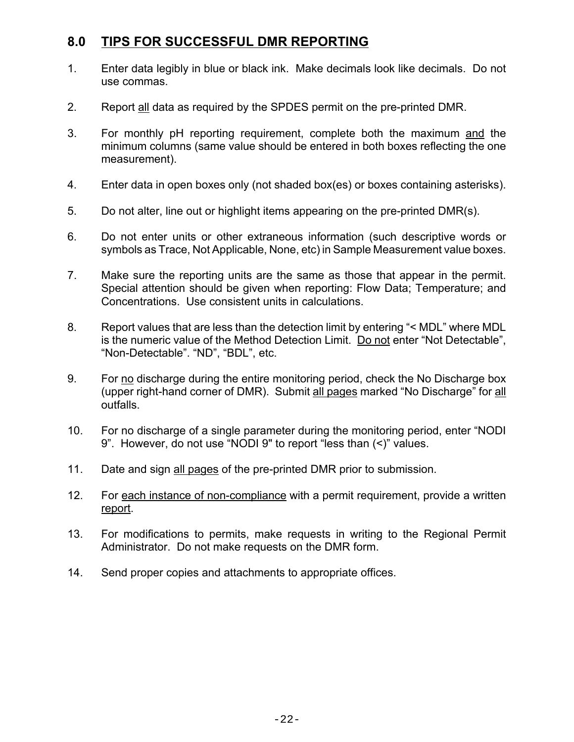## 8.0 TIPS FOR SUCCESSFUL DMR REPORTING

1. Enter data legibly in blue or black ink. Make decimals look like decimals. Do not use commas.

2. Report all data as required by the SPDES permit on the pre-printed DMR.

3. For monthly pH reporting requirement, complete both the maximum and the minimum columns (same value should be entered in both boxes reflecting the one measurement).

4. Enter data in open boxes only (not shaded box(es) or boxes containing asterisks).

5. Do not alter, line out or highlight items appearing on the pre-printed DMR(s).

6. Do not enter units or other extraneous information (such descriptive words or symbols as Trace, Not Applicable, None, etc) in Sample Measurement value boxes.

7. Make sure the reporting units are the same as those that appear in the permit. Special attention should be given when reporting: Flow Data; Temperature; and Concentrations. Use consistent units in calculations.

8. Report values that are less than the detection limit by entering "< MDL" where MDL is the numeric value of the Method Detection Limit. Do not enter "Not Detectable", "Non-Detectable". "ND", "BDL", etc.

9. For no discharge during the entire monitoring period, check the No Discharge box (upper right-hand corner of DMR). Submit all pages marked "No Discharge" for all outfalls.

10. For no discharge of a single parameter during the monitoring period, enter "NODI 9". However, do not use "NODI 9" to report "less than (<)" values.

11. Date and sign all pages of the pre-printed DMR prior to submission.

12. For each instance of non-compliance with a permit requirement, provide a written report.

13. For modifications to permits, make requests in writing to the Regional Permit Administrator. Do not make requests on the DMR form.

14. Send proper copies and attachments to appropriate offices.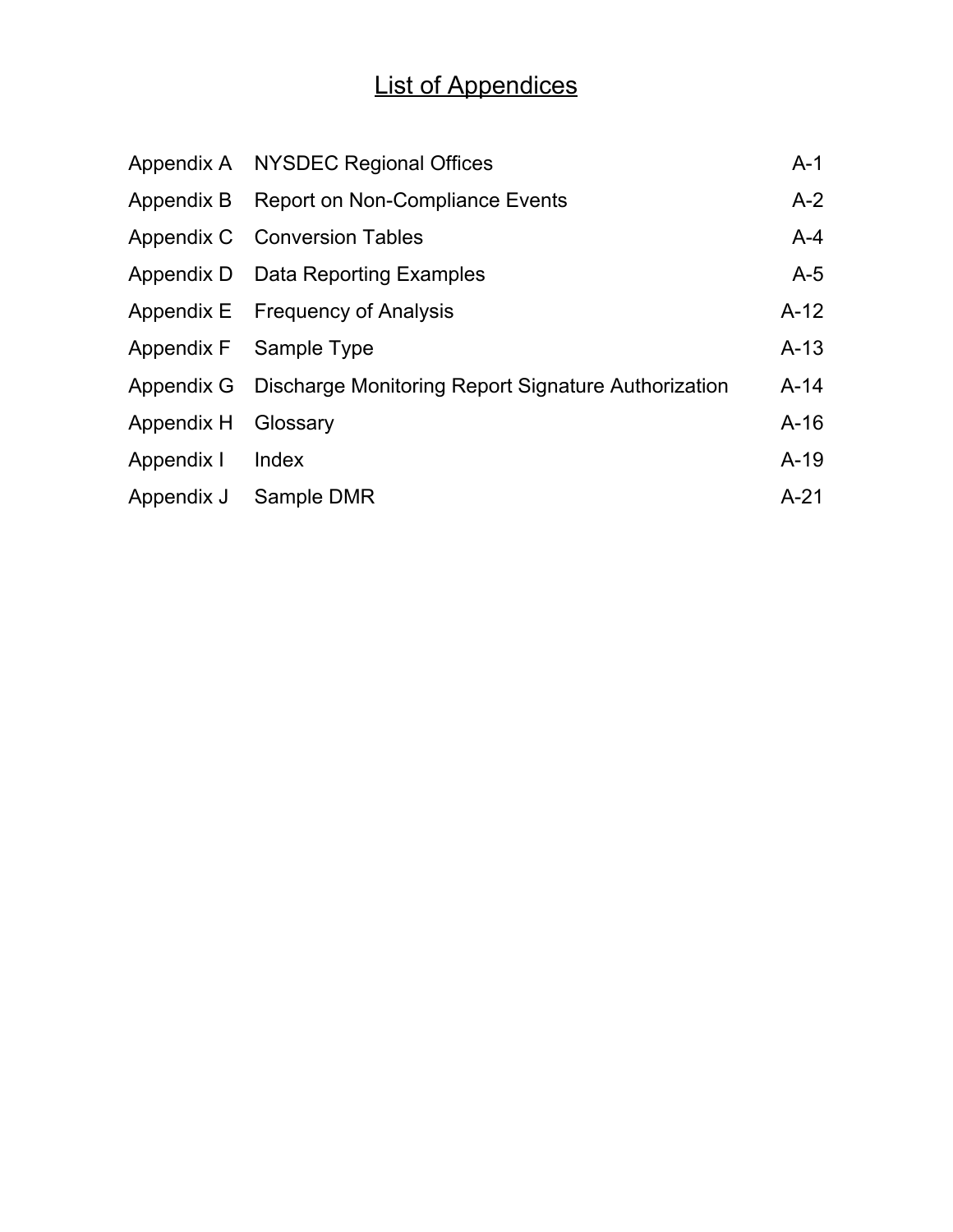# List of Appendices

| | | |
|---|---|---|
| Appendix A | NYSDEC Regional Offices | A-1 |
| Appendix B | Report on Non-Compliance Events | A-2 |
| Appendix C | Conversion Tables | A-4 |
| Appendix D | Data Reporting Examples | A-5 |
| Appendix E | Frequency of Analysis | A-12 |
| Appendix F | Sample Type | A-13 |
| Appendix G | Discharge Monitoring Report Signature Authorization | A-14 |
| Appendix H | Glossary | A-16 |
| Appendix I | Index | A-19 |
| Appendix J | Sample DMR | A-21 |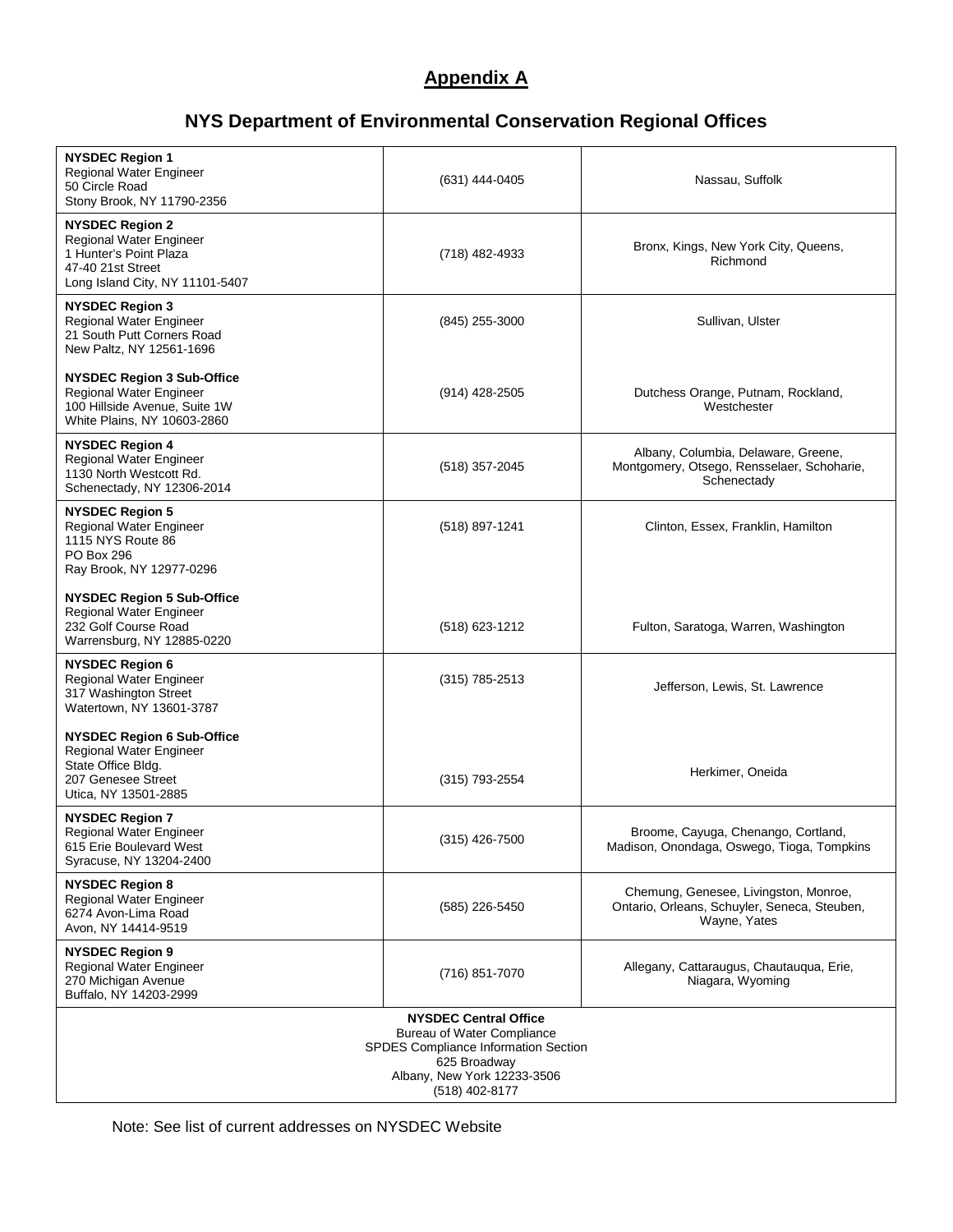## Appendix A

## NYS Department of Environmental Conservation Regional Offices

| Office | Phone | Counties |
|---|---|---|
| **NYSDEC Region 1**<br>Regional Water Engineer<br>50 Circle Road<br>Stony Brook, NY 11790-2356 | (631) 444-0405 | Nassau, Suffolk |
| **NYSDEC Region 2**<br>Regional Water Engineer<br>1 Hunter's Point Plaza<br>47-40 21st Street<br>Long Island City, NY 11101-5407 | (718) 482-4933 | Bronx, Kings, New York City, Queens, Richmond |
| **NYSDEC Region 3**<br>Regional Water Engineer<br>21 South Putt Corners Road<br>New Paltz, NY 12561-1696 | (845) 255-3000 | Sullivan, Ulster |
| **NYSDEC Region 3 Sub-Office**<br>Regional Water Engineer<br>100 Hillside Avenue, Suite 1W<br>White Plains, NY 10603-2860 | (914) 428-2505 | Dutchess Orange, Putnam, Rockland, Westchester |
| **NYSDEC Region 4**<br>Regional Water Engineer<br>1130 North Westcott Rd.<br>Schenectady, NY 12306-2014 | (518) 357-2045 | Albany, Columbia, Delaware, Greene, Montgomery, Otsego, Rensselaer, Schoharie, Schenectady |
| **NYSDEC Region 5**<br>Regional Water Engineer<br>1115 NYS Route 86<br>PO Box 296<br>Ray Brook, NY 12977-0296 | (518) 897-1241 | Clinton, Essex, Franklin, Hamilton |
| **NYSDEC Region 5 Sub-Office**<br>Regional Water Engineer<br>232 Golf Course Road<br>Warrensburg, NY 12885-0220 | (518) 623-1212 | Fulton, Saratoga, Warren, Washington |
| **NYSDEC Region 6**<br>Regional Water Engineer<br>317 Washington Street<br>Watertown, NY 13601-3787 | (315) 785-2513 | Jefferson, Lewis, St. Lawrence |
| **NYSDEC Region 6 Sub-Office**<br>Regional Water Engineer<br>State Office Bldg.<br>207 Genesee Street<br>Utica, NY 13501-2885 | (315) 793-2554 | Herkimer, Oneida |
| **NYSDEC Region 7**<br>Regional Water Engineer<br>615 Erie Boulevard West<br>Syracuse, NY 13204-2400 | (315) 426-7500 | Broome, Cayuga, Chenango, Cortland, Madison, Onondaga, Oswego, Tioga, Tompkins |
| **NYSDEC Region 8**<br>Regional Water Engineer<br>6274 Avon-Lima Road<br>Avon, NY 14414-9519 | (585) 226-5450 | Chemung, Genesee, Livingston, Monroe, Ontario, Orleans, Schuyler, Seneca, Steuben, Wayne, Yates |
| **NYSDEC Region 9**<br>Regional Water Engineer<br>270 Michigan Avenue<br>Buffalo, NY 14203-2999 | (716) 851-7070 | Allegany, Cattaraugus, Chautauqua, Erie, Niagara, Wyoming |
| **NYSDEC Central Office**<br>Bureau of Water Compliance<br>SPDES Compliance Information Section<br>625 Broadway<br>Albany, New York 12233-3506<br>(518) 402-8177 | | |

Note: See list of current addresses on NYSDEC Website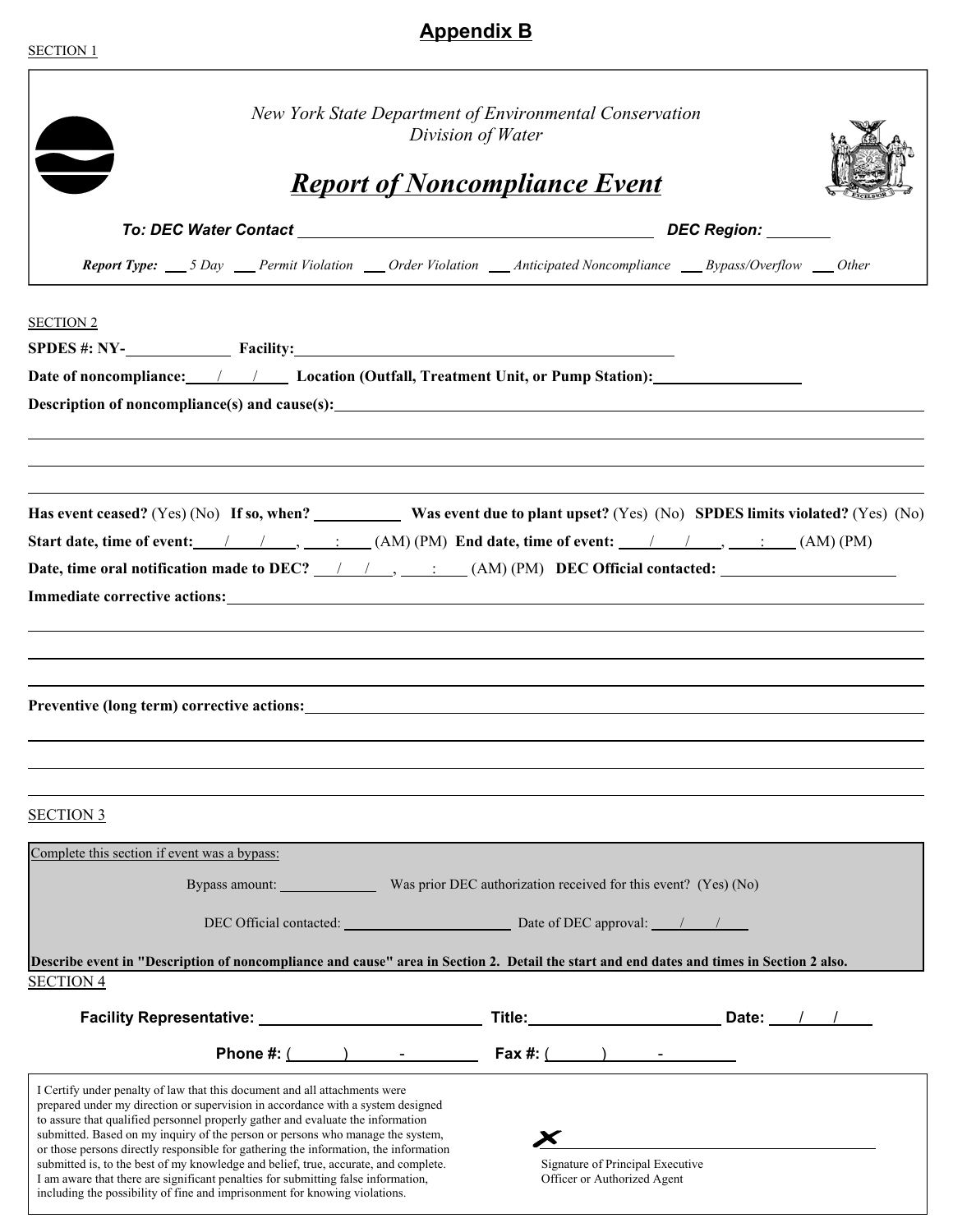# Appendix B

SECTION 1

*New York State Department of Environmental Conservation*
*Division of Water*

## ***Report of Noncompliance Event***

***To: DEC Water Contact*** ______________________________ ***DEC Region:*** ________

***Report Type:*** ___ *5 Day* ___ *Permit Violation* ___ *Order Violation* ___ *Anticipated Noncompliance* ___ *Bypass/Overflow* ___ *Other*

SECTION 2

**SPDES #: NY-**__________ **Facility:**______________________________

**Date of noncompliance:** ___/___/___ **Location (Outfall, Treatment Unit, or Pump Station):**______________

**Description of noncompliance(s) and cause(s):**______________________________

______________________________

______________________________

______________________________

**Has event ceased?** (Yes) (No) **If so, when?** ________ **Was event due to plant upset?** (Yes) (No) **SPDES limits violated?** (Yes) (No)

**Start date, time of event:** ___/___/___, ___:___ (AM) (PM) **End date, time of event:** ___/___/___, ___:___ (AM) (PM)

**Date, time oral notification made to DEC?** ___/___/___, ___:___ (AM) (PM) **DEC Official contacted:** ______________

**Immediate corrective actions:**______________________________

______________________________

______________________________

______________________________

**Preventive (long term) corrective actions:**______________________________

______________________________

______________________________

______________________________

SECTION 3

Complete this section if event was a bypass:

Bypass amount: __________ Was prior DEC authorization received for this event? (Yes) (No)

DEC Official contacted: ______________ Date of DEC approval: ___/___/___

**Describe event in "Description of noncompliance and cause" area in Section 2. Detail the start and end dates and times in Section 2 also.**

SECTION 4

**Facility Representative:** ______________ **Title:**______________ **Date:** ___/___/___

**Phone #:** (____) ____-______ **Fax #:** (____) ____-______

I Certify under penalty of law that this document and all attachments were prepared under my direction or supervision in accordance with a system designed to assure that qualified personnel properly gather and evaluate the information submitted. Based on my inquiry of the person or persons who manage the system, or those persons directly responsible for gathering the information, the information submitted is, to the best of my knowledge and belief, true, accurate, and complete. I am aware that there are significant penalties for submitting false information, including the possibility of fine and imprisonment for knowing violations.

X ______________________________

Signature of Principal Executive Officer or Authorized Agent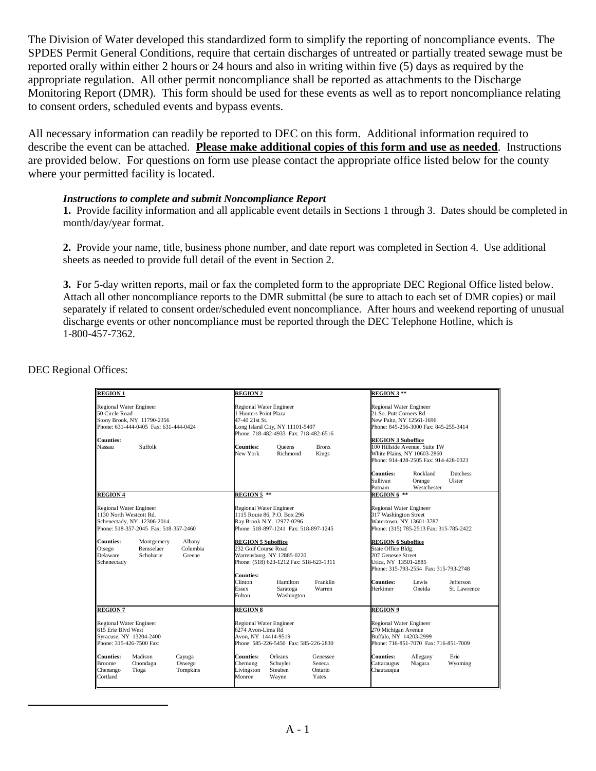The Division of Water developed this standardized form to simplify the reporting of noncompliance events. The SPDES Permit General Conditions, require that certain discharges of untreated or partially treated sewage must be reported orally within either 2 hours or 24 hours and also in writing within five (5) days as required by the appropriate regulation. All other permit noncompliance shall be reported as attachments to the Discharge Monitoring Report (DMR). This form should be used for these events as well as to report noncompliance relating to consent orders, scheduled events and bypass events.

All necessary information can readily be reported to DEC on this form. Additional information required to describe the event can be attached. **Please make additional copies of this form and use as needed**. Instructions are provided below. For questions on form use please contact the appropriate office listed below for the county where your permitted facility is located.

***Instructions to complete and submit Noncompliance Report***

**1.** Provide facility information and all applicable event details in Sections 1 through 3. Dates should be completed in month/day/year format.

**2.** Provide your name, title, business phone number, and date report was completed in Section 4. Use additional sheets as needed to provide full detail of the event in Section 2.

**3.** For 5-day written reports, mail or fax the completed form to the appropriate DEC Regional Office listed below. Attach all other noncompliance reports to the DMR submittal (be sure to attach to each set of DMR copies) or mail separately if related to consent order/scheduled event noncompliance. After hours and weekend reporting of unusual discharge events or other noncompliance must be reported through the DEC Telephone Hotline, which is 1-800-457-7362.

DEC Regional Offices:

| **REGION 1** | **REGION 2** | **REGION 3 \*\*** |
|---|---|---|
| Regional Water Engineer<br>50 Circle Road<br>Stony Brook, NY 11790-2356<br>Phone: 631-444-0405 Fax: 631-444-0424<br><br>**Counties:**<br>Nassau Suffolk | Regional Water Engineer<br>1 Hunters Point Plaza<br>47-40 21st St.<br>Long Island City, NY 11101-5407<br>Phone: 718-482-4933 Fax: 718-482-6516<br><br>**Counties:** Queens Bronx<br>New York Richmond Kings | Regional Water Engineer<br>21 So. Putt Corners Rd<br>New Paltz, NY 12561-1696<br>Phone: 845-256-3000 Fax: 845-255-3414<br><br>**REGION 3 Suboffice**<br>100 Hillside Avenue, Suite 1W<br>White Plains, NY 10603-2860<br>Phone: 914-428-2505 Fax: 914-428-0323<br><br>**Counties:** Rockland Dutchess<br>Sullivan Orange Ulster<br>Putnam Westchester |
| **REGION 4** | **REGION 5 \*\*** | **REGION 6 \*\*** |
| Regional Water Engineer<br>1130 North Westcott Rd.<br>Schenectady, NY 12306-2014<br>Phone: 518-357-2045 Fax: 518-357-2460<br><br>**Counties:** Montgomery Albany<br>Otsego Rensselaer Columbia<br>Delaware Schoharie Greene<br>Schenectady | Regional Water Engineer<br>1115 Route 86, P.O. Box 296<br>Ray Brook N.Y. 12977-0296<br>Phone: 518-897-1241 Fax: 518-897-1245<br><br>**REGION 5 Suboffice**<br>232 Golf Course Road<br>Warrensburg, NY 12885-0220<br>Phone: (518) 623-1212 Fax: 518-623-1311<br><br>**Counties:**<br>Clinton Hamilton Franklin<br>Essex Saratoga Warren<br>Fulton Washington | Regional Water Engineer<br>317 Washington Street<br>Watertown, NY 13601-3787<br>Phone: (315) 785-2513 Fax: 315-785-2422<br><br>**REGION 6 Suboffice**<br>State Office Bldg.<br>207 Genesee Street<br>Utica, NY 13501-2885<br>Phone: 315-793-2554 Fax: 315-793-2748<br><br>**Counties:** Lewis Jefferson<br>Herkimer Oneida St. Lawrence |
| **REGION 7** | **REGION 8** | **REGION 9** |
| Regional Water Engineer<br>615 Erie Blvd West<br>Syracuse, NY 13204-2400<br>Phone: 315-426-7500 Fax:<br><br>**Counties:** Madison Cayuga<br>Broome Onondaga Oswego<br>Chenango Tioga Tompkins<br>Cortland | Regional Water Engineer<br>6274 Avon-Lima Rd<br>Avon, NY 14414-9519<br>Phone: 585-226-5450 Fax: 585-226-2830<br><br>**Counties:** Orleans Genessee<br>Chemung Schuyler Seneca<br>Livingston Steuben Ontario<br>Monroe Wayne Yates | Regional Water Engineer<br>270 Michigan Avenue<br>Buffalo, NY 14203-2999<br>Phone: 716-851-7070 Fax: 716-851-7009<br><br>**Counties:** Allegany Erie<br>Cattaraugus Niagara Wyoming<br>Chautauqua |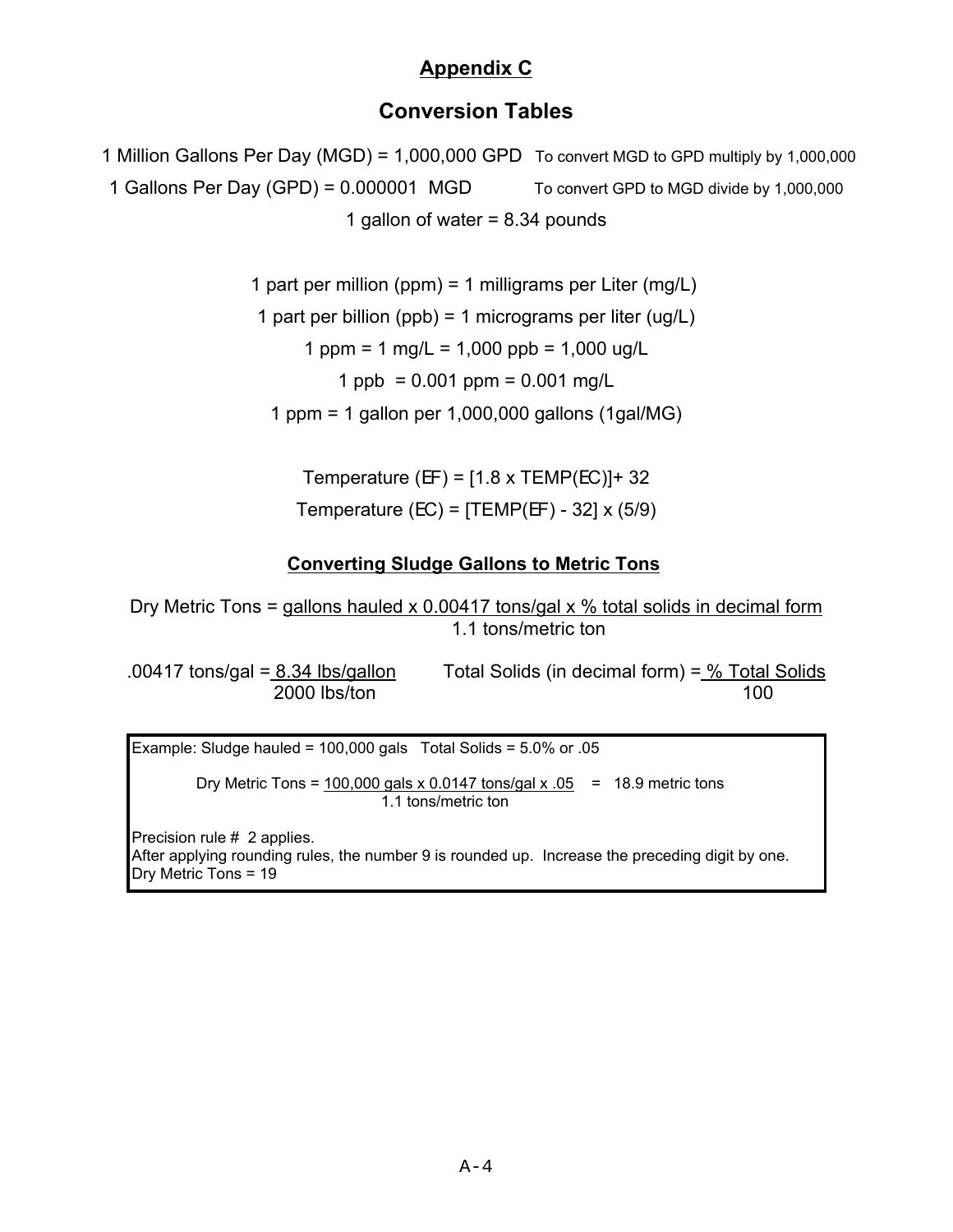## Appendix C

# Conversion Tables

1 Million Gallons Per Day (MGD) = 1,000,000 GPD   To convert MGD to GPD multiply by 1,000,000

1 Gallons Per Day (GPD) = 0.000001 MGD   To convert GPD to MGD divide by 1,000,000

1 gallon of water = 8.34 pounds

1 part per million (ppm) = 1 milligrams per Liter (mg/L)

1 part per billion (ppb) = 1 micrograms per liter (ug/L)

1 ppm = 1 mg/L = 1,000 ppb = 1,000 ug/L

1 ppb = 0.001 ppm = 0.001 mg/L

1 ppm = 1 gallon per 1,000,000 gallons (1gal/MG)

Temperature (EF) = [1.8 x TEMP(EC)]+ 32

Temperature (EC) = [TEMP(EF) - 32] x (5/9)

### Converting Sludge Gallons to Metric Tons

$$\text{Dry Metric Tons} = \frac{\text{gallons hauled} \times 0.00417 \text{ tons/gal} \times \text{\% total solids in decimal form}}{1.1 \text{ tons/metric ton}}$$

$$.00417 \text{ tons/gal} = \frac{8.34 \text{ lbs/gallon}}{2000 \text{ lbs/ton}} \qquad \text{Total Solids (in decimal form)} = \frac{\text{\% Total Solids}}{100}$$

Example: Sludge hauled = 100,000 gals   Total Solids = 5.0% or .05

$$\text{Dry Metric Tons} = \frac{100{,}000 \text{ gals} \times 0.0147 \text{ tons/gal} \times .05}{1.1 \text{ tons/metric ton}} = 18.9 \text{ metric tons}$$

Precision rule # 2 applies.
After applying rounding rules, the number 9 is rounded up. Increase the preceding digit by one.
Dry Metric Tons = 19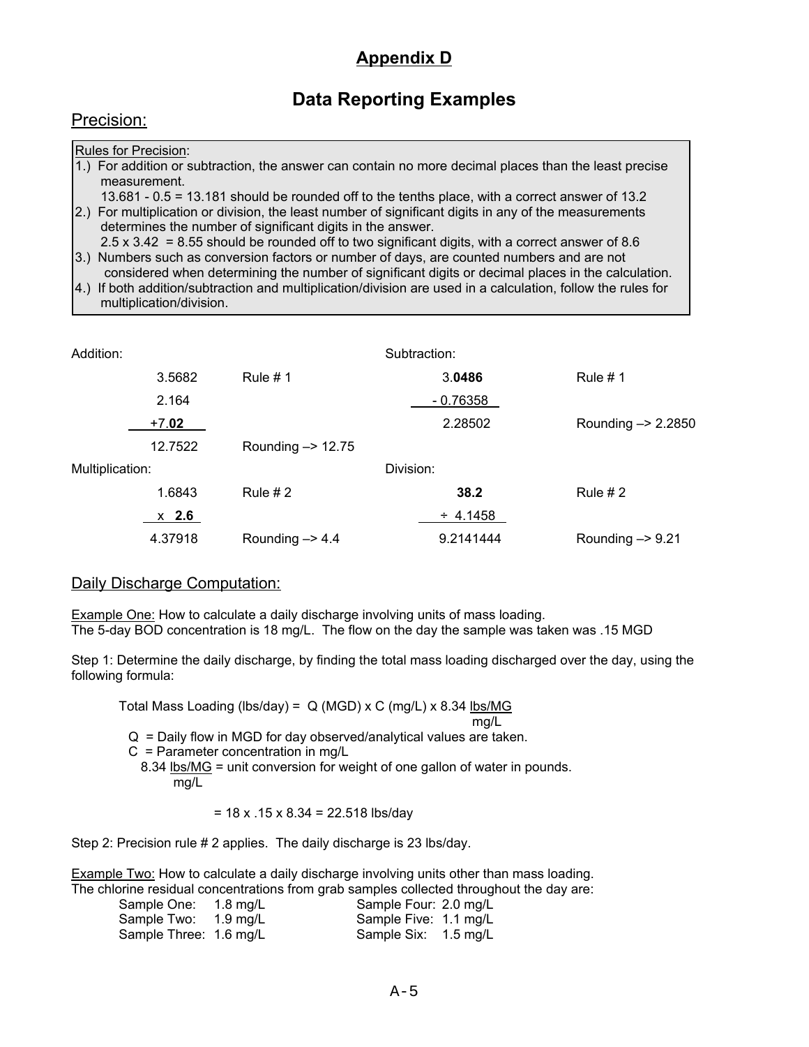# Appendix D

## Data Reporting Examples

### Precision:

Rules for Precision:

1.) For addition or subtraction, the answer can contain no more decimal places than the least precise measurement.
13.681 - 0.5 = 13.181 should be rounded off to the tenths place, with a correct answer of 13.2

2.) For multiplication or division, the least number of significant digits in any of the measurements determines the number of significant digits in the answer.
2.5 x 3.42 = 8.55 should be rounded off to two significant digits, with a correct answer of 8.6

3.) Numbers such as conversion factors or number of days, are counted numbers and are not considered when determining the number of significant digits or decimal places in the calculation.

4.) If both addition/subtraction and multiplication/division are used in a calculation, follow the rules for multiplication/division.

| Addition: | | Subtraction: | |
|---|---|---|---|
| 3.5682 | Rule # 1 | 3.**0486** | Rule # 1 |
| 2.164 | | - 0.76358 | |
| +7.**02** | | 2.28502 | Rounding –> 2.2850 |
| 12.7522 | Rounding –> 12.75 | | |
| **Multiplication:** | | **Division:** | |
| 1.6843 | Rule # 2 | **38.2** | Rule # 2 |
| x **2.6** | | ÷ 4.1458 | |
| 4.37918 | Rounding –> 4.4 | 9.2141444 | Rounding –> 9.21 |

### Daily Discharge Computation:

Example One: How to calculate a daily discharge involving units of mass loading.
The 5-day BOD concentration is 18 mg/L. The flow on the day the sample was taken was .15 MGD

Step 1: Determine the daily discharge, by finding the total mass loading discharged over the day, using the following formula:

$$\text{Total Mass Loading (lbs/day)} = Q\text{ (MGD)} \times C\text{ (mg/L)} \times 8.34\ \frac{\text{lbs/MG}}{\text{mg/L}}$$

Q = Daily flow in MGD for day observed/analytical values are taken.
C = Parameter concentration in mg/L
$8.34\ \frac{\text{lbs/MG}}{\text{mg/L}}$ = unit conversion for weight of one gallon of water in pounds.

= 18 x .15 x 8.34 = 22.518 lbs/day

Step 2: Precision rule # 2 applies. The daily discharge is 23 lbs/day.

Example Two: How to calculate a daily discharge involving units other than mass loading.
The chlorine residual concentrations from grab samples collected throughout the day are:

| | |
|---|---|
| Sample One: 1.8 mg/L | Sample Four: 2.0 mg/L |
| Sample Two: 1.9 mg/L | Sample Five: 1.1 mg/L |
| Sample Three: 1.6 mg/L | Sample Six: 1.5 mg/L |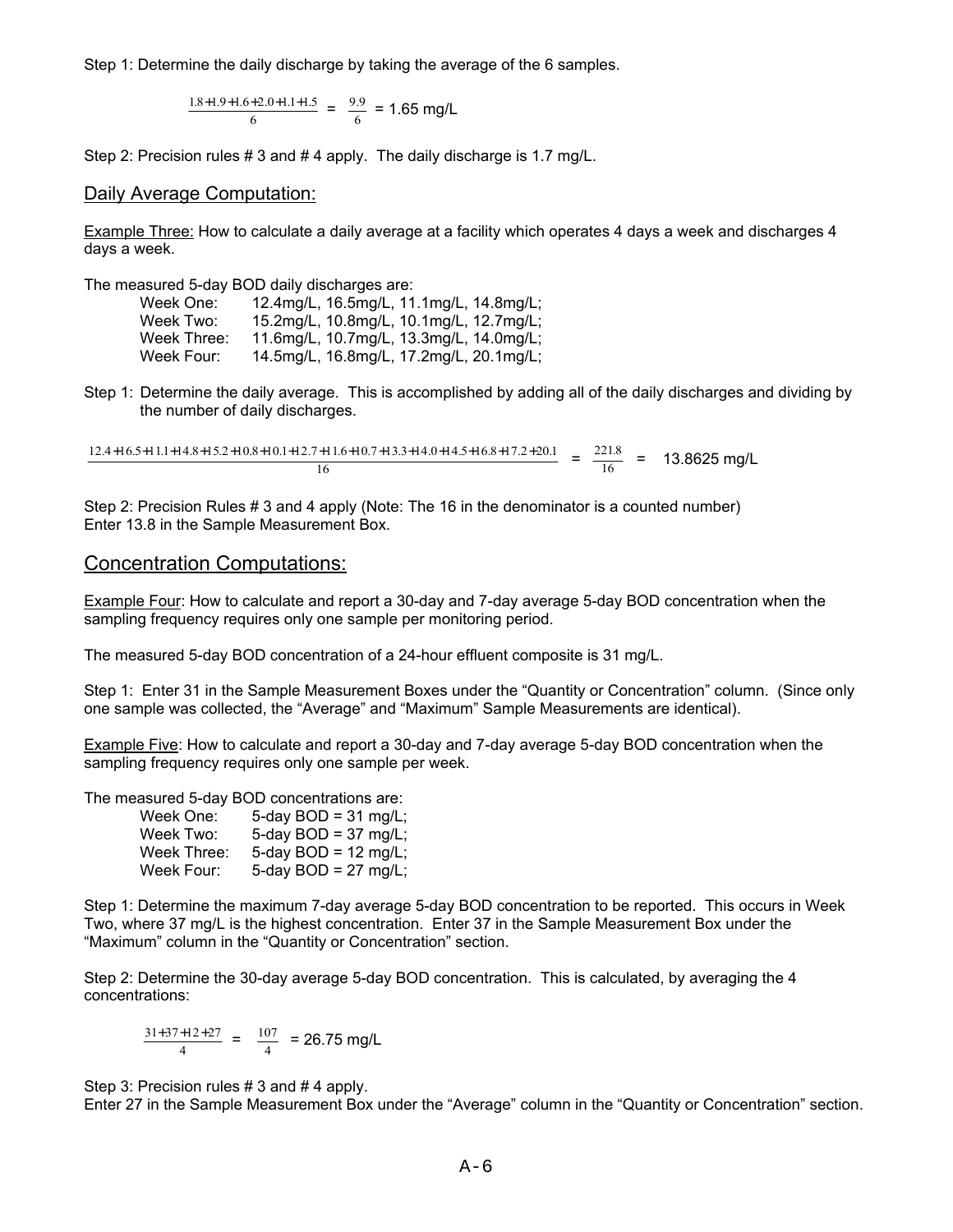Step 1: Determine the daily discharge by taking the average of the 6 samples.

$$\frac{1.8+1.9+1.6+2.0+1.1+1.5}{6} = \frac{9.9}{6} = 1.65 \text{ mg/L}$$

Step 2: Precision rules # 3 and # 4 apply. The daily discharge is 1.7 mg/L.

## Daily Average Computation:

Example Three: How to calculate a daily average at a facility which operates 4 days a week and discharges 4 days a week.

The measured 5-day BOD daily discharges are:

| | |
|---|---|
| Week One: | 12.4mg/L, 16.5mg/L, 11.1mg/L, 14.8mg/L; |
| Week Two: | 15.2mg/L, 10.8mg/L, 10.1mg/L, 12.7mg/L; |
| Week Three: | 11.6mg/L, 10.7mg/L, 13.3mg/L, 14.0mg/L; |
| Week Four: | 14.5mg/L, 16.8mg/L, 17.2mg/L, 20.1mg/L; |

Step 1: Determine the daily average. This is accomplished by adding all of the daily discharges and dividing by the number of daily discharges.

$$\frac{12.4+16.5+11.1+14.8+15.2+10.8+10.1+12.7+11.6+10.7+13.3+14.0+14.5+16.8+17.2+20.1}{16} = \frac{221.8}{16} = 13.8625 \text{ mg/L}$$

Step 2: Precision Rules # 3 and 4 apply (Note: The 16 in the denominator is a counted number)
Enter 13.8 in the Sample Measurement Box.

## Concentration Computations:

Example Four: How to calculate and report a 30-day and 7-day average 5-day BOD concentration when the sampling frequency requires only one sample per monitoring period.

The measured 5-day BOD concentration of a 24-hour effluent composite is 31 mg/L.

Step 1: Enter 31 in the Sample Measurement Boxes under the "Quantity or Concentration" column. (Since only one sample was collected, the "Average" and "Maximum" Sample Measurements are identical).

Example Five: How to calculate and report a 30-day and 7-day average 5-day BOD concentration when the sampling frequency requires only one sample per week.

The measured 5-day BOD concentrations are:

| | |
|---|---|
| Week One: | 5-day BOD = 31 mg/L; |
| Week Two: | 5-day BOD = 37 mg/L; |
| Week Three: | 5-day BOD = 12 mg/L; |
| Week Four: | 5-day BOD = 27 mg/L; |

Step 1: Determine the maximum 7-day average 5-day BOD concentration to be reported. This occurs in Week Two, where 37 mg/L is the highest concentration. Enter 37 in the Sample Measurement Box under the "Maximum" column in the "Quantity or Concentration" section.

Step 2: Determine the 30-day average 5-day BOD concentration. This is calculated, by averaging the 4 concentrations:

$$\frac{31+37+12+27}{4} = \frac{107}{4} = 26.75 \text{ mg/L}$$

Step 3: Precision rules # 3 and # 4 apply.
Enter 27 in the Sample Measurement Box under the "Average" column in the "Quantity or Concentration" section.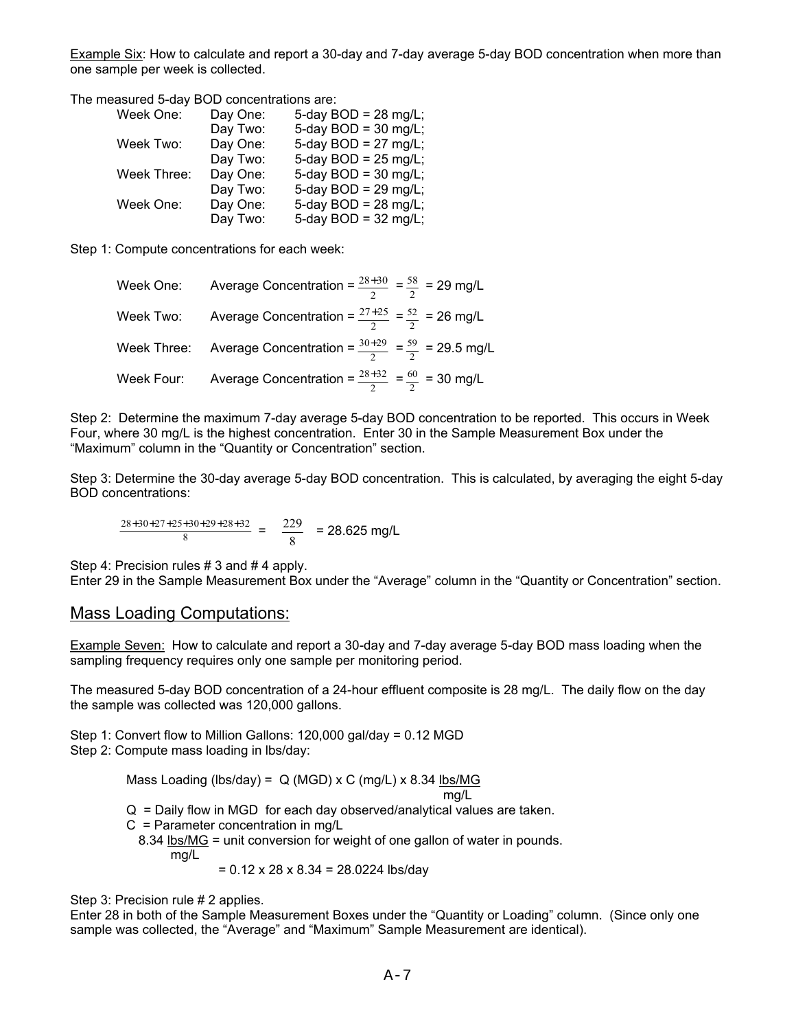Example Six: How to calculate and report a 30-day and 7-day average 5-day BOD concentration when more than one sample per week is collected.

The measured 5-day BOD concentrations are:

| | | |
|---|---|---|
| Week One: | Day One: | 5-day BOD = 28 mg/L; |
| | Day Two: | 5-day BOD = 30 mg/L; |
| Week Two: | Day One: | 5-day BOD = 27 mg/L; |
| | Day Two: | 5-day BOD = 25 mg/L; |
| Week Three: | Day One: | 5-day BOD = 30 mg/L; |
| | Day Two: | 5-day BOD = 29 mg/L; |
| Week One: | Day One: | 5-day BOD = 28 mg/L; |
| | Day Two: | 5-day BOD = 32 mg/L; |

Step 1: Compute concentrations for each week:

Week One: Average Concentration = $\frac{28+30}{2} = \frac{58}{2}$ = 29 mg/L

Week Two: Average Concentration = $\frac{27+25}{2} = \frac{52}{2}$ = 26 mg/L

Week Three: Average Concentration = $\frac{30+29}{2} = \frac{59}{2}$ = 29.5 mg/L

Week Four: Average Concentration = $\frac{28+32}{2} = \frac{60}{2}$ = 30 mg/L

Step 2: Determine the maximum 7-day average 5-day BOD concentration to be reported. This occurs in Week Four, where 30 mg/L is the highest concentration. Enter 30 in the Sample Measurement Box under the "Maximum" column in the "Quantity or Concentration" section.

Step 3: Determine the 30-day average 5-day BOD concentration. This is calculated, by averaging the eight 5-day BOD concentrations:

$$\frac{28+30+27+25+30+29+28+32}{8} = \frac{229}{8} = 28.625 \text{ mg/L}$$

Step 4: Precision rules # 3 and # 4 apply.
Enter 29 in the Sample Measurement Box under the "Average" column in the "Quantity or Concentration" section.

## Mass Loading Computations:

Example Seven: How to calculate and report a 30-day and 7-day average 5-day BOD mass loading when the sampling frequency requires only one sample per monitoring period.

The measured 5-day BOD concentration of a 24-hour effluent composite is 28 mg/L. The daily flow on the day the sample was collected was 120,000 gallons.

Step 1: Convert flow to Million Gallons: 120,000 gal/day = 0.12 MGD
Step 2: Compute mass loading in lbs/day:

$$\text{Mass Loading (lbs/day)} = Q\text{ (MGD)} \times C\text{ (mg/L)} \times 8.34 \frac{\text{lbs/MG}}{\text{mg/L}}$$

Q = Daily flow in MGD for each day observed/analytical values are taken.
C = Parameter concentration in mg/L
$8.34 \frac{\text{lbs/MG}}{\text{mg/L}}$ = unit conversion for weight of one gallon of water in pounds.

$$= 0.12 \times 28 \times 8.34 = 28.0224 \text{ lbs/day}$$

Step 3: Precision rule # 2 applies.
Enter 28 in both of the Sample Measurement Boxes under the "Quantity or Loading" column. (Since only one sample was collected, the "Average" and "Maximum" Sample Measurement are identical).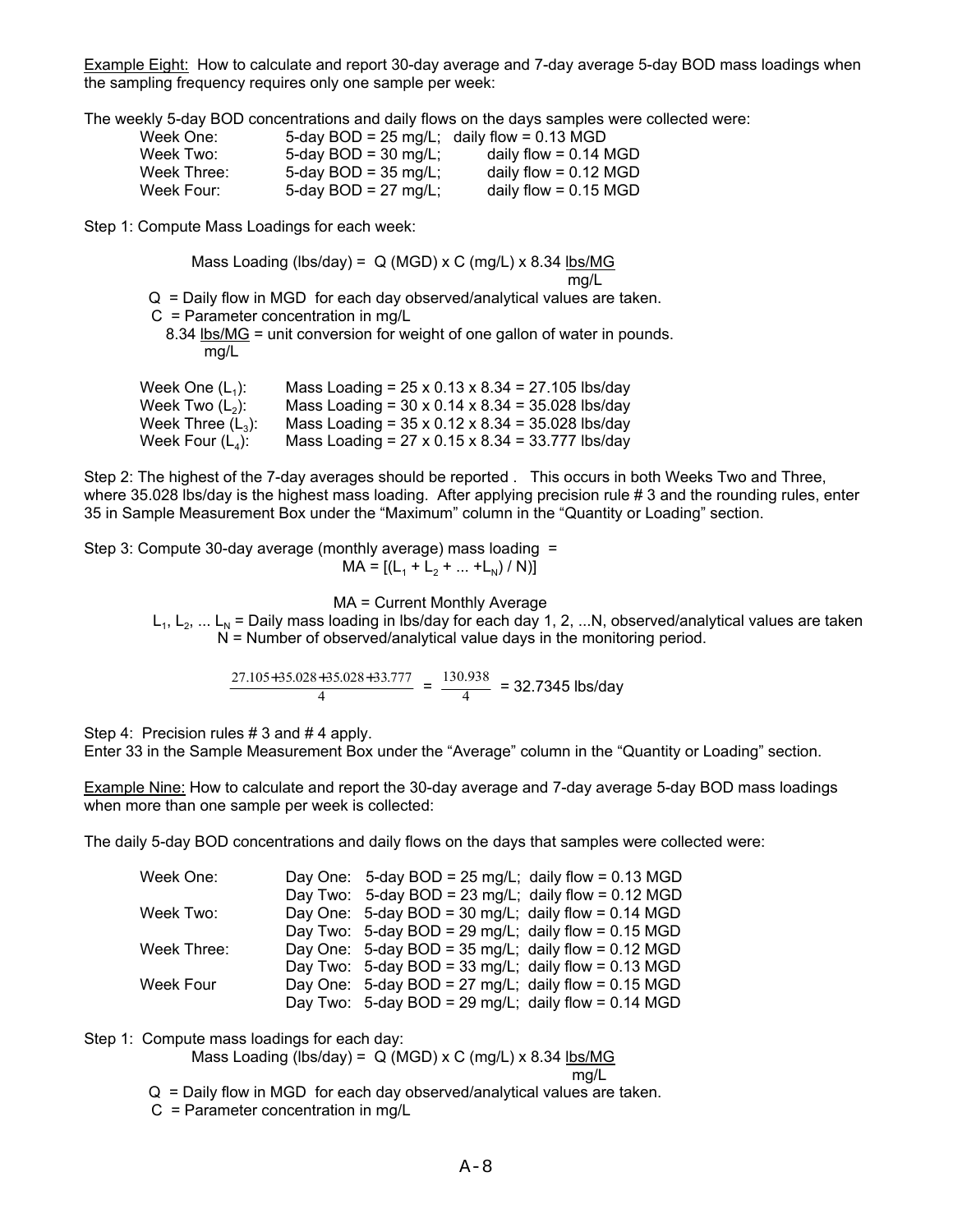Example Eight: How to calculate and report 30-day average and 7-day average 5-day BOD mass loadings when the sampling frequency requires only one sample per week:

The weekly 5-day BOD concentrations and daily flows on the days samples were collected were:

| | | |
|---|---|---|
| Week One: | 5-day BOD = 25 mg/L; | daily flow = 0.13 MGD |
| Week Two: | 5-day BOD = 30 mg/L; | daily flow = 0.14 MGD |
| Week Three: | 5-day BOD = 35 mg/L; | daily flow = 0.12 MGD |
| Week Four: | 5-day BOD = 27 mg/L; | daily flow = 0.15 MGD |

Step 1: Compute Mass Loadings for each week:

$$\text{Mass Loading (lbs/day)} = Q\text{ (MGD)} \times C\text{ (mg/L)} \times 8.34\ \frac{\text{lbs/MG}}{\text{mg/L}}$$

$Q$ = Daily flow in MGD for each day observed/analytical values are taken.
$C$ = Parameter concentration in mg/L
$8.34\ \frac{\text{lbs/MG}}{\text{mg/L}}$ = unit conversion for weight of one gallon of water in pounds.

Week One ($L_1$): Mass Loading = 25 x 0.13 x 8.34 = 27.105 lbs/day
Week Two ($L_2$): Mass Loading = 30 x 0.14 x 8.34 = 35.028 lbs/day
Week Three ($L_3$): Mass Loading = 35 x 0.12 x 8.34 = 35.028 lbs/day
Week Four ($L_4$): Mass Loading = 27 x 0.15 x 8.34 = 33.777 lbs/day

Step 2: The highest of the 7-day averages should be reported . This occurs in both Weeks Two and Three, where 35.028 lbs/day is the highest mass loading. After applying precision rule # 3 and the rounding rules, enter 35 in Sample Measurement Box under the "Maximum" column in the "Quantity or Loading" section.

Step 3: Compute 30-day average (monthly average) mass loading =

$$MA = [(L_1 + L_2 + \ldots + L_N) / N)]$$

MA = Current Monthly Average
$L_1, L_2, \ldots L_N$ = Daily mass loading in lbs/day for each day 1, 2, ...N, observed/analytical values are taken
N = Number of observed/analytical value days in the monitoring period.

$$\frac{27.105+35.028+35.028+33.777}{4} = \frac{130.938}{4} = 32.7345 \text{ lbs/day}$$

Step 4: Precision rules # 3 and # 4 apply.
Enter 33 in the Sample Measurement Box under the "Average" column in the "Quantity or Loading" section.

Example Nine: How to calculate and report the 30-day average and 7-day average 5-day BOD mass loadings when more than one sample per week is collected:

The daily 5-day BOD concentrations and daily flows on the days that samples were collected were:

| | | | |
|---|---|---|---|
| Week One: | Day One: | 5-day BOD = 25 mg/L; | daily flow = 0.13 MGD |
| | Day Two: | 5-day BOD = 23 mg/L; | daily flow = 0.12 MGD |
| Week Two: | Day One: | 5-day BOD = 30 mg/L; | daily flow = 0.14 MGD |
| | Day Two: | 5-day BOD = 29 mg/L; | daily flow = 0.15 MGD |
| Week Three: | Day One: | 5-day BOD = 35 mg/L; | daily flow = 0.12 MGD |
| | Day Two: | 5-day BOD = 33 mg/L; | daily flow = 0.13 MGD |
| Week Four | Day One: | 5-day BOD = 27 mg/L; | daily flow = 0.15 MGD |
| | Day Two: | 5-day BOD = 29 mg/L; | daily flow = 0.14 MGD |

Step 1: Compute mass loadings for each day:

$$\text{Mass Loading (lbs/day)} = Q\text{ (MGD)} \times C\text{ (mg/L)} \times 8.34\ \frac{\text{lbs/MG}}{\text{mg/L}}$$

$Q$ = Daily flow in MGD for each day observed/analytical values are taken.
$C$ = Parameter concentration in mg/L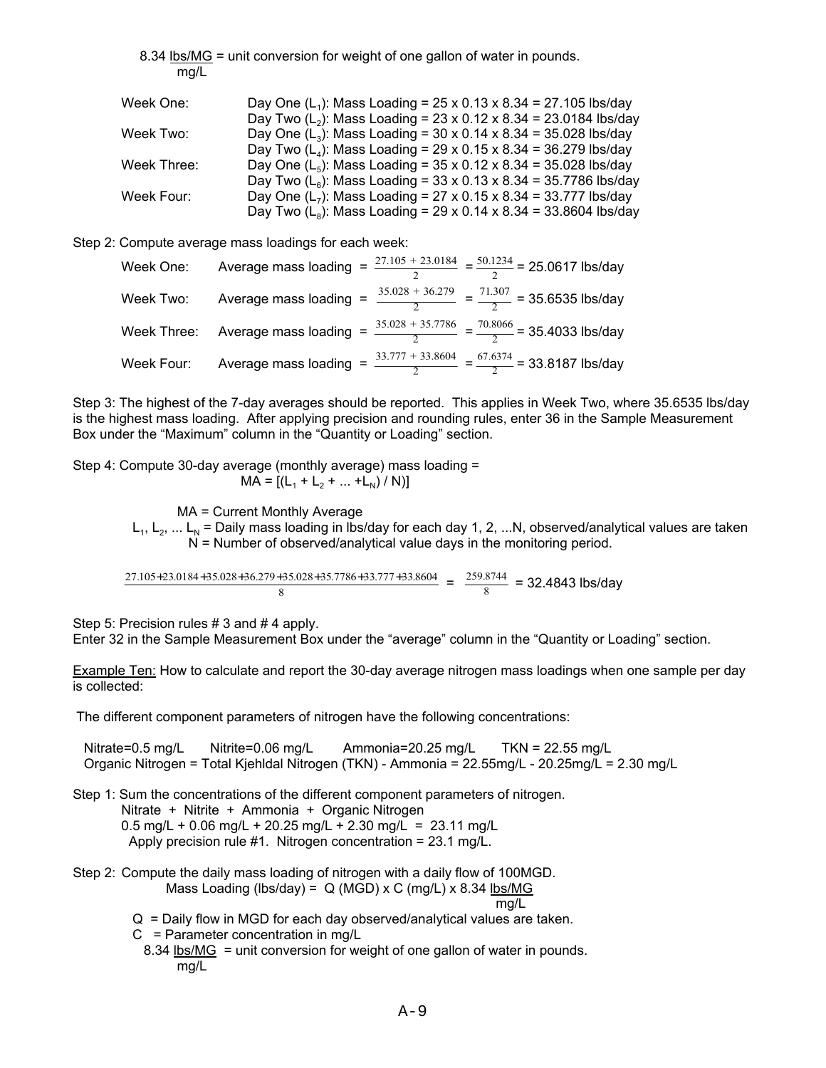$8.34 \frac{\text{lbs/MG}}{\text{mg/L}}$ = unit conversion for weight of one gallon of water in pounds.

| | |
|---|---|
| Week One: | Day One ($L_1$): Mass Loading = 25 x 0.13 x 8.34 = 27.105 lbs/day |
| | Day Two ($L_2$): Mass Loading = 23 x 0.12 x 8.34 = 23.0184 lbs/day |
| Week Two: | Day One ($L_3$): Mass Loading = 30 x 0.14 x 8.34 = 35.028 lbs/day |
| | Day Two ($L_4$): Mass Loading = 29 x 0.15 x 8.34 = 36.279 lbs/day |
| Week Three: | Day One ($L_5$): Mass Loading = 35 x 0.12 x 8.34 = 35.028 lbs/day |
| | Day Two ($L_6$): Mass Loading = 33 x 0.13 x 8.34 = 35.7786 lbs/day |
| Week Four: | Day One ($L_7$): Mass Loading = 27 x 0.15 x 8.34 = 33.777 lbs/day |
| | Day Two ($L_8$): Mass Loading = 29 x 0.14 x 8.34 = 33.8604 lbs/day |

Step 2: Compute average mass loadings for each week:

Week One: Average mass loading $= \frac{27.105 + 23.0184}{2} = \frac{50.1234}{2}$ = 25.0617 lbs/day

Week Two: Average mass loading $= \frac{35.028 + 36.279}{2} = \frac{71.307}{2}$ = 35.6535 lbs/day

Week Three: Average mass loading $= \frac{35.028 + 35.7786}{2} = \frac{70.8066}{2}$ = 35.4033 lbs/day

Week Four: Average mass loading $= \frac{33.777 + 33.8604}{2} = \frac{67.6374}{2}$ = 33.8187 lbs/day

Step 3: The highest of the 7-day averages should be reported. This applies in Week Two, where 35.6535 lbs/day is the highest mass loading. After applying precision and rounding rules, enter 36 in the Sample Measurement Box under the "Maximum" column in the "Quantity or Loading" section.

Step 4: Compute 30-day average (monthly average) mass loading =

$$MA = [(L_1 + L_2 + ... + L_N) / N)]$$

MA = Current Monthly Average

$L_1, L_2, ... L_N$ = Daily mass loading in lbs/day for each day 1, 2, ...N, observed/analytical values are taken

N = Number of observed/analytical value days in the monitoring period.

$$\frac{27.105+23.0184+35.028+36.279+35.028+35.7786+33.777+33.8604}{8} = \frac{259.8744}{8} = 32.4843 \text{ lbs/day}$$

Step 5: Precision rules # 3 and # 4 apply.
Enter 32 in the Sample Measurement Box under the "average" column in the "Quantity or Loading" section.

<u>Example Ten:</u> How to calculate and report the 30-day average nitrogen mass loadings when one sample per day is collected:

The different component parameters of nitrogen have the following concentrations:

Nitrate=0.5 mg/L  Nitrite=0.06 mg/L  Ammonia=20.25 mg/L  TKN = 22.55 mg/L
Organic Nitrogen = Total Kjehldal Nitrogen (TKN) - Ammonia = 22.55mg/L - 20.25mg/L = 2.30 mg/L

Step 1: Sum the concentrations of the different component parameters of nitrogen.
Nitrate + Nitrite + Ammonia + Organic Nitrogen
0.5 mg/L + 0.06 mg/L + 20.25 mg/L + 2.30 mg/L = 23.11 mg/L
Apply precision rule #1. Nitrogen concentration = 23.1 mg/L.

Step 2: Compute the daily mass loading of nitrogen with a daily flow of 100MGD.

$$\text{Mass Loading (lbs/day)} = Q \text{ (MGD)} \times C \text{ (mg/L)} \times 8.34 \frac{\text{lbs/MG}}{\text{mg/L}}$$

Q = Daily flow in MGD for each day observed/analytical values are taken.
C = Parameter concentration in mg/L
$8.34 \frac{\text{lbs/MG}}{\text{mg/L}}$ = unit conversion for weight of one gallon of water in pounds.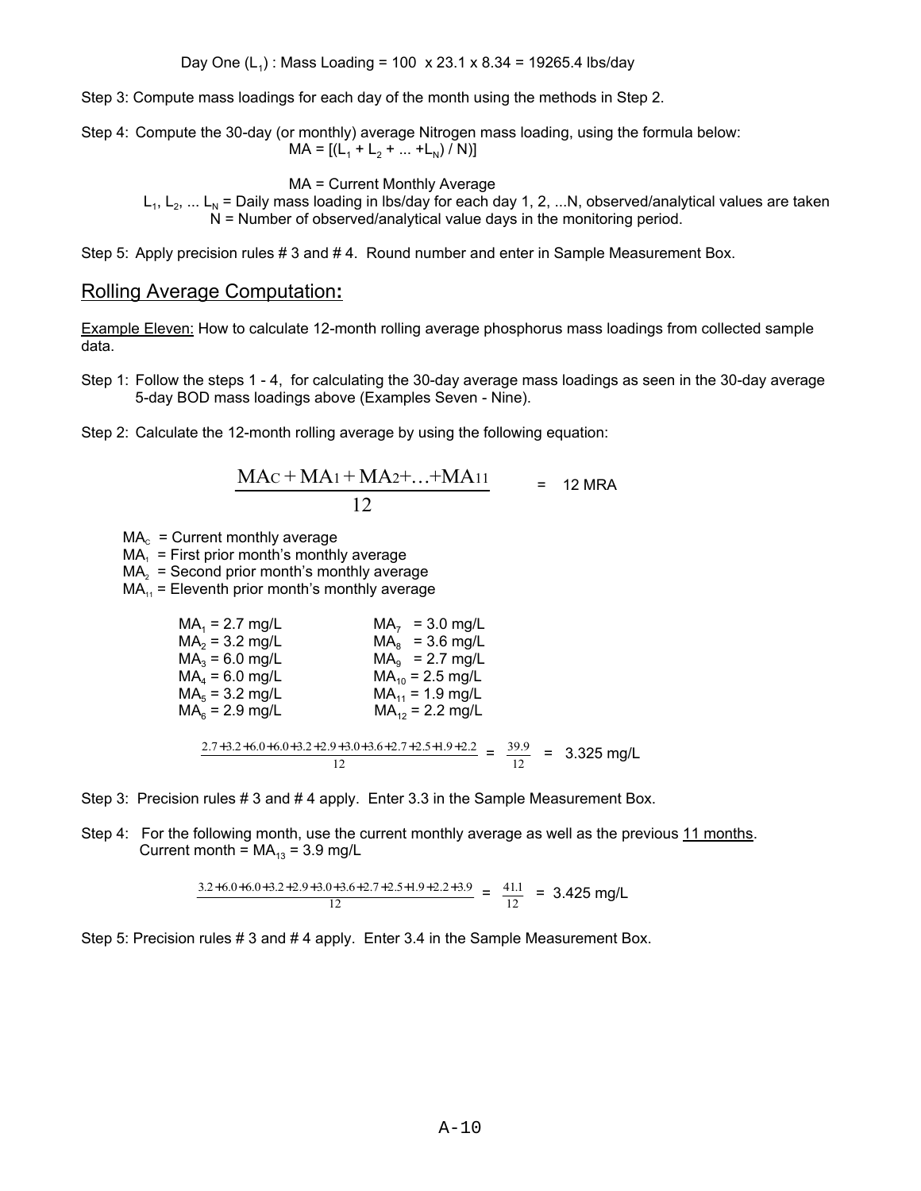Day One ($L_1$) : Mass Loading = 100 x 23.1 x 8.34 = 19265.4 lbs/day

Step 3: Compute mass loadings for each day of the month using the methods in Step 2.

Step 4: Compute the 30-day (or monthly) average Nitrogen mass loading, using the formula below:

$$MA = [(L_1 + L_2 + ... + L_N) / N)]$$

MA = Current Monthly Average

$L_1, L_2, ... L_N$ = Daily mass loading in lbs/day for each day 1, 2, ...N, observed/analytical values are taken

N = Number of observed/analytical value days in the monitoring period.

Step 5: Apply precision rules # 3 and # 4. Round number and enter in Sample Measurement Box.

## Rolling Average Computation:

Example Eleven: How to calculate 12-month rolling average phosphorus mass loadings from collected sample data.

Step 1: Follow the steps 1 - 4, for calculating the 30-day average mass loadings as seen in the 30-day average 5-day BOD mass loadings above (Examples Seven - Nine).

Step 2: Calculate the 12-month rolling average by using the following equation:

$$\frac{MA_C + MA_1 + MA_2 + \ldots + MA_{11}}{12} = 12\ MRA$$

$MA_c$ = Current monthly average

$MA_1$ = First prior month's monthly average

$MA_2$ = Second prior month's monthly average

$MA_{11}$ = Eleventh prior month's monthly average

| | |
|---|---|
| $MA_1$ = 2.7 mg/L | $MA_7$ = 3.0 mg/L |
| $MA_2$ = 3.2 mg/L | $MA_8$ = 3.6 mg/L |
| $MA_3$ = 6.0 mg/L | $MA_9$ = 2.7 mg/L |
| $MA_4$ = 6.0 mg/L | $MA_{10}$ = 2.5 mg/L |
| $MA_5$ = 3.2 mg/L | $MA_{11}$ = 1.9 mg/L |
| $MA_6$ = 2.9 mg/L | $MA_{12}$ = 2.2 mg/L |

$$\frac{2.7+3.2+6.0+6.0+3.2+2.9+3.0+3.6+2.7+2.5+1.9+2.2}{12} = \frac{39.9}{12} = 3.325 \text{ mg/L}$$

Step 3: Precision rules # 3 and # 4 apply. Enter 3.3 in the Sample Measurement Box.

Step 4: For the following month, use the current monthly average as well as the previous 11 months.
Current month = $MA_{13}$ = 3.9 mg/L

$$\frac{3.2+6.0+6.0+3.2+2.9+3.0+3.6+2.7+2.5+1.9+2.2+3.9}{12} = \frac{41.1}{12} = 3.425 \text{ mg/L}$$

Step 5: Precision rules # 3 and # 4 apply. Enter 3.4 in the Sample Measurement Box.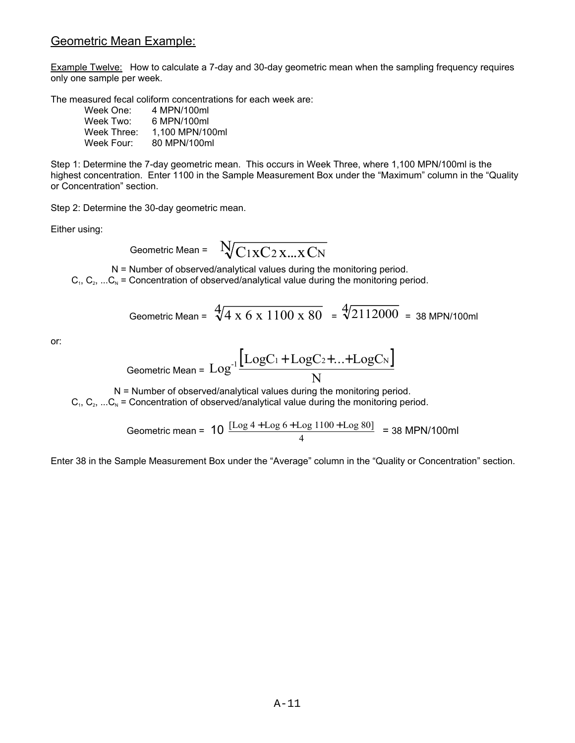## Geometric Mean Example:

Example Twelve: How to calculate a 7-day and 30-day geometric mean when the sampling frequency requires only one sample per week.

The measured fecal coliform concentrations for each week are:

- Week One: 4 MPN/100ml
- Week Two: 6 MPN/100ml
- Week Three: 1,100 MPN/100ml
- Week Four: 80 MPN/100ml

Step 1: Determine the 7-day geometric mean. This occurs in Week Three, where 1,100 MPN/100ml is the highest concentration. Enter 1100 in the Sample Measurement Box under the "Maximum" column in the "Quality or Concentration" section.

Step 2: Determine the 30-day geometric mean.

Either using:

$$\text{Geometric Mean} = \sqrt[N]{C_1 \text{x} C_2 \text{ x} ... \text{x } C_N}$$

N = Number of observed/analytical values during the monitoring period.
$C_1$, $C_2$, ...$C_N$ = Concentration of observed/analytical value during the monitoring period.

$$\text{Geometric Mean} = \sqrt[4]{4 \text{ x } 6 \text{ x } 1100 \text{ x } 80} = \sqrt[4]{2112000} = 38 \text{ MPN/100ml}$$

or:

$$\text{Geometric Mean} = \text{Log}^{-1} \frac{[\text{Log}C_1 + \text{Log}C_2 + ... + \text{Log}C_N]}{N}$$

N = Number of observed/analytical values during the monitoring period.
$C_1$, $C_2$, ...$C_N$ = Concentration of observed/analytical value during the monitoring period.

$$\text{Geometric mean} = 10 \ \frac{[\text{Log } 4 + \text{Log } 6 + \text{Log } 1100 + \text{Log } 80]}{4} = 38 \text{ MPN/100ml}$$

Enter 38 in the Sample Measurement Box under the "Average" column in the "Quality or Concentration" section.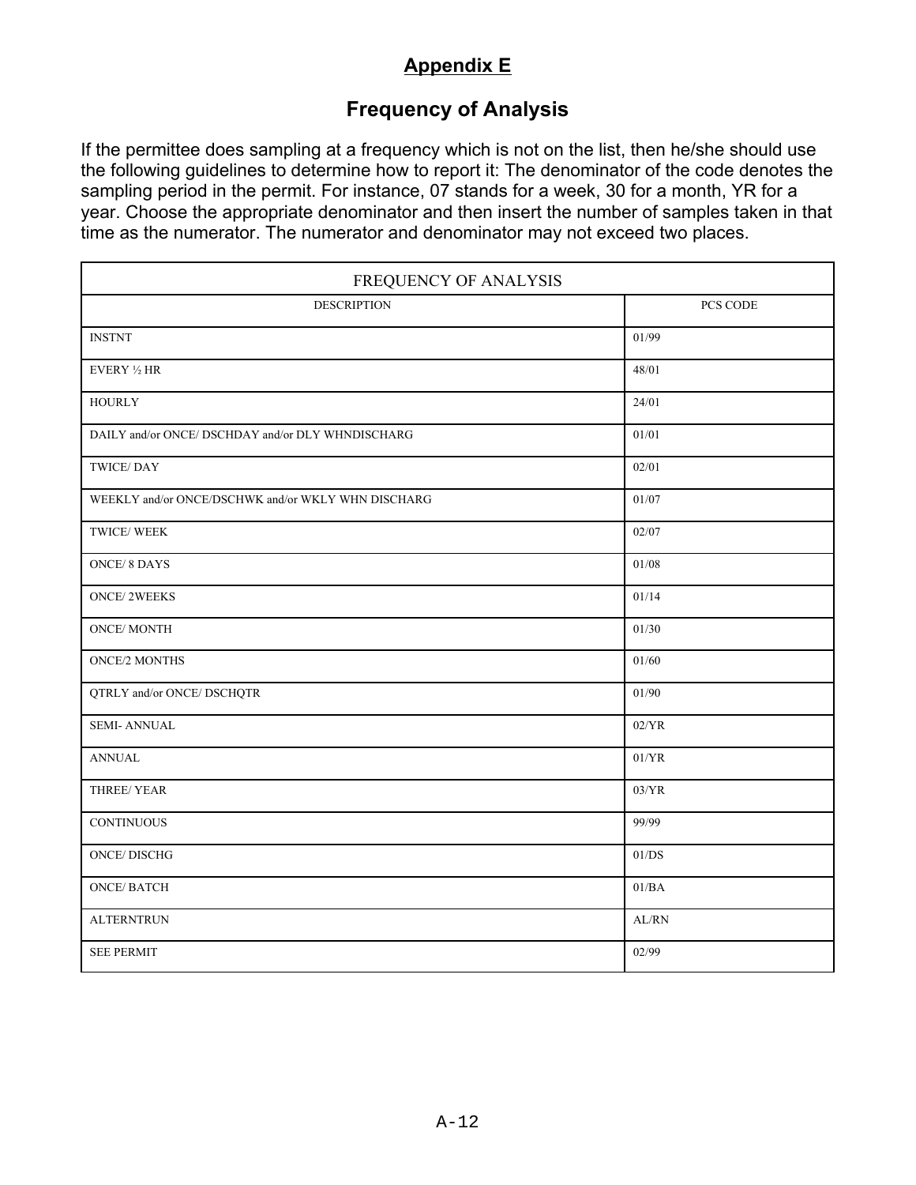## Appendix E

# Frequency of Analysis

If the permittee does sampling at a frequency which is not on the list, then he/she should use the following guidelines to determine how to report it: The denominator of the code denotes the sampling period in the permit. For instance, 07 stands for a week, 30 for a month, YR for a year. Choose the appropriate denominator and then insert the number of samples taken in that time as the numerator. The numerator and denominator may not exceed two places.

| FREQUENCY OF ANALYSIS | |
|---|---|
| DESCRIPTION | PCS CODE |
| INSTNT | 01/99 |
| EVERY ½ HR | 48/01 |
| HOURLY | 24/01 |
| DAILY and/or ONCE/ DSCHDAY and/or DLY WHNDISCHARG | 01/01 |
| TWICE/ DAY | 02/01 |
| WEEKLY and/or ONCE/DSCHWK and/or WKLY WHN DISCHARG | 01/07 |
| TWICE/ WEEK | 02/07 |
| ONCE/ 8 DAYS | 01/08 |
| ONCE/ 2WEEKS | 01/14 |
| ONCE/ MONTH | 01/30 |
| ONCE/2 MONTHS | 01/60 |
| QTRLY and/or ONCE/ DSCHQTR | 01/90 |
| SEMI- ANNUAL | 02/YR |
| ANNUAL | 01/YR |
| THREE/ YEAR | 03/YR |
| CONTINUOUS | 99/99 |
| ONCE/ DISCHG | 01/DS |
| ONCE/ BATCH | 01/BA |
| ALTERNTRUN | AL/RN |
| SEE PERMIT | 02/99 |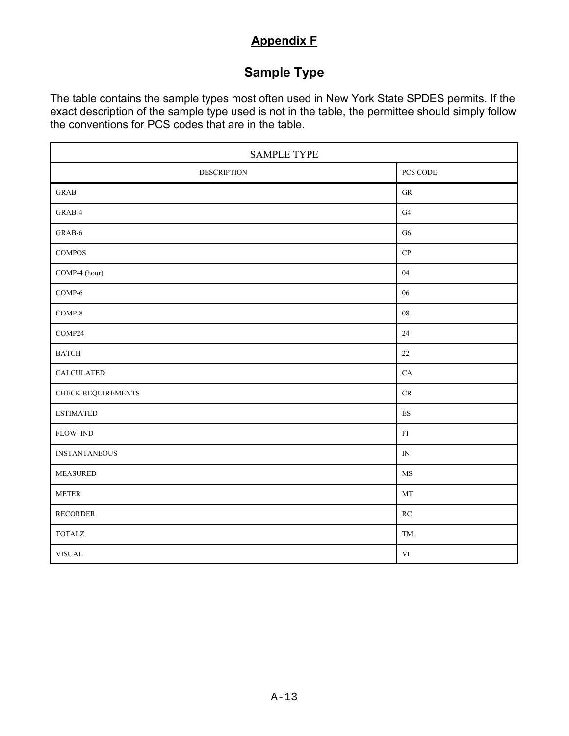# Appendix F

## Sample Type

The table contains the sample types most often used in New York State SPDES permits. If the exact description of the sample type used is not in the table, the permittee should simply follow the conventions for PCS codes that are in the table.

| SAMPLE TYPE | |
|---|---|
| DESCRIPTION | PCS CODE |
| GRAB | GR |
| GRAB-4 | G4 |
| GRAB-6 | G6 |
| COMPOS | CP |
| COMP-4 (hour) | 04 |
| COMP-6 | 06 |
| COMP-8 | 08 |
| COMP24 | 24 |
| BATCH | 22 |
| CALCULATED | CA |
| CHECK REQUIREMENTS | CR |
| ESTIMATED | ES |
| FLOW IND | FI |
| INSTANTANEOUS | IN |
| MEASURED | MS |
| METER | MT |
| RECORDER | RC |
| TOTALZ | TM |
| VISUAL | VI |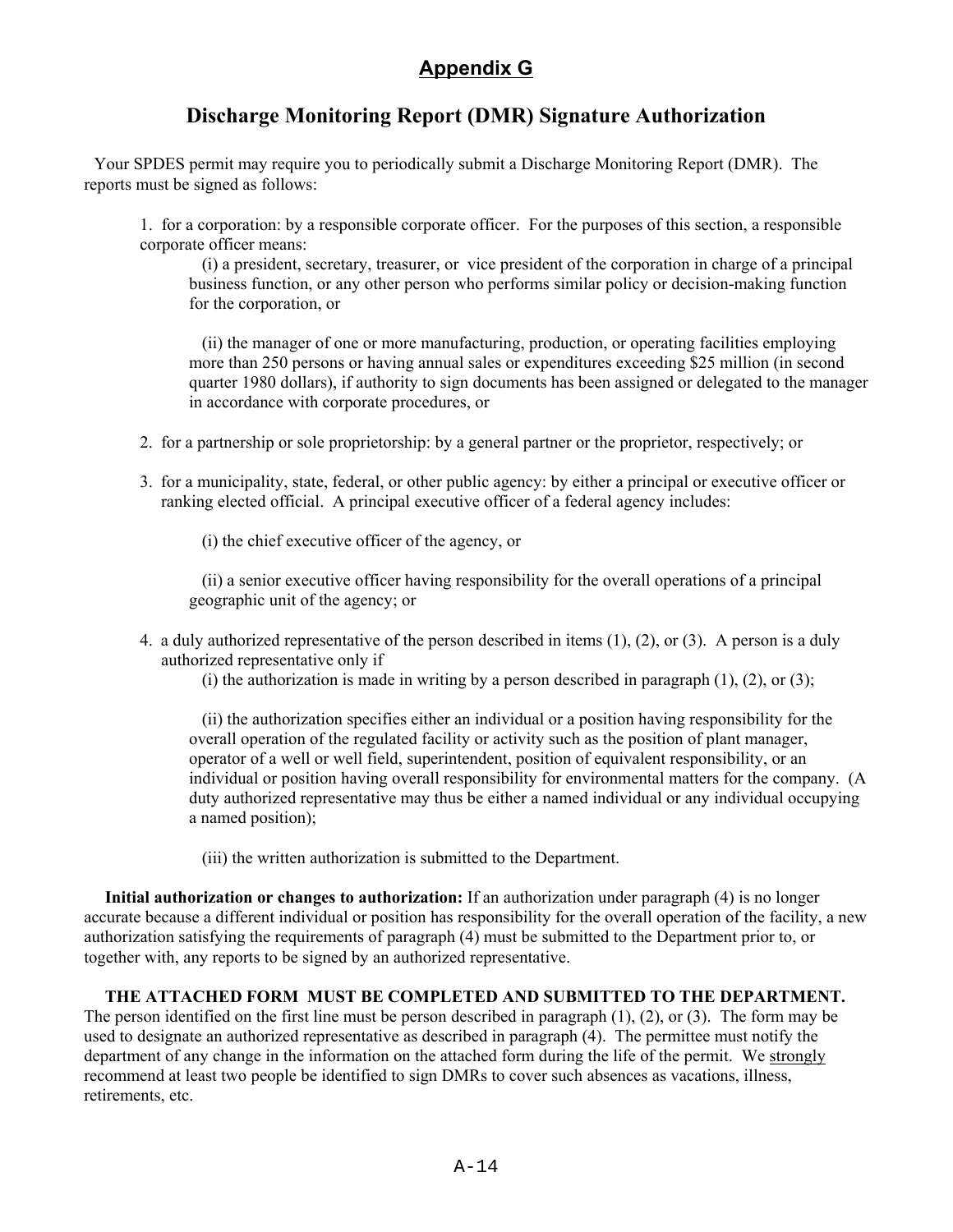# Appendix G

## Discharge Monitoring Report (DMR) Signature Authorization

Your SPDES permit may require you to periodically submit a Discharge Monitoring Report (DMR). The reports must be signed as follows:

1. for a corporation: by a responsible corporate officer. For the purposes of this section, a responsible corporate officer means:

   (i) a president, secretary, treasurer, or vice president of the corporation in charge of a principal business function, or any other person who performs similar policy or decision-making function for the corporation, or

   (ii) the manager of one or more manufacturing, production, or operating facilities employing more than 250 persons or having annual sales or expenditures exceeding $25 million (in second quarter 1980 dollars), if authority to sign documents has been assigned or delegated to the manager in accordance with corporate procedures, or

2. for a partnership or sole proprietorship: by a general partner or the proprietor, respectively; or

3. for a municipality, state, federal, or other public agency: by either a principal or executive officer or ranking elected official. A principal executive officer of a federal agency includes:

   (i) the chief executive officer of the agency, or

   (ii) a senior executive officer having responsibility for the overall operations of a principal geographic unit of the agency; or

4. a duly authorized representative of the person described in items (1), (2), or (3). A person is a duly authorized representative only if

   (i) the authorization is made in writing by a person described in paragraph (1), (2), or (3);

   (ii) the authorization specifies either an individual or a position having responsibility for the overall operation of the regulated facility or activity such as the position of plant manager, operator of a well or well field, superintendent, position of equivalent responsibility, or an individual or position having overall responsibility for environmental matters for the company. (A duty authorized representative may thus be either a named individual or any individual occupying a named position);

   (iii) the written authorization is submitted to the Department.

**Initial authorization or changes to authorization:** If an authorization under paragraph (4) is no longer accurate because a different individual or position has responsibility for the overall operation of the facility, a new authorization satisfying the requirements of paragraph (4) must be submitted to the Department prior to, or together with, any reports to be signed by an authorized representative.

**THE ATTACHED FORM MUST BE COMPLETED AND SUBMITTED TO THE DEPARTMENT.** The person identified on the first line must be person described in paragraph (1), (2), or (3). The form may be used to designate an authorized representative as described in paragraph (4). The permittee must notify the department of any change in the information on the attached form during the life of the permit. We strongly recommend at least two people be identified to sign DMRs to cover such absences as vacations, illness, retirements, etc.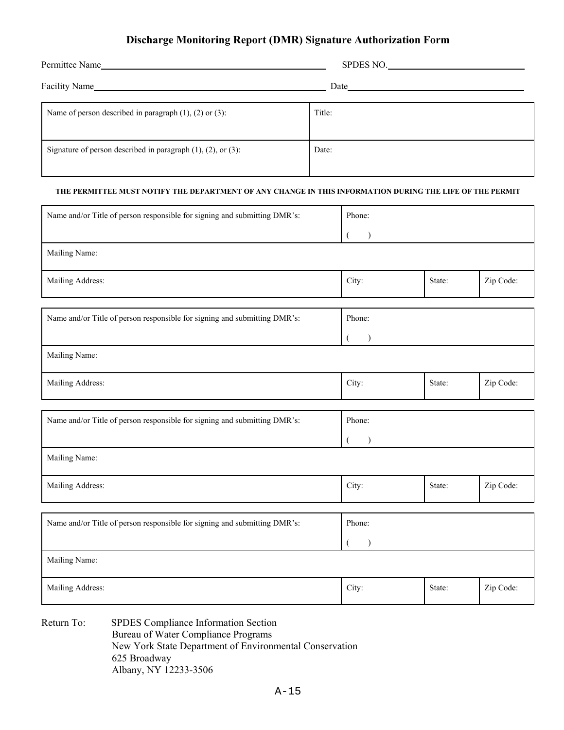# Discharge Monitoring Report (DMR) Signature Authorization Form

Permittee Name______________________________ SPDES NO.______________________

Facility Name______________________________ Date______________________

| Name of person described in paragraph (1), (2) or (3): | Title: |
|---|---|
| Signature of person described in paragraph (1), (2), or (3): | Date: |

**THE PERMITTEE MUST NOTIFY THE DEPARTMENT OF ANY CHANGE IN THIS INFORMATION DURING THE LIFE OF THE PERMIT**

| Name and/or Title of person responsible for signing and submitting DMR's: | Phone: ( ) | | |
|---|---|---|---|
| Mailing Name: | | | |
| Mailing Address: | City: | State: | Zip Code: |

| Name and/or Title of person responsible for signing and submitting DMR's: | Phone: ( ) | | |
|---|---|---|---|
| Mailing Name: | | | |
| Mailing Address: | City: | State: | Zip Code: |

| Name and/or Title of person responsible for signing and submitting DMR's: | Phone: ( ) | | |
|---|---|---|---|
| Mailing Name: | | | |
| Mailing Address: | City: | State: | Zip Code: |

| Name and/or Title of person responsible for signing and submitting DMR's: | Phone: ( ) | | |
|---|---|---|---|
| Mailing Name: | | | |
| Mailing Address: | City: | State: | Zip Code: |

Return To: SPDES Compliance Information Section
Bureau of Water Compliance Programs
New York State Department of Environmental Conservation
625 Broadway
Albany, NY 12233-3506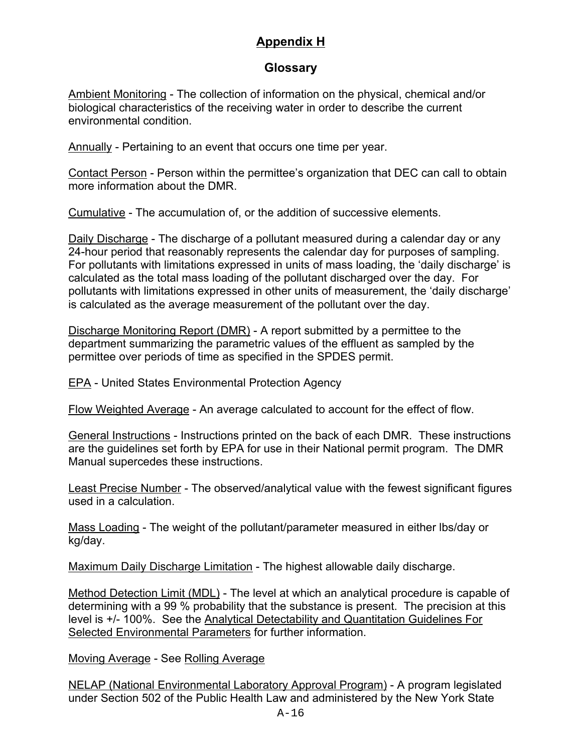# Appendix H

## Glossary

Ambient Monitoring - The collection of information on the physical, chemical and/or biological characteristics of the receiving water in order to describe the current environmental condition.

Annually - Pertaining to an event that occurs one time per year.

Contact Person - Person within the permittee's organization that DEC can call to obtain more information about the DMR.

Cumulative - The accumulation of, or the addition of successive elements.

Daily Discharge - The discharge of a pollutant measured during a calendar day or any 24-hour period that reasonably represents the calendar day for purposes of sampling. For pollutants with limitations expressed in units of mass loading, the 'daily discharge' is calculated as the total mass loading of the pollutant discharged over the day. For pollutants with limitations expressed in other units of measurement, the 'daily discharge' is calculated as the average measurement of the pollutant over the day.

Discharge Monitoring Report (DMR) - A report submitted by a permittee to the department summarizing the parametric values of the effluent as sampled by the permittee over periods of time as specified in the SPDES permit.

EPA - United States Environmental Protection Agency

Flow Weighted Average - An average calculated to account for the effect of flow.

General Instructions - Instructions printed on the back of each DMR. These instructions are the guidelines set forth by EPA for use in their National permit program. The DMR Manual supercedes these instructions.

Least Precise Number - The observed/analytical value with the fewest significant figures used in a calculation.

Mass Loading - The weight of the pollutant/parameter measured in either lbs/day or kg/day.

Maximum Daily Discharge Limitation - The highest allowable daily discharge.

Method Detection Limit (MDL) - The level at which an analytical procedure is capable of determining with a 99 % probability that the substance is present. The precision at this level is +/- 100%. See the Analytical Detectability and Quantitation Guidelines For Selected Environmental Parameters for further information.

Moving Average - See Rolling Average

NELAP (National Environmental Laboratory Approval Program) - A program legislated under Section 502 of the Public Health Law and administered by the New York State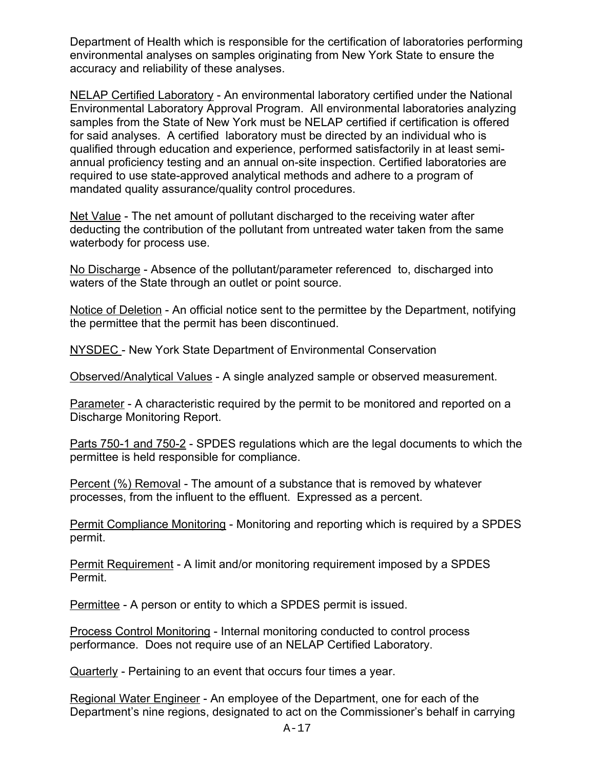Department of Health which is responsible for the certification of laboratories performing environmental analyses on samples originating from New York State to ensure the accuracy and reliability of these analyses.

NELAP Certified Laboratory - An environmental laboratory certified under the National Environmental Laboratory Approval Program. All environmental laboratories analyzing samples from the State of New York must be NELAP certified if certification is offered for said analyses. A certified laboratory must be directed by an individual who is qualified through education and experience, performed satisfactorily in at least semi-annual proficiency testing and an annual on-site inspection. Certified laboratories are required to use state-approved analytical methods and adhere to a program of mandated quality assurance/quality control procedures.

Net Value - The net amount of pollutant discharged to the receiving water after deducting the contribution of the pollutant from untreated water taken from the same waterbody for process use.

No Discharge - Absence of the pollutant/parameter referenced to, discharged into waters of the State through an outlet or point source.

Notice of Deletion - An official notice sent to the permittee by the Department, notifying the permittee that the permit has been discontinued.

NYSDEC - New York State Department of Environmental Conservation

Observed/Analytical Values - A single analyzed sample or observed measurement.

Parameter - A characteristic required by the permit to be monitored and reported on a Discharge Monitoring Report.

Parts 750-1 and 750-2 - SPDES regulations which are the legal documents to which the permittee is held responsible for compliance.

Percent (%) Removal - The amount of a substance that is removed by whatever processes, from the influent to the effluent. Expressed as a percent.

Permit Compliance Monitoring - Monitoring and reporting which is required by a SPDES permit.

Permit Requirement - A limit and/or monitoring requirement imposed by a SPDES Permit.

Permittee - A person or entity to which a SPDES permit is issued.

Process Control Monitoring - Internal monitoring conducted to control process performance. Does not require use of an NELAP Certified Laboratory.

Quarterly - Pertaining to an event that occurs four times a year.

Regional Water Engineer - An employee of the Department, one for each of the Department's nine regions, designated to act on the Commissioner's behalf in carrying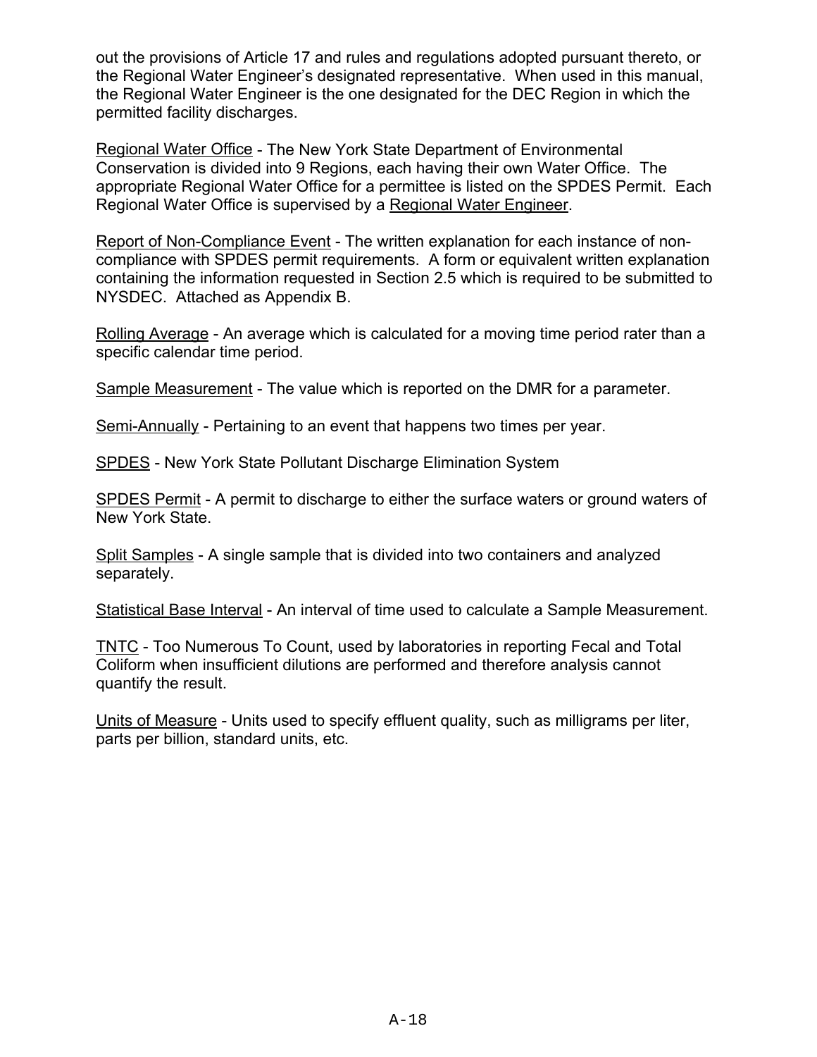out the provisions of Article 17 and rules and regulations adopted pursuant thereto, or the Regional Water Engineer's designated representative. When used in this manual, the Regional Water Engineer is the one designated for the DEC Region in which the permitted facility discharges.

<u>Regional Water Office</u> - The New York State Department of Environmental Conservation is divided into 9 Regions, each having their own Water Office. The appropriate Regional Water Office for a permittee is listed on the SPDES Permit. Each Regional Water Office is supervised by a <u>Regional Water Engineer</u>.

<u>Report of Non-Compliance Event</u> - The written explanation for each instance of non-compliance with SPDES permit requirements. A form or equivalent written explanation containing the information requested in Section 2.5 which is required to be submitted to NYSDEC. Attached as Appendix B.

<u>Rolling Average</u> - An average which is calculated for a moving time period rater than a specific calendar time period.

<u>Sample Measurement</u> - The value which is reported on the DMR for a parameter.

<u>Semi-Annually</u> - Pertaining to an event that happens two times per year.

<u>SPDES</u> - New York State Pollutant Discharge Elimination System

<u>SPDES Permit</u> - A permit to discharge to either the surface waters or ground waters of New York State.

<u>Split Samples</u> - A single sample that is divided into two containers and analyzed separately.

<u>Statistical Base Interval</u> - An interval of time used to calculate a Sample Measurement.

<u>TNTC</u> - Too Numerous To Count, used by laboratories in reporting Fecal and Total Coliform when insufficient dilutions are performed and therefore analysis cannot quantify the result.

<u>Units of Measure</u> - Units used to specify effluent quality, such as milligrams per liter, parts per billion, standard units, etc.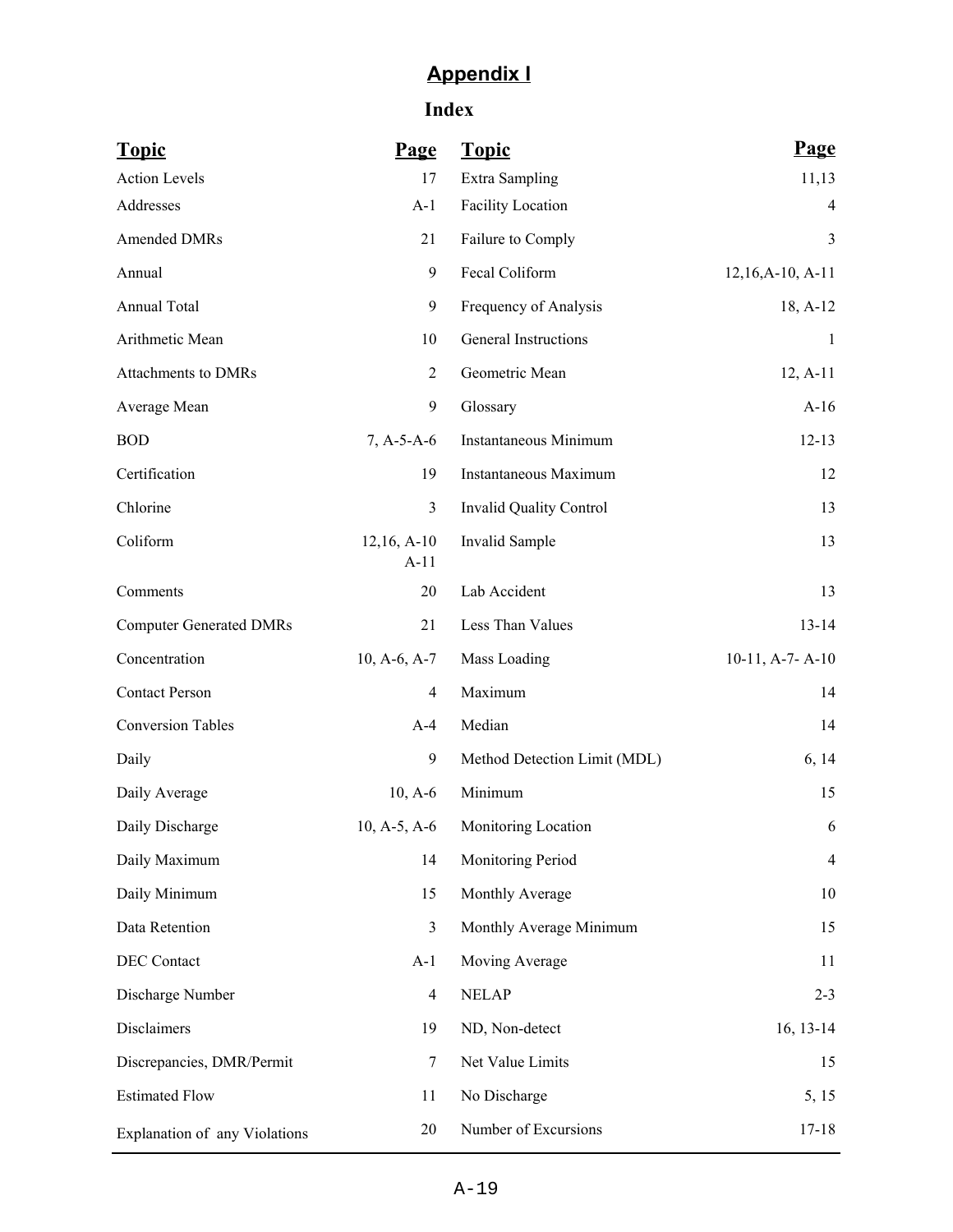# Appendix I

## Index

| Topic | Page | Topic | Page |
|---|---|---|---|
| Action Levels | 17 | Extra Sampling | 11,13 |
| Addresses | A-1 | Facility Location | 4 |
| Amended DMRs | 21 | Failure to Comply | 3 |
| Annual | 9 | Fecal Coliform | 12,16,A-10, A-11 |
| Annual Total | 9 | Frequency of Analysis | 18, A-12 |
| Arithmetic Mean | 10 | General Instructions | 1 |
| Attachments to DMRs | 2 | Geometric Mean | 12, A-11 |
| Average Mean | 9 | Glossary | A-16 |
| BOD | 7, A-5-A-6 | Instantaneous Minimum | 12-13 |
| Certification | 19 | Instantaneous Maximum | 12 |
| Chlorine | 3 | Invalid Quality Control | 13 |
| Coliform | 12,16, A-10 A-11 | Invalid Sample | 13 |
| Comments | 20 | Lab Accident | 13 |
| Computer Generated DMRs | 21 | Less Than Values | 13-14 |
| Concentration | 10, A-6, A-7 | Mass Loading | 10-11, A-7- A-10 |
| Contact Person | 4 | Maximum | 14 |
| Conversion Tables | A-4 | Median | 14 |
| Daily | 9 | Method Detection Limit (MDL) | 6, 14 |
| Daily Average | 10, A-6 | Minimum | 15 |
| Daily Discharge | 10, A-5, A-6 | Monitoring Location | 6 |
| Daily Maximum | 14 | Monitoring Period | 4 |
| Daily Minimum | 15 | Monthly Average | 10 |
| Data Retention | 3 | Monthly Average Minimum | 15 |
| DEC Contact | A-1 | Moving Average | 11 |
| Discharge Number | 4 | NELAP | 2-3 |
| Disclaimers | 19 | ND, Non-detect | 16, 13-14 |
| Discrepancies, DMR/Permit | 7 | Net Value Limits | 15 |
| Estimated Flow | 11 | No Discharge | 5, 15 |
| Explanation of any Violations | 20 | Number of Excursions | 17-18 |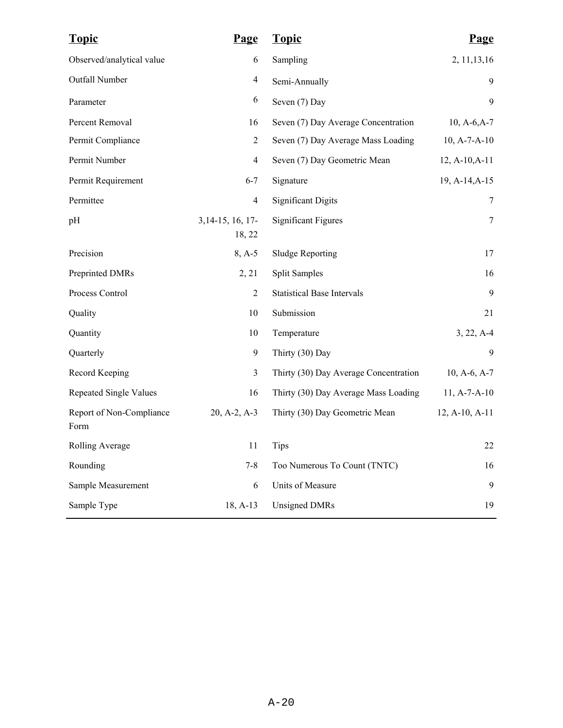| Topic | Page | Topic | Page |
|---|---|---|---|
| Observed/analytical value | 6 | Sampling | 2, 11,13,16 |
| Outfall Number | 4 | Semi-Annually | 9 |
| Parameter | 6 | Seven (7) Day | 9 |
| Percent Removal | 16 | Seven (7) Day Average Concentration | 10, A-6,A-7 |
| Permit Compliance | 2 | Seven (7) Day Average Mass Loading | 10, A-7-A-10 |
| Permit Number | 4 | Seven (7) Day Geometric Mean | 12, A-10,A-11 |
| Permit Requirement | 6-7 | Signature | 19, A-14,A-15 |
| Permittee | 4 | Significant Digits | 7 |
| pH | 3,14-15, 16, 17-18, 22 | Significant Figures | 7 |
| Precision | 8, A-5 | Sludge Reporting | 17 |
| Preprinted DMRs | 2, 21 | Split Samples | 16 |
| Process Control | 2 | Statistical Base Intervals | 9 |
| Quality | 10 | Submission | 21 |
| Quantity | 10 | Temperature | 3, 22, A-4 |
| Quarterly | 9 | Thirty (30) Day | 9 |
| Record Keeping | 3 | Thirty (30) Day Average Concentration | 10, A-6, A-7 |
| Repeated Single Values | 16 | Thirty (30) Day Average Mass Loading | 11, A-7-A-10 |
| Report of Non-Compliance Form | 20, A-2, A-3 | Thirty (30) Day Geometric Mean | 12, A-10, A-11 |
| Rolling Average | 11 | Tips | 22 |
| Rounding | 7-8 | Too Numerous To Count (TNTC) | 16 |
| Sample Measurement | 6 | Units of Measure | 9 |
| Sample Type | 18, A-13 | Unsigned DMRs | 19 |